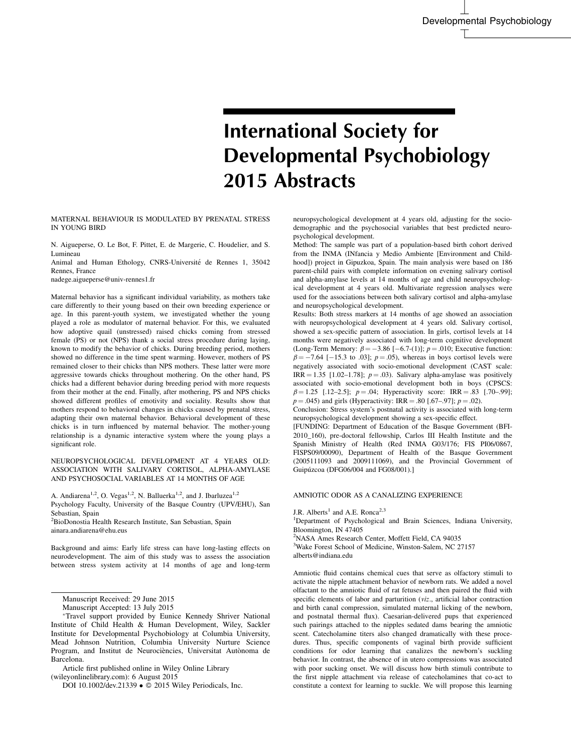# International Society for Developmental Psychobiology 2015 Abstracts

## MATERNAL BEHAVIOUR IS MODULATED BY PRENATAL STRESS IN YOUNG BIRD

N. Aigueperse, O. Le Bot, F. Pittet, E. de Margerie, C. Houdelier, and S. Lumineau

Animal and Human Ethology, CNRS-Université de Rennes 1, 35042 Rennes, France

nadege.aigueperse@univ-rennes1.fr

Maternal behavior has a significant individual variability, as mothers take care differently to their young based on their own breeding experience or age. In this parent-youth system, we investigated whether the young played a role as modulator of maternal behavior. For this, we evaluated how adoptive quail (unstressed) raised chicks coming from stressed female (PS) or not (NPS) thank a social stress procedure during laying, known to modify the behavior of chicks. During breeding period, mothers showed no difference in the time spent warming. However, mothers of PS remained closer to their chicks than NPS mothers. These latter were more aggressive towards chicks throughout mothering. On the other hand, PS chicks had a different behavior during breeding period with more requests from their mother at the end. Finally, after mothering, PS and NPS chicks showed different profiles of emotivity and sociality. Results show that mothers respond to behavioral changes in chicks caused by prenatal stress, adapting their own maternal behavior. Behavioral development of these chicks is in turn influenced by maternal behavior. The mother-young relationship is a dynamic interactive system where the young plays a significant role.

## NEUROPSYCHOLOGICAL DEVELOPMENT AT 4 YEARS OLD: ASSOCIATION WITH SALIVARY CORTISOL, ALPHA-AMYLASE AND PSYCHOSOCIAL VARIABLES AT 14 MONTHS OF AGE

A. Andiarena[1,2], O. Vegas[1,2], N. Balluerka[1,2], and J. Ibarluzea[1,2]

Psychology Faculty, University of the Basque Country (UPV/EHU), San Sebastian, Spain

[2]BioDonostia Health Research Institute, San Sebastian, Spain

ainara.andiarena@ehu.eus

Background and aims: Early life stress can have long-lasting effects on neurodevelopment. The aim of this study was to assess the association between stress system activity at 14 months of age and long-term neuropsychological development at 4 years old, adjusting for the socio-demographic and the psychosocial variables that best predicted neuropsychological development.

Method: The sample was part of a population-based birth cohort derived from the INMA (INfancia y Medio Ambiente [Environment and Childhood]) project in Gipuzkoa, Spain. The main analysis were based on 186 parent-child pairs with complete information on evening salivary cortisol and alpha-amylase levels at 14 months of age and child neuropsychological development at 4 years old. Multivariate regression analyses were used for the associations between both salivary cortisol and alpha-amylase and neuropsychological development.

Results: Both stress markers at 14 months of age showed an association with neuropsychological development at 4 years old. Salivary cortisol, showed a sex-specific pattern of association. In girls, cortisol levels at 14 months were negatively associated with long-term cognitive development (Long-Term Memory: $\beta = -3.86$ [−6.7-(1)]; $p = .010$; Executive function: $\beta = -7.64$ [−15.3 to .03]; $p = .05$), whereas in boys cortisol levels were negatively associated with socio-emotional development (CAST scale: IRR = 1.35 [1.02–1.78]; $p = .03$). Salivary alpha-amylase was positively associated with socio-emotional development both in boys (CPSCS: $\beta = 1.25$ [.12–2.5]; $p = .04$; Hyperactivity score: IRR = .83 [.70–.99]; $p = .045$) and girls (Hyperactivity: IRR = .80 [.67–.97]; $p = .02$).

Conclusion: Stress system's postnatal activity is associated with long-term neuropsychological development showing a sex-specific effect.

[FUNDING: Department of Education of the Basque Government (BFI-2010_160), pre-doctoral fellowship, Carlos III Health Institute and the Spanish Ministry of Health (Red INMA G03/176; FIS PI06/0867, FISPS09/00090), Department of Health of the Basque Government (2005111093 and 2009111069), and the Provincial Government of Guipúzcoa (DFG06/004 and FG08/001).]

## AMNIOTIC ODOR AS A CANALIZING EXPERIENCE

J.R. Alberts[1] and A.E. Ronca[2,3]

[1]Department of Psychological and Brain Sciences, Indiana University, Bloomington, IN 47405

[2]NASA Ames Research Center, Moffett Field, CA 94035

[3]Wake Forest School of Medicine, Winston-Salem, NC 27157

alberts@indiana.edu

Amniotic fluid contains chemical cues that serve as olfactory stimuli to activate the nipple attachment behavior of newborn rats. We added a novel olfactant to the amniotic fluid of rat fetuses and then paired the fluid with specific elements of labor and parturition (*viz*., artificial labor contraction and birth canal compression, simulated maternal licking of the newborn, and postnatal thermal flux). Caesarian-delivered pups that experienced such pairings attached to the nipples sedated dams bearing the amniotic scent. Catecholamine titers also changed dramatically with these procedures. Thus, specific components of vaginal birth provide sufficient conditions for odor learning that canalizes the newborn's suckling behavior. In contrast, the absence of in utero compressions was associated with poor sucking onset. We will discuss how birth stimuli contribute to the first nipple attachment via release of catecholamines that co-act to constitute a context for learning to suckle. We will propose this learning

---

Manuscript Received: 29 June 2015

Manuscript Accepted: 13 July 2015

*Travel support provided by Eunice Kennedy Shriver National Institute of Child Health & Human Development, Wiley, Sackler Institute for Developmental Psychobiology at Columbia University, Mead Johnson Nutrition, Columbia University Nurture Science Program, and Institut de Neurociències, Universitat Autònoma de Barcelona.

Article first published online in Wiley Online Library (wileyonlinelibrary.com): 6 August 2015

DOI 10.1002/dev.21339 • © 2015 Wiley Periodicals, Inc.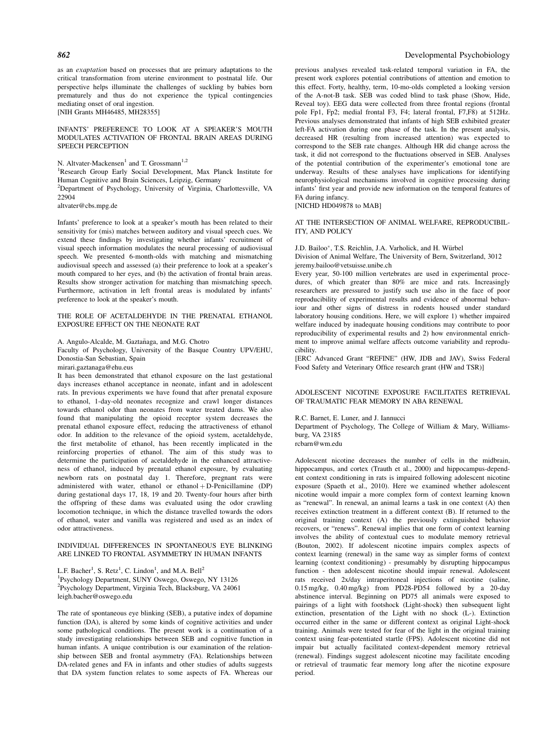as an *exaptation* based on processes that are primary adaptations to the critical transformation from uterine environment to postnatal life. Our perspective helps illuminate the challenges of suckling by babies born prematurely and thus do not experience the typical contingencies mediating onset of oral ingestion.
[NIH Grants MH46485, MH28355]

## INFANTS' PREFERENCE TO LOOK AT A SPEAKER'S MOUTH MODULATES ACTIVATION OF FRONTAL BRAIN AREAS DURING SPEECH PERCEPTION

N. Altvater-Mackensen[1] and T. Grossmann[1,2]

[1]Research Group Early Social Development, Max Planck Institute for Human Cognitive and Brain Sciences, Leipzig, Germany

[2]Department of Psychology, University of Virginia, Charlottesville, VA 22904

altvater@cbs.mpg.de

Infants' preference to look at a speaker's mouth has been related to their sensitivity for (mis) matches between auditory and visual speech cues. We extend these findings by investigating whether infants' recruitment of visual speech information modulates the neural processing of audiovisual speech. We presented 6-month-olds with matching and mismatching audiovisual speech and assessed (a) their preference to look at a speaker's mouth compared to her eyes, and (b) the activation of frontal brain areas. Results show stronger activation for matching than mismatching speech. Furthermore, activation in left frontal areas is modulated by infants' preference to look at the speaker's mouth.

## THE ROLE OF ACETALDEHYDE IN THE PRENATAL ETHANOL EXPOSURE EFFECT ON THE NEONATE RAT

A. Angulo-Alcalde, M. Gaztañaga, and M.G. Chotro

Faculty of Psychology, University of the Basque Country UPV/EHU, Donostia-San Sebastian, Spain

mirari.gaztanaga@ehu.eus

It has been demonstrated that ethanol exposure on the last gestational days increases ethanol acceptance in neonate, infant and in adolescent rats. In previous experiments we have found that after prenatal exposure to ethanol, 1-day-old neonates recognize and crawl longer distances towards ethanol odor than neonates from water treated dams. We also found that manipulating the opioid receptor system decreases the prenatal ethanol exposure effect, reducing the attractiveness of ethanol odor. In addition to the relevance of the opioid system, acetaldehyde, the first metabolite of ethanol, has been recently implicated in the reinforcing properties of ethanol. The aim of this study was to determine the participation of acetaldehyde in the enhanced attractiveness of ethanol, induced by prenatal ethanol exposure, by evaluating newborn rats on postnatal day 1. Therefore, pregnant rats were administered with water, ethanol or ethanol + D-Penicillamine (DP) during gestational days 17, 18, 19 and 20. Twenty-four hours after birth the offspring of these dams was evaluated using the odor crawling locomotion technique, in which the distance travelled towards the odors of ethanol, water and vanilla was registered and used as an index of odor attractiveness.

## INDIVIDUAL DIFFERENCES IN SPONTANEOUS EYE BLINKING ARE LINKED TO FRONTAL ASYMMETRY IN HUMAN INFANTS

L.F. Bacher[1], S. Retz[1], C. Lindon[1], and M.A. Bell[2]

[1]Psychology Department, SUNY Oswego, Oswego, NY 13126

[2]Psychology Department, Virginia Tech, Blacksburg, VA 24061

leigh.bacher@oswego.edu

The rate of spontaneous eye blinking (SEB), a putative index of dopamine function (DA), is altered by some kinds of cognitive activities and under some pathological conditions. The present work is a continuation of a study investigating relationships between SEB and cognitive function in human infants. A unique contribution is our examination of the relationship between SEB and frontal asymmetry (FA). Relationships between DA-related genes and FA in infants and other studies of adults suggests that DA system function relates to some aspects of FA. Whereas our previous analyses revealed task-related temporal variation in FA, the present work explores potential contributions of attention and emotion to this effect. Forty, healthy, term, 10-mo-olds completed a looking version of the A-not-B task. SEB was coded blind to task phase (Show, Hide, Reveal toy). EEG data were collected from three frontal regions (frontal pole Fp1, Fp2; medial frontal F3, F4; lateral frontal, F7,F8) at 512Hz. Previous analyses demonstrated that infants of high SEB exhibited greater left-FA activation during one phase of the task. In the present analysis, decreased HR (resulting from increased attention) was expected to correspond to the SEB rate changes. Although HR did change across the task, it did not correspond to the fluctuations observed in SEB. Analyses of the potential contribution of the experimenter's emotional tone are underway. Results of these analyses have implications for identifying neurophysiological mechanisms involved in cognitive processing during infants' first year and provide new information on the temporal features of FA during infancy.
[NICHD HD049878 to MAB]

## AT THE INTERSECTION OF ANIMAL WELFARE, REPRODUCIBILITY, AND POLICY

J.D. Bailoo*, T.S. Reichlin, J.A. Varholick, and H. Würbel

Division of Animal Welfare, The University of Bern, Switzerland, 3012

jeremy.bailoo@vetsuisse.unibe.ch

Every year, 50-100 million vertebrates are used in experimental procedures, of which greater than 80% are mice and rats. Increasingly researchers are pressured to justify such use also in the face of poor reproducibility of experimental results and evidence of abnormal behaviour and other signs of distress in rodents housed under standard laboratory housing conditions. Here, we will explore 1) whether impaired welfare induced by inadequate housing conditions may contribute to poor reproducibility of experimental results and 2) how environmental enrichment to improve animal welfare affects outcome variability and reproducibility.
[ERC Advanced Grant "REFINE" (HW, JDB and JAV), Swiss Federal Food Safety and Veterinary Office research grant (HW and TSR)]

## ADOLESCENT NICOTINE EXPOSURE FACILITATES RETRIEVAL OF TRAUMATIC FEAR MEMORY IN ABA RENEWAL

R.C. Barnet, E. Luner, and J. Iannucci

Department of Psychology, The College of William & Mary, Williamsburg, VA 23185

rcbarn@wm.edu

Adolescent nicotine decreases the number of cells in the midbrain, hippocampus, and cortex (Trauth et al., 2000) and hippocampus-dependent context conditioning in rats is impaired following adolescent nicotine exposure (Spaeth et al., 2010). Here we examined whether adolescent nicotine would impair a more complex form of context learning known as "renewal". In renewal, an animal learns a task in one context (A) then receives extinction treatment in a different context (B). If returned to the original training context (A) the previously extinguished behavior recovers, or "renews". Renewal implies that one form of context learning involves the ability of contextual cues to modulate memory retrieval (Bouton, 2002). If adolescent nicotine impairs complex aspects of context learning (renewal) in the same way as simpler forms of context learning (context conditioning) - presumably by disrupting hippocampus function - then adolescent nicotine should impair renewal. Adolescent rats received 2x/day intraperitoneal injections of nicotine (saline, 0.15 mg/kg, 0.40 mg/kg) from PD28-PD54 followed by a 20-day abstinence interval. Beginning on PD75 all animals were exposed to pairings of a light with footshock (Light-shock) then subsequent light extinction, presentation of the Light with no shock (L-). Extinction occurred either in the same or different context as original Light-shock training. Animals were tested for fear of the light in the original training context using fear-potentiated startle (FPS). Adolescent nicotine did not impair but actually facilitated context-dependent memory retrieval (renewal). Findings suggest adolescent nicotine may facilitate encoding or retrieval of traumatic fear memory long after the nicotine exposure period.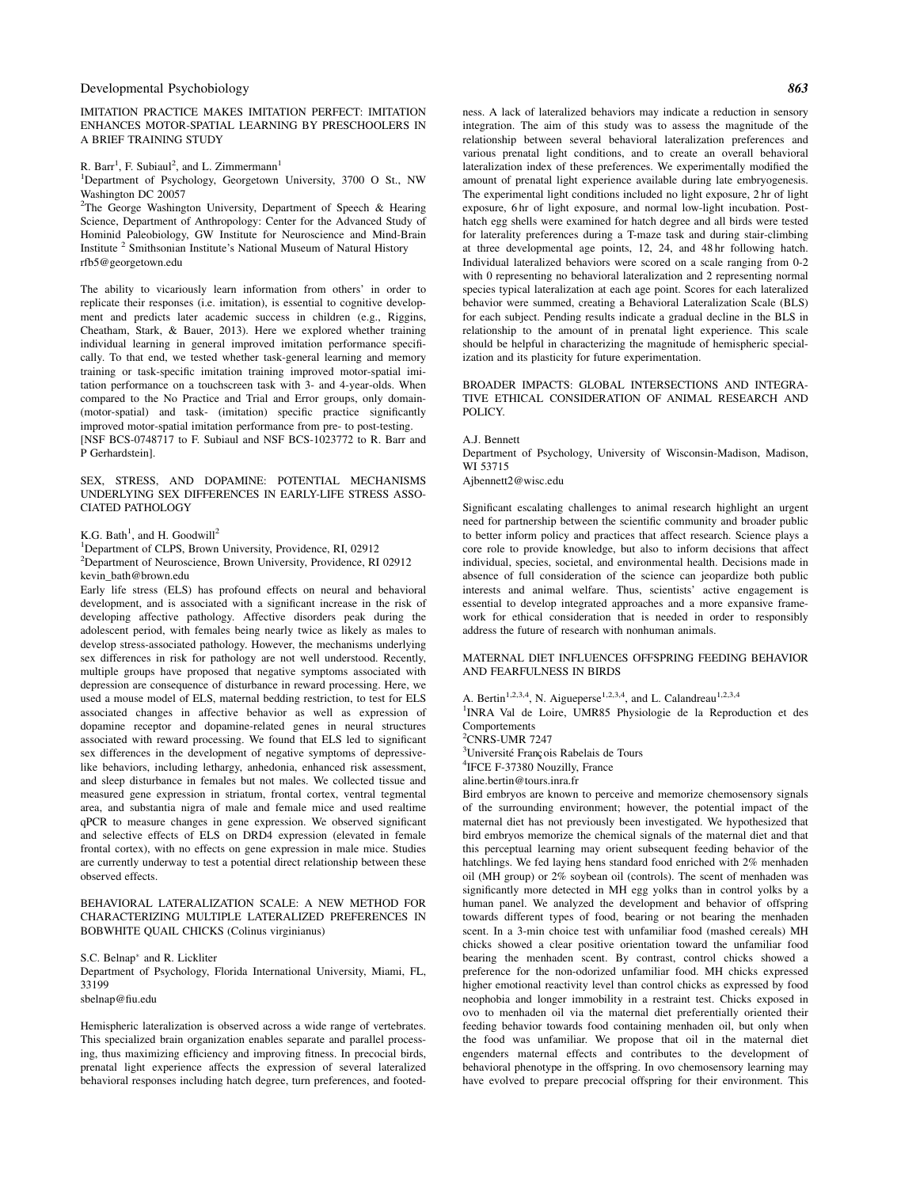### IMITATION PRACTICE MAKES IMITATION PERFECT: IMITATION ENHANCES MOTOR-SPATIAL LEARNING BY PRESCHOOLERS IN A BRIEF TRAINING STUDY

R. Barr[1], F. Subiaul[2], and L. Zimmermann[1]

[1]Department of Psychology, Georgetown University, 3700 O St., NW Washington DC 20057

[2]The George Washington University, Department of Speech & Hearing Science, Department of Anthropology: Center for the Advanced Study of Hominid Paleobiology, GW Institute for Neuroscience and Mind-Brain Institute [2] Smithsonian Institute's National Museum of Natural History

rfb5@georgetown.edu

The ability to vicariously learn information from others' in order to replicate their responses (i.e. imitation), is essential to cognitive development and predicts later academic success in children (e.g., Riggins, Cheatham, Stark, & Bauer, 2013). Here we explored whether training individual learning in general improved imitation performance specifically. To that end, we tested whether task-general learning and memory training or task-specific imitation training improved motor-spatial imitation performance on a touchscreen task with 3- and 4-year-olds. When compared to the No Practice and Trial and Error groups, only domain- (motor-spatial) and task- (imitation) specific practice significantly improved motor-spatial imitation performance from pre- to post-testing. [NSF BCS-0748717 to F. Subiaul and NSF BCS-1023772 to R. Barr and P Gerhardstein].

### SEX, STRESS, AND DOPAMINE: POTENTIAL MECHANISMS UNDERLYING SEX DIFFERENCES IN EARLY-LIFE STRESS ASSOCIATED PATHOLOGY

K.G. Bath[1], and H. Goodwill[2]

[1]Department of CLPS, Brown University, Providence, RI, 02912

[2]Department of Neuroscience, Brown University, Providence, RI 02912

kevin_bath@brown.edu

Early life stress (ELS) has profound effects on neural and behavioral development, and is associated with a significant increase in the risk of developing affective pathology. Affective disorders peak during the adolescent period, with females being nearly twice as likely as males to develop stress-associated pathology. However, the mechanisms underlying sex differences in risk for pathology are not well understood. Recently, multiple groups have proposed that negative symptoms associated with depression are consequence of disturbance in reward processing. Here, we used a mouse model of ELS, maternal bedding restriction, to test for ELS associated changes in affective behavior as well as expression of dopamine receptor and dopamine-related genes in neural structures associated with reward processing. We found that ELS led to significant sex differences in the development of negative symptoms of depressive-like behaviors, including lethargy, anhedonia, enhanced risk assessment, and sleep disturbance in females but not males. We collected tissue and measured gene expression in striatum, frontal cortex, ventral tegmental area, and substantia nigra of male and female mice and used realtime qPCR to measure changes in gene expression. We observed significant and selective effects of ELS on DRD4 expression (elevated in female frontal cortex), with no effects on gene expression in male mice. Studies are currently underway to test a potential direct relationship between these observed effects.

### BEHAVIORAL LATERALIZATION SCALE: A NEW METHOD FOR CHARACTERIZING MULTIPLE LATERALIZED PREFERENCES IN BOBWHITE QUAIL CHICKS (*Colinus virginianus*)

S.C. Belnap* and R. Lickliter

Department of Psychology, Florida International University, Miami, FL, 33199

sbelnap@fiu.edu

Hemispheric lateralization is observed across a wide range of vertebrates. This specialized brain organization enables separate and parallel processing, thus maximizing efficiency and improving fitness. In precocial birds, prenatal light experience affects the expression of several lateralized behavioral responses including hatch degree, turn preferences, and footedness. A lack of lateralized behaviors may indicate a reduction in sensory integration. The aim of this study was to assess the magnitude of the relationship between several behavioral lateralization preferences and various prenatal light conditions, and to create an overall behavioral lateralization index of these preferences. We experimentally modified the amount of prenatal light experience available during late embryogenesis. The experimental light conditions included no light exposure, 2 hr of light exposure, 6 hr of light exposure, and normal low-light incubation. Post-hatch egg shells were examined for hatch degree and all birds were tested for laterality preferences during a T-maze task and during stair-climbing at three developmental age points, 12, 24, and 48 hr following hatch. Individual lateralized behaviors were scored on a scale ranging from 0-2 with 0 representing no behavioral lateralization and 2 representing normal species typical lateralization at each age point. Scores for each lateralized behavior were summed, creating a Behavioral Lateralization Scale (BLS) for each subject. Pending results indicate a gradual decline in the BLS in relationship to the amount of in prenatal light experience. This scale should be helpful in characterizing the magnitude of hemispheric specialization and its plasticity for future experimentation.

### BROADER IMPACTS: GLOBAL INTERSECTIONS AND INTEGRATIVE ETHICAL CONSIDERATION OF ANIMAL RESEARCH AND POLICY.

A.J. Bennett

Department of Psychology, University of Wisconsin-Madison, Madison, WI 53715

Ajbennett2@wisc.edu

Significant escalating challenges to animal research highlight an urgent need for partnership between the scientific community and broader public to better inform policy and practices that affect research. Science plays a core role to provide knowledge, but also to inform decisions that affect individual, species, societal, and environmental health. Decisions made in absence of full consideration of the science can jeopardize both public interests and animal welfare. Thus, scientists' active engagement is essential to develop integrated approaches and a more expansive framework for ethical consideration that is needed in order to responsibly address the future of research with nonhuman animals.

### MATERNAL DIET INFLUENCES OFFSPRING FEEDING BEHAVIOR AND FEARFULNESS IN BIRDS

A. Bertin[1,2,3,4], N. Aigueperse[1,2,3,4], and L. Calandreau[1,2,3,4]

[1]INRA Val de Loire, UMR85 Physiologie de la Reproduction et des Comportements

[2]CNRS-UMR 7247

[3]Université François Rabelais de Tours

[4]IFCE F-37380 Nouzilly, France

aline.bertin@tours.inra.fr

Bird embryos are known to perceive and memorize chemosensory signals of the surrounding environment; however, the potential impact of the maternal diet has not previously been investigated. We hypothesized that bird embryos memorize the chemical signals of the maternal diet and that this perceptual learning may orient subsequent feeding behavior of the hatchlings. We fed laying hens standard food enriched with 2% menhaden oil (MH group) or 2% soybean oil (controls). The scent of menhaden was significantly more detected in MH egg yolks than in control yolks by a human panel. We analyzed the development and behavior of offspring towards different types of food, bearing or not bearing the menhaden scent. In a 3-min choice test with unfamiliar food (mashed cereals) MH chicks showed a clear positive orientation toward the unfamiliar food bearing the menhaden scent. By contrast, control chicks showed a preference for the non-odorized unfamiliar food. MH chicks expressed higher emotional reactivity level than control chicks as expressed by food neophobia and longer immobility in a restraint test. Chicks exposed in ovo to menhaden oil via the maternal diet preferentially oriented their feeding behavior towards food containing menhaden oil, but only when the food was unfamiliar. We propose that oil in the maternal diet engenders maternal effects and contributes to the development of behavioral phenotype in the offspring. In ovo chemosensory learning may have evolved to prepare precocial offspring for their environment. This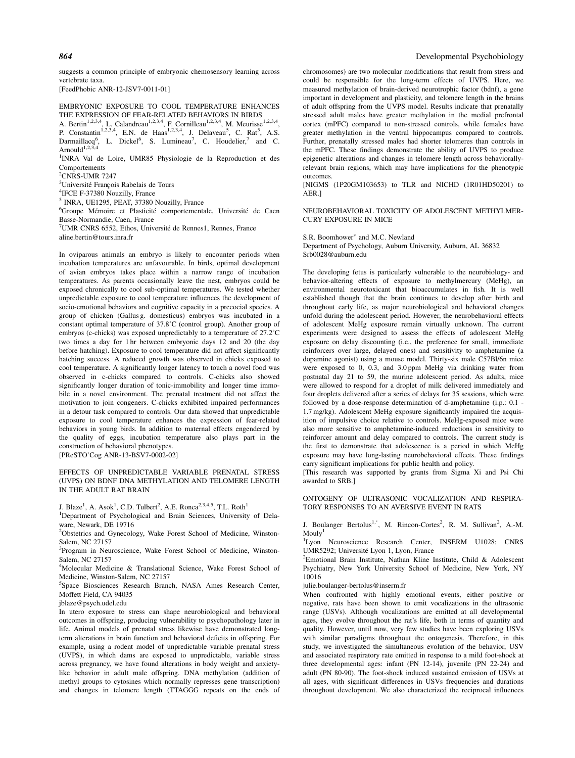suggests a common principle of embryonic chemosensory learning across vertebrate taxa.

[FeedPhobic ANR-12-JSV7-0011-01]

## EMBRYONIC EXPOSURE TO COOL TEMPERATURE ENHANCES THE EXPRESSION OF FEAR-RELATED BEHAVIORS IN BIRDS

A. Bertin[1,2,3,4], L. Calandreau[1,2,3,4], F. Cornilleau[1,2,3,4], M. Meurisse[1,2,3,4], P. Constantin[1,2,3,4], E.N. de Haas[1,2,3,4], J. Delaveau[5], C. Rat[5], A.S. Darmaillacq[6], L. Dickel[6], S. Lumineau[7], C. Houdelier,[7] and C. Arnould[1,2,3,4]

[1]INRA Val de Loire, UMR85 Physiologie de la Reproduction et des Comportements

[2]CNRS-UMR 7247

[3]Université François Rabelais de Tours

[4]IFCE F-37380 Nouzilly, France

[5] INRA, UE1295, PEAT, 37380 Nouzilly, France

[6]Groupe Mémoire et Plasticité comportementale, Université de Caen Basse-Normandie, Caen, France

[7]UMR CNRS 6552, Ethos, Université de Rennes1, Rennes, France

aline.bertin@tours.inra.fr

In oviparous animals an embryo is likely to encounter periods when incubation temperatures are unfavourable. In birds, optimal development of avian embryos takes place within a narrow range of incubation temperatures. As parents occasionally leave the nest, embryos could be exposed chronically to cool sub-optimal temperatures. We tested whether unpredictable exposure to cool temperature influences the development of socio-emotional behaviors and cognitive capacity in a precocial species. A group of chicken (Gallus g. domesticus) embryos was incubated in a constant optimal temperature of 37.8˚C (control group). Another group of embryos (c-chicks) was exposed unpredictably to a temperature of 27.2˚C two times a day for 1 hr between embryonic days 12 and 20 (the day before hatching). Exposure to cool temperature did not affect significantly hatching success. A reduced growth was observed in chicks exposed to cool temperature. A significantly longer latency to touch a novel food was observed in c-chicks compared to controls. C-chicks also showed significantly longer duration of tonic-immobility and longer time immobile in a novel environment. The prenatal treatment did not affect the motivation to join congeners. C-chicks exhibited impaired performances in a detour task compared to controls. Our data showed that unpredictable exposure to cool temperature enhances the expression of fear-related behaviors in young birds. In addition to maternal effects engendered by the quality of eggs, incubation temperature also plays part in the construction of behavioral phenotypes.

[PReSTO'Cog ANR-13-BSV7-0002-02]

## EFFECTS OF UNPREDICTABLE VARIABLE PRENATAL STRESS (UVPS) ON BDNF DNA METHYLATION AND TELOMERE LENGTH IN THE ADULT RAT BRAIN

J. Blaze[1], A. Asok[1], C.D. Tulbert[2], A.E. Ronca[2,3,4,5], T.L. Roth[1]

[1]Department of Psychological and Brain Sciences, University of Delaware, Newark, DE 19716

[2]Obstetrics and Gynecology, Wake Forest School of Medicine, Winston-Salem, NC 27157

[3]Program in Neuroscience, Wake Forest School of Medicine, Winston-Salem, NC 27157

[4]Molecular Medicine & Translational Science, Wake Forest School of Medicine, Winston-Salem, NC 27157

[5]Space Biosciences Research Branch, NASA Ames Research Center, Moffett Field, CA 94035

jblaze@psych.udel.edu

In utero exposure to stress can shape neurobiological and behavioral outcomes in offspring, producing vulnerability to psychopathology later in life. Animal models of prenatal stress likewise have demonstrated long-term alterations in brain function and behavioral deficits in offspring. For example, using a rodent model of unpredictable variable prenatal stress (UVPS), in which dams are exposed to unpredictable, variable stress across pregnancy, we have found alterations in body weight and anxiety-like behavior in adult male offspring. DNA methylation (addition of methyl groups to cytosines which normally represses gene transcription) and changes in telomere length (TTAGGG repeats on the ends of chromosomes) are two molecular modifications that result from stress and could be responsible for the long-term effects of UVPS. Here, we measured methylation of brain-derived neurotrophic factor (bdnf), a gene important in development and plasticity, and telomere length in the brains of adult offspring from the UVPS model. Results indicate that prenatally stressed adult males have greater methylation in the medial prefrontal cortex (mPFC) compared to non-stressed controls, while females have greater methylation in the ventral hippocampus compared to controls. Further, prenatally stressed males had shorter telomeres than controls in the mPFC. These findings demonstrate the ability of UVPS to produce epigenetic alterations and changes in telomere length across behaviorally-relevant brain regions, which may have implications for the phenotypic outcomes.

[NIGMS (1P20GM103653) to TLR and NICHD (1R01HD50201) to AER.]

## NEUROBEHAVIORAL TOXICITY OF ADOLESCENT METHYLMERCURY EXPOSURE IN MICE

S.R. Boomhower* and M.C. Newland

Department of Psychology, Auburn University, Auburn, AL 36832

Srb0028@auburn.edu

The developing fetus is particularly vulnerable to the neurobiology- and behavior-altering effects of exposure to methylmercury (MeHg), an environmental neurotoxicant that bioaccumulates in fish. It is well established though that the brain continues to develop after birth and throughout early life, as major neurobiological and behavioral changes unfold during the adolescent period. However, the neurobehavioral effects of adolescent MeHg exposure remain virtually unknown. The current experiments were designed to assess the effects of adolescent MeHg exposure on delay discounting (i.e., the preference for small, immediate reinforcers over large, delayed ones) and sensitivity to amphetamine (a dopamine agonist) using a mouse model. Thirty-six male C57Bl/6n mice were exposed to 0, 0.3, and 3.0 ppm MeHg via drinking water from postnatal day 21 to 59, the murine adolescent period. As adults, mice were allowed to respond for a droplet of milk delivered immediately and four droplets delivered after a series of delays for 35 sessions, which were followed by a dose-response determination of d-amphetamine (i.p.: 0.1 - 1.7 mg/kg). Adolescent MeHg exposure significantly impaired the acquisition of impulsive choice relative to controls. MeHg-exposed mice were also more sensitive to amphetamine-induced reductions in sensitivity to reinforcer amount and delay compared to controls. The current study is the first to demonstrate that adolescence is a period in which MeHg exposure may have long-lasting neurobehavioral effects. These findings carry significant implications for public health and policy.

[This research was supported by grants from Sigma Xi and Psi Chi awarded to SRB.]

## ONTOGENY OF ULTRASONIC VOCALIZATION AND RESPIRATORY RESPONSES TO AN AVERSIVE EVENT IN RATS

J. Boulanger Bertolus[1,*], M. Rincon-Cortes[2], R. M. Sullivan[2], A.-M. Mouly[1]

[1]Lyon Neuroscience Research Center, INSERM U1028; CNRS UMR5292; Université Lyon 1, Lyon, France

[2]Emotional Brain Institute, Nathan Kline Institute, Child & Adolescent Psychiatry, New York University School of Medicine, New York, NY 10016

julie.boulanger-bertolus@inserm.fr

When confronted with highly emotional events, either positive or negative, rats have been shown to emit vocalizations in the ultrasonic range (USVs). Although vocalizations are emitted at all developmental ages, they evolve throughout the rat's life, both in terms of quantity and quality. However, until now, very few studies have been exploring USVs with similar paradigms throughout the ontogenesis. Therefore, in this study, we investigated the simultaneous evolution of the behavior, USV and associated respiratory rate emitted in response to a mild foot-shock at three developmental ages: infant (PN 12-14), juvenile (PN 22-24) and adult (PN 80-90). The foot-shock induced sustained emission of USVs at all ages, with significant differences in USVs frequencies and durations throughout development. We also characterized the reciprocal influences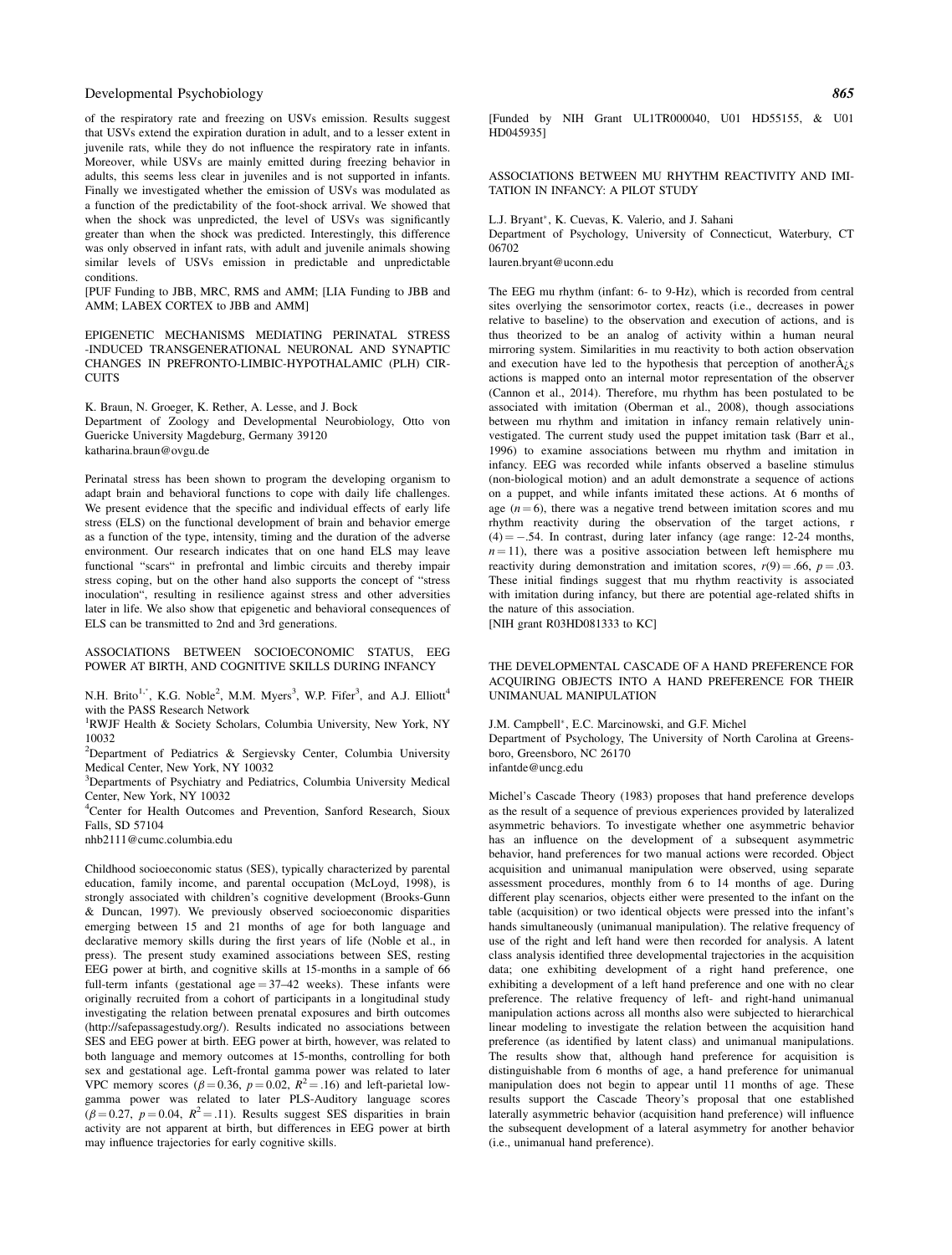of the respiratory rate and freezing on USVs emission. Results suggest that USVs extend the expiration duration in adult, and to a lesser extent in juvenile rats, while they do not influence the respiratory rate in infants. Moreover, while USVs are mainly emitted during freezing behavior in adults, this seems less clear in juveniles and is not supported in infants. Finally we investigated whether the emission of USVs was modulated as a function of the predictability of the foot-shock arrival. We showed that when the shock was unpredicted, the level of USVs was significantly greater than when the shock was predicted. Interestingly, this difference was only observed in infant rats, with adult and juvenile animals showing similar levels of USVs emission in predictable and unpredictable conditions.

[PUF Funding to JBB, MRC, RMS and AMM; [LIA Funding to JBB and AMM; LABEX CORTEX to JBB and AMM]

## EPIGENETIC MECHANISMS MEDIATING PERINATAL STRESS -INDUCED TRANSGENERATIONAL NEURONAL AND SYNAPTIC CHANGES IN PREFRONTO-LIMBIC-HYPOTHALAMIC (PLH) CIRCUITS

K. Braun, N. Groeger, K. Rether, A. Lesse, and J. Bock
Department of Zoology and Developmental Neurobiology, Otto von Guericke University Magdeburg, Germany 39120
katharina.braun@ovgu.de

Perinatal stress has been shown to program the developing organism to adapt brain and behavioral functions to cope with daily life challenges. We present evidence that the specific and individual effects of early life stress (ELS) on the functional development of brain and behavior emerge as a function of the type, intensity, timing and the duration of the adverse environment. Our research indicates that on one hand ELS may leave functional "scars" in prefrontal and limbic circuits and thereby impair stress coping, but on the other hand also supports the concept of "stress inoculation", resulting in resilience against stress and other adversities later in life. We also show that epigenetic and behavioral consequences of ELS can be transmitted to 2nd and 3rd generations.

## ASSOCIATIONS BETWEEN SOCIOECONOMIC STATUS, EEG POWER AT BIRTH, AND COGNITIVE SKILLS DURING INFANCY

N.H. Brito[1,*], K.G. Noble[2], M.M. Myers[3], W.P. Fifer[3], and A.J. Elliott[4] with the PASS Research Network

[1]RWJF Health & Society Scholars, Columbia University, New York, NY 10032

[2]Department of Pediatrics & Sergievsky Center, Columbia University Medical Center, New York, NY 10032

[3]Departments of Psychiatry and Pediatrics, Columbia University Medical Center, New York, NY 10032

[4]Center for Health Outcomes and Prevention, Sanford Research, Sioux Falls, SD 57104

nhb2111@cumc.columbia.edu

Childhood socioeconomic status (SES), typically characterized by parental education, family income, and parental occupation (McLoyd, 1998), is strongly associated with children's cognitive development (Brooks-Gunn & Duncan, 1997). We previously observed socioeconomic disparities emerging between 15 and 21 months of age for both language and declarative memory skills during the first years of life (Noble et al., in press). The present study examined associations between SES, resting EEG power at birth, and cognitive skills at 15-months in a sample of 66 full-term infants (gestational age = 37–42 weeks). These infants were originally recruited from a cohort of participants in a longitudinal study investigating the relation between prenatal exposures and birth outcomes (http://safepassagestudy.org/). Results indicated no associations between SES and EEG power at birth. EEG power at birth, however, was related to both language and memory outcomes at 15-months, controlling for both sex and gestational age. Left-frontal gamma power was related to later VPC memory scores ($\beta = 0.36$, $p = 0.02$, $R^2 = .16$) and left-parietal low-gamma power was related to later PLS-Auditory language scores ($\beta = 0.27$, $p = 0.04$, $R^2 = .11$). Results suggest SES disparities in brain activity are not apparent at birth, but differences in EEG power at birth may influence trajectories for early cognitive skills.

[Funded by NIH Grant UL1TR000040, U01 HD55155, & U01 HD045935]

## ASSOCIATIONS BETWEEN MU RHYTHM REACTIVITY AND IMITATION IN INFANCY: A PILOT STUDY

L.J. Bryant*, K. Cuevas, K. Valerio, and J. Sahani
Department of Psychology, University of Connecticut, Waterbury, CT 06702
lauren.bryant@uconn.edu

The EEG mu rhythm (infant: 6- to 9-Hz), which is recorded from central sites overlying the sensorimotor cortex, reacts (i.e., decreases in power relative to baseline) to the observation and execution of actions, and is thus theorized to be an analog of activity within a human neural mirroring system. Similarities in mu reactivity to both action observation and execution have led to the hypothesis that perception of anotherÂ¿s actions is mapped onto an internal motor representation of the observer (Cannon et al., 2014). Therefore, mu rhythm has been postulated to be associated with imitation (Oberman et al., 2008), though associations between mu rhythm and imitation in infancy remain relatively uninvestigated. The current study used the puppet imitation task (Barr et al., 1996) to examine associations between mu rhythm and imitation in infancy. EEG was recorded while infants observed a baseline stimulus (non-biological motion) and an adult demonstrate a sequence of actions on a puppet, and while infants imitated these actions. At 6 months of age ($n = 6$), there was a negative trend between imitation scores and mu rhythm reactivity during the observation of the target actions, $r(4) = -.54$. In contrast, during later infancy (age range: 12-24 months, $n = 11$), there was a positive association between left hemisphere mu reactivity during demonstration and imitation scores, $r(9) = .66$, $p = .03$. These initial findings suggest that mu rhythm reactivity is associated with imitation during infancy, but there are potential age-related shifts in the nature of this association.

[NIH grant R03HD081333 to KC]

## THE DEVELOPMENTAL CASCADE OF A HAND PREFERENCE FOR ACQUIRING OBJECTS INTO A HAND PREFERENCE FOR THEIR UNIMANUAL MANIPULATION

J.M. Campbell*, E.C. Marcinowski, and G.F. Michel
Department of Psychology, The University of North Carolina at Greensboro, Greensboro, NC 26170
infantde@uncg.edu

Michel's Cascade Theory (1983) proposes that hand preference develops as the result of a sequence of previous experiences provided by lateralized asymmetric behaviors. To investigate whether one asymmetric behavior has an influence on the development of a subsequent asymmetric behavior, hand preferences for two manual actions were recorded. Object acquisition and unimanual manipulation were observed, using separate assessment procedures, monthly from 6 to 14 months of age. During different play scenarios, objects either were presented to the infant on the table (acquisition) or two identical objects were pressed into the infant's hands simultaneously (unimanual manipulation). The relative frequency of use of the right and left hand were then recorded for analysis. A latent class analysis identified three developmental trajectories in the acquisition data; one exhibiting development of a right hand preference, one exhibiting a development of a left hand preference and one with no clear preference. The relative frequency of left- and right-hand unimanual manipulation actions across all months also were subjected to hierarchical linear modeling to investigate the relation between the acquisition hand preference (as identified by latent class) and unimanual manipulations. The results show that, although hand preference for acquisition is distinguishable from 6 months of age, a hand preference for unimanual manipulation does not begin to appear until 11 months of age. These results support the Cascade Theory's proposal that one established laterally asymmetric behavior (acquisition hand preference) will influence the subsequent development of a lateral asymmetry for another behavior (i.e., unimanual hand preference).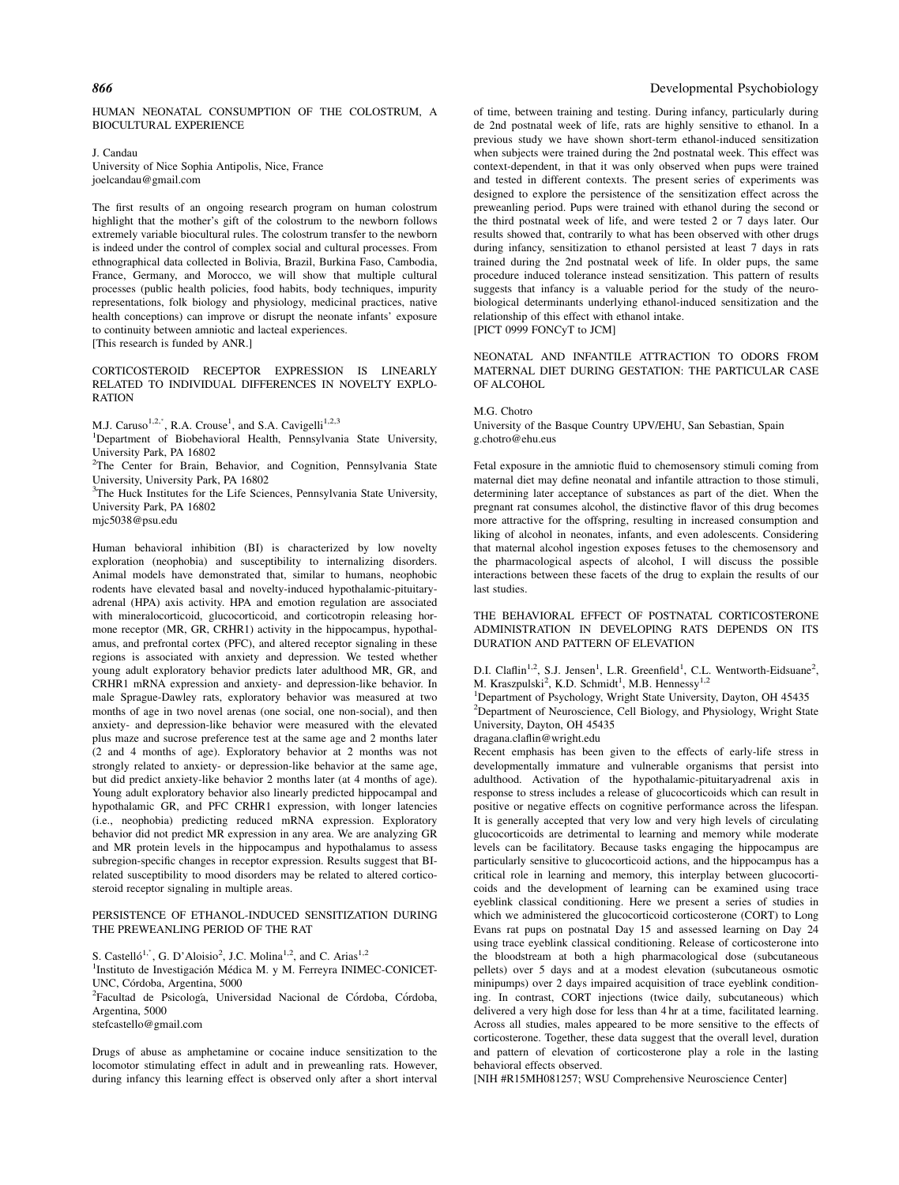## HUMAN NEONATAL CONSUMPTION OF THE COLOSTRUM, A BIOCULTURAL EXPERIENCE

J. Candau
University of Nice Sophia Antipolis, Nice, France
joelcandau@gmail.com

The first results of an ongoing research program on human colostrum highlight that the mother's gift of the colostrum to the newborn follows extremely variable biocultural rules. The colostrum transfer to the newborn is indeed under the control of complex social and cultural processes. From ethnographical data collected in Bolivia, Brazil, Burkina Faso, Cambodia, France, Germany, and Morocco, we will show that multiple cultural processes (public health policies, food habits, body techniques, impurity representations, folk biology and physiology, medicinal practices, native health conceptions) can improve or disrupt the neonate infants' exposure to continuity between amniotic and lacteal experiences.
[This research is funded by ANR.]

## CORTICOSTEROID RECEPTOR EXPRESSION IS LINEARLY RELATED TO INDIVIDUAL DIFFERENCES IN NOVELTY EXPLORATION

M.J. Caruso[1,2,*], R.A. Crouse[1], and S.A. Cavigelli[1,2,3]
[1]Department of Biobehavioral Health, Pennsylvania State University, University Park, PA 16802
[2]The Center for Brain, Behavior, and Cognition, Pennsylvania State University, University Park, PA 16802
[3]The Huck Institutes for the Life Sciences, Pennsylvania State University, University Park, PA 16802
mjc5038@psu.edu

Human behavioral inhibition (BI) is characterized by low novelty exploration (neophobia) and susceptibility to internalizing disorders. Animal models have demonstrated that, similar to humans, neophobic rodents have elevated basal and novelty-induced hypothalamic-pituitary-adrenal (HPA) axis activity. HPA and emotion regulation are associated with mineralocorticoid, glucocorticoid, and corticotropin releasing hormone receptor (MR, GR, CRHR1) activity in the hippocampus, hypothalamus, and prefrontal cortex (PFC), and altered receptor signaling in these regions is associated with anxiety and depression. We tested whether young adult exploratory behavior predicts later adulthood MR, GR, and CRHR1 mRNA expression and anxiety- and depression-like behavior. In male Sprague-Dawley rats, exploratory behavior was measured at two months of age in two novel arenas (one social, one non-social), and then anxiety- and depression-like behavior were measured with the elevated plus maze and sucrose preference test at the same age and 2 months later (2 and 4 months of age). Exploratory behavior at 2 months was not strongly related to anxiety- or depression-like behavior at the same age, but did predict anxiety-like behavior 2 months later (at 4 months of age). Young adult exploratory behavior also linearly predicted hippocampal and hypothalamic GR, and PFC CRHR1 expression, with longer latencies (i.e., neophobia) predicting reduced mRNA expression. Exploratory behavior did not predict MR expression in any area. We are analyzing GR and MR protein levels in the hippocampus and hypothalamus to assess subregion-specific changes in receptor expression. Results suggest that BI-related susceptibility to mood disorders may be related to altered corticosteroid receptor signaling in multiple areas.

## PERSISTENCE OF ETHANOL-INDUCED SENSITIZATION DURING THE PREWEANLING PERIOD OF THE RAT

S. Castelló[1,*], G. D'Aloisio[2], J.C. Molina[1,2], and C. Arias[1,2]
[1]Instituto de Investigación Médica M. y M. Ferreyra INIMEC-CONICET-UNC, Córdoba, Argentina, 5000
[2]Facultad de Psicologá, Universidad Nacional de Córdoba, Córdoba, Argentina, 5000
stefcastello@gmail.com

Drugs of abuse as amphetamine or cocaine induce sensitization to the locomotor stimulating effect in adult and in preweanling rats. However, during infancy this learning effect is observed only after a short interval of time, between training and testing. During infancy, particularly during de 2nd postnatal week of life, rats are highly sensitive to ethanol. In a previous study we have shown short-term ethanol-induced sensitization when subjects were trained during the 2nd postnatal week. This effect was context-dependent, in that it was only observed when pups were trained and tested in different contexts. The present series of experiments was designed to explore the persistence of the sensitization effect across the preweanling period. Pups were trained with ethanol during the second or the third postnatal week of life, and were tested 2 or 7 days later. Our results showed that, contrarily to what has been observed with other drugs during infancy, sensitization to ethanol persisted at least 7 days in rats trained during the 2nd postnatal week of life. In older pups, the same procedure induced tolerance instead sensitization. This pattern of results suggests that infancy is a valuable period for the study of the neurobiological determinants underlying ethanol-induced sensitization and the relationship of this effect with ethanol intake.
[PICT 0999 FONCyT to JCM]

## NEONATAL AND INFANTILE ATTRACTION TO ODORS FROM MATERNAL DIET DURING GESTATION: THE PARTICULAR CASE OF ALCOHOL

M.G. Chotro
University of the Basque Country UPV/EHU, San Sebastian, Spain
g.chotro@ehu.eus

Fetal exposure in the amniotic fluid to chemosensory stimuli coming from maternal diet may define neonatal and infantile attraction to those stimuli, determining later acceptance of substances as part of the diet. When the pregnant rat consumes alcohol, the distinctive flavor of this drug becomes more attractive for the offspring, resulting in increased consumption and liking of alcohol in neonates, infants, and even adolescents. Considering that maternal alcohol ingestion exposes fetuses to the chemosensory and the pharmacological aspects of alcohol, I will discuss the possible interactions between these facets of the drug to explain the results of our last studies.

## THE BEHAVIORAL EFFECT OF POSTNATAL CORTICOSTERONE ADMINISTRATION IN DEVELOPING RATS DEPENDS ON ITS DURATION AND PATTERN OF ELEVATION

D.I. Claflin[1,2], S.J. Jensen[1], L.R. Greenfield[1], C.L. Wentworth-Eidsuane[2], M. Kraszpulski[2], K.D. Schmidt[1], M.B. Hennessy[1,2]
[1]Department of Psychology, Wright State University, Dayton, OH 45435
[2]Department of Neuroscience, Cell Biology, and Physiology, Wright State University, Dayton, OH 45435
dragana.claflin@wright.edu

Recent emphasis has been given to the effects of early-life stress in developmentally immature and vulnerable organisms that persist into adulthood. Activation of the hypothalamic-pituitaryadrenal axis in response to stress includes a release of glucocorticoids which can result in positive or negative effects on cognitive performance across the lifespan. It is generally accepted that very low and very high levels of circulating glucocorticoids are detrimental to learning and memory while moderate levels can be facilitatory. Because tasks engaging the hippocampus are particularly sensitive to glucocorticoid actions, and the hippocampus has a critical role in learning and memory, this interplay between glucocorticoids and the development of learning can be examined using trace eyeblink classical conditioning. Here we present a series of studies in which we administered the glucocorticoid corticosterone (CORT) to Long Evans rat pups on postnatal Day 15 and assessed learning on Day 24 using trace eyeblink classical conditioning. Release of corticosterone into the bloodstream at both a high pharmacological dose (subcutaneous pellets) over 5 days and at a modest elevation (subcutaneous osmotic minipumps) over 2 days impaired acquisition of trace eyeblink conditioning. In contrast, CORT injections (twice daily, subcutaneous) which delivered a very high dose for less than 4 hr at a time, facilitated learning. Across all studies, males appeared to be more sensitive to the effects of corticosterone. Together, these data suggest that the overall level, duration and pattern of elevation of corticosterone play a role in the lasting behavioral effects observed.
[NIH #R15MH081257; WSU Comprehensive Neuroscience Center]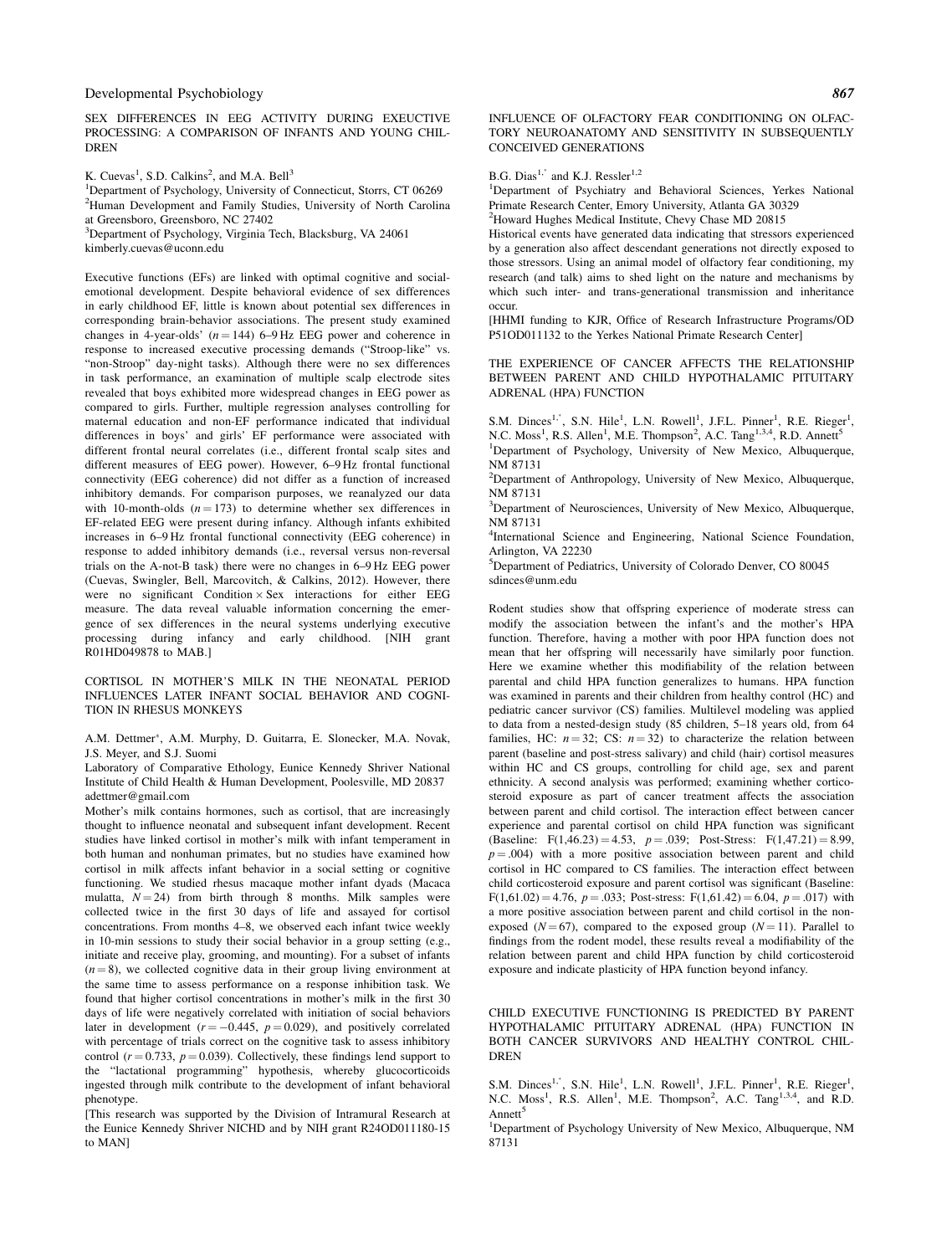## SEX DIFFERENCES IN EEG ACTIVITY DURING EXEUCTIVE PROCESSING: A COMPARISON OF INFANTS AND YOUNG CHILDREN

K. Cuevas[1], S.D. Calkins[2], and M.A. Bell[3]

[1]Department of Psychology, University of Connecticut, Storrs, CT 06269
[2]Human Development and Family Studies, University of North Carolina at Greensboro, Greensboro, NC 27402
[3]Department of Psychology, Virginia Tech, Blacksburg, VA 24061
kimberly.cuevas@uconn.edu

Executive functions (EFs) are linked with optimal cognitive and social-emotional development. Despite behavioral evidence of sex differences in early childhood EF, little is known about potential sex differences in corresponding brain-behavior associations. The present study examined changes in 4-year-olds' ($n = 144$) 6–9 Hz EEG power and coherence in response to increased executive processing demands ("Stroop-like" vs. "non-Stroop" day-night tasks). Although there were no sex differences in task performance, an examination of multiple scalp electrode sites revealed that boys exhibited more widespread changes in EEG power as compared to girls. Further, multiple regression analyses controlling for maternal education and non-EF performance indicated that individual differences in boys' and girls' EF performance were associated with different frontal neural correlates (i.e., different frontal scalp sites and different measures of EEG power). However, 6–9 Hz frontal functional connectivity (EEG coherence) did not differ as a function of increased inhibitory demands. For comparison purposes, we reanalyzed our data with 10-month-olds ($n = 173$) to determine whether sex differences in EF-related EEG were present during infancy. Although infants exhibited increases in 6–9 Hz frontal functional connectivity (EEG coherence) in response to added inhibitory demands (i.e., reversal versus non-reversal trials on the A-not-B task) there were no changes in 6–9 Hz EEG power (Cuevas, Swingler, Bell, Marcovitch, & Calkins, 2012). However, there were no significant Condition × Sex interactions for either EEG measure. The data reveal valuable information concerning the emergence of sex differences in the neural systems underlying executive processing during infancy and early childhood. [NIH grant R01HD049878 to MAB.]

## CORTISOL IN MOTHER'S MILK IN THE NEONATAL PERIOD INFLUENCES LATER INFANT SOCIAL BEHAVIOR AND COGNITION IN RHESUS MONKEYS

A.M. Dettmer*, A.M. Murphy, D. Guitarra, E. Slonecker, M.A. Novak, J.S. Meyer, and S.J. Suomi

Laboratory of Comparative Ethology, Eunice Kennedy Shriver National Institute of Child Health & Human Development, Poolesville, MD 20837
adettmer@gmail.com

Mother's milk contains hormones, such as cortisol, that are increasingly thought to influence neonatal and subsequent infant development. Recent studies have linked cortisol in mother's milk with infant temperament in both human and nonhuman primates, but no studies have examined how cortisol in milk affects infant behavior in a social setting or cognitive functioning. We studied rhesus macaque mother infant dyads (Macaca mulatta, $N = 24$) from birth through 8 months. Milk samples were collected twice in the first 30 days of life and assayed for cortisol concentrations. From months 4–8, we observed each infant twice weekly in 10-min sessions to study their social behavior in a group setting (e.g., initiate and receive play, grooming, and mounting). For a subset of infants ($n = 8$), we collected cognitive data in their group living environment at the same time to assess performance on a response inhibition task. We found that higher cortisol concentrations in mother's milk in the first 30 days of life were negatively correlated with initiation of social behaviors later in development ($r = -0.445$, $p = 0.029$), and positively correlated with percentage of trials correct on the cognitive task to assess inhibitory control ($r = 0.733$, $p = 0.039$). Collectively, these findings lend support to the "lactational programming" hypothesis, whereby glucocorticoids ingested through milk contribute to the development of infant behavioral phenotype.

[This research was supported by the Division of Intramural Research at the Eunice Kennedy Shriver NICHD and by NIH grant R24OD011180-15 to MAN]

## INFLUENCE OF OLFACTORY FEAR CONDITIONING ON OLFACTORY NEUROANATOMY AND SENSITIVITY IN SUBSEQUENTLY CONCEIVED GENERATIONS

B.G. Dias[1,*] and K.J. Ressler[1,2]

[1]Department of Psychiatry and Behavioral Sciences, Yerkes National Primate Research Center, Emory University, Atlanta GA 30329
[2]Howard Hughes Medical Institute, Chevy Chase MD 20815

Historical events have generated data indicating that stressors experienced by a generation also affect descendant generations not directly exposed to those stressors. Using an animal model of olfactory fear conditioning, my research (and talk) aims to shed light on the nature and mechanisms by which such inter- and trans-generational transmission and inheritance occur.

[HHMI funding to KJR, Office of Research Infrastructure Programs/OD P51OD011132 to the Yerkes National Primate Research Center]

## THE EXPERIENCE OF CANCER AFFECTS THE RELATIONSHIP BETWEEN PARENT AND CHILD HYPOTHALAMIC PITUITARY ADRENAL (HPA) FUNCTION

S.M. Dinces[1,*], S.N. Hile[1], L.N. Rowell[1], J.F.L. Pinner[1], R.E. Rieger[1], N.C. Moss[1], R.S. Allen[1], M.E. Thompson[2], A.C. Tang[1,3,4], R.D. Annett[5]

[1]Department of Psychology, University of New Mexico, Albuquerque, NM 87131
[2]Department of Anthropology, University of New Mexico, Albuquerque, NM 87131
[3]Department of Neurosciences, University of New Mexico, Albuquerque, NM 87131
[4]International Science and Engineering, National Science Foundation, Arlington, VA 22230
[5]Department of Pediatrics, University of Colorado Denver, CO 80045
sdinces@unm.edu

Rodent studies show that offspring experience of moderate stress can modify the association between the infant's and the mother's HPA function. Therefore, having a mother with poor HPA function does not mean that her offspring will necessarily have similarly poor function. Here we examine whether this modifiability of the relation between parental and child HPA function generalizes to humans. HPA function was examined in parents and their children from healthy control (HC) and pediatric cancer survivor (CS) families. Multilevel modeling was applied to data from a nested-design study (85 children, 5–18 years old, from 64 families, HC: $n = 32$; CS: $n = 32$) to characterize the relation between parent (baseline and post-stress salivary) and child (hair) cortisol measures within HC and CS groups, controlling for child age, sex and parent ethnicity. A second analysis was performed; examining whether corticosteroid exposure as part of cancer treatment affects the association between parent and child cortisol. The interaction effect between cancer experience and parental cortisol on child HPA function was significant (Baseline: $F(1,46.23) = 4.53$, $p = .039$; Post-Stress: $F(1,47.21) = 8.99$, $p = .004$) with a more positive association between parent and child cortisol in HC compared to CS families. The interaction effect between child corticosteroid exposure and parent cortisol was significant (Baseline: $F(1,61.02) = 4.76$, $p = .033$; Post-stress: $F(1,61.42) = 6.04$, $p = .017$) with a more positive association between parent and child cortisol in the non-exposed ($N = 67$), compared to the exposed group ($N = 11$). Parallel to findings from the rodent model, these results reveal a modifiability of the relation between parent and child HPA function by child corticosteroid exposure and indicate plasticity of HPA function beyond infancy.

## CHILD EXECUTIVE FUNCTIONING IS PREDICTED BY PARENT HYPOTHALAMIC PITUITARY ADRENAL (HPA) FUNCTION IN BOTH CANCER SURVIVORS AND HEALTHY CONTROL CHILDREN

S.M. Dinces[1,*], S.N. Hile[1], L.N. Rowell[1], J.F.L. Pinner[1], R.E. Rieger[1], N.C. Moss[1], R.S. Allen[1], M.E. Thompson[2], A.C. Tang[1,3,4], and R.D. Annett[5]

[1]Department of Psychology University of New Mexico, Albuquerque, NM 87131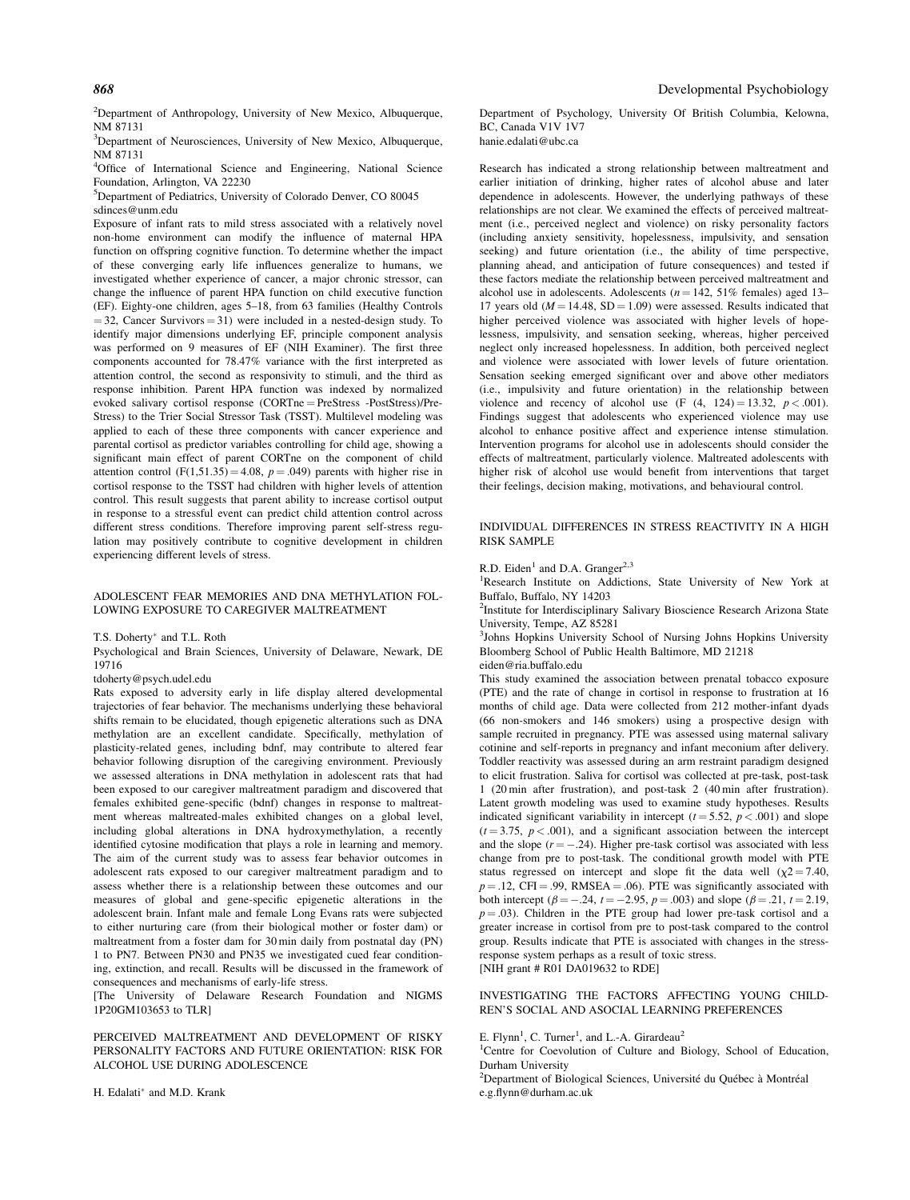[2]Department of Anthropology, University of New Mexico, Albuquerque, NM 87131
[3]Department of Neurosciences, University of New Mexico, Albuquerque, NM 87131
[4]Office of International Science and Engineering, National Science Foundation, Arlington, VA 22230
[5]Department of Pediatrics, University of Colorado Denver, CO 80045
sdinces@unm.edu

Exposure of infant rats to mild stress associated with a relatively novel non-home environment can modify the influence of maternal HPA function on offspring cognitive function. To determine whether the impact of these converging early life influences generalize to humans, we investigated whether experience of cancer, a major chronic stressor, can change the influence of parent HPA function on child executive function (EF). Eighty-one children, ages 5–18, from 63 families (Healthy Controls = 32, Cancer Survivors = 31) were included in a nested-design study. To identify major dimensions underlying EF, principle component analysis was performed on 9 measures of EF (NIH Examiner). The first three components accounted for 78.47% variance with the first interpreted as attention control, the second as responsivity to stimuli, and the third as response inhibition. Parent HPA function was indexed by normalized evoked salivary cortisol response (CORTne = PreStress -PostStress)/Pre-Stress) to the Trier Social Stressor Task (TSST). Multilevel modeling was applied to each of these three components with cancer experience and parental cortisol as predictor variables controlling for child age, showing a significant main effect of parent CORTne on the component of child attention control ($F(1,51.35) = 4.08$, $p = .049$) parents with higher rise in cortisol response to the TSST had children with higher levels of attention control. This result suggests that parent ability to increase cortisol output in response to a stressful event can predict child attention control across different stress conditions. Therefore improving parent self-stress regulation may positively contribute to cognitive development in children experiencing different levels of stress.

## ADOLESCENT FEAR MEMORIES AND DNA METHYLATION FOLLOWING EXPOSURE TO CAREGIVER MALTREATMENT

T.S. Doherty* and T.L. Roth

Psychological and Brain Sciences, University of Delaware, Newark, DE 19716
tdoherty@psych.udel.edu

Rats exposed to adversity early in life display altered developmental trajectories of fear behavior. The mechanisms underlying these behavioral shifts remain to be elucidated, though epigenetic alterations such as DNA methylation are an excellent candidate. Specifically, methylation of plasticity-related genes, including bdnf, may contribute to altered fear behavior following disruption of the caregiving environment. Previously we assessed alterations in DNA methylation in adolescent rats that had been exposed to our caregiver maltreatment paradigm and discovered that females exhibited gene-specific (bdnf) changes in response to maltreatment whereas maltreated-males exhibited changes on a global level, including global alterations in DNA hydroxymethylation, a recently identified cytosine modification that plays a role in learning and memory. The aim of the current study was to assess fear behavior outcomes in adolescent rats exposed to our caregiver maltreatment paradigm and to assess whether there is a relationship between these outcomes and our measures of global and gene-specific epigenetic alterations in the adolescent brain. Infant male and female Long Evans rats were subjected to either nurturing care (from their biological mother or foster dam) or maltreatment from a foster dam for 30 min daily from postnatal day (PN) 1 to PN7. Between PN30 and PN35 we investigated cued fear conditioning, extinction, and recall. Results will be discussed in the framework of consequences and mechanisms of early-life stress.

[The University of Delaware Research Foundation and NIGMS 1P20GM103653 to TLR]

## PERCEIVED MALTREATMENT AND DEVELOPMENT OF RISKY PERSONALITY FACTORS AND FUTURE ORIENTATION: RISK FOR ALCOHOL USE DURING ADOLESCENCE

H. Edalati* and M.D. Krank

Department of Psychology, University Of British Columbia, Kelowna, BC, Canada V1V 1V7
hanie.edalati@ubc.ca

Research has indicated a strong relationship between maltreatment and earlier initiation of drinking, higher rates of alcohol abuse and later dependence in adolescents. However, the underlying pathways of these relationships are not clear. We examined the effects of perceived maltreatment (i.e., perceived neglect and violence) on risky personality factors (including anxiety sensitivity, hopelessness, impulsivity, and sensation seeking) and future orientation (i.e., the ability of time perspective, planning ahead, and anticipation of future consequences) and tested if these factors mediate the relationship between perceived maltreatment and alcohol use in adolescents. Adolescents ($n = 142$, 51% females) aged 13–17 years old ($M = 14.48$, $SD = 1.09$) were assessed. Results indicated that higher perceived violence was associated with higher levels of hopelessness, impulsivity, and sensation seeking, whereas, higher perceived neglect only increased hopelessness. In addition, both perceived neglect and violence were associated with lower levels of future orientation. Sensation seeking emerged significant over and above other mediators (i.e., impulsivity and future orientation) in the relationship between violence and recency of alcohol use ($F(4, 124) = 13.32$, $p < .001$). Findings suggest that adolescents who experienced violence may use alcohol to enhance positive affect and experience intense stimulation. Intervention programs for alcohol use in adolescents should consider the effects of maltreatment, particularly violence. Maltreated adolescents with higher risk of alcohol use would benefit from interventions that target their feelings, decision making, motivations, and behavioural control.

## INDIVIDUAL DIFFERENCES IN STRESS REACTIVITY IN A HIGH RISK SAMPLE

R.D. Eiden[1] and D.A. Granger[2,3]

[1]Research Institute on Addictions, State University of New York at Buffalo, Buffalo, NY 14203
[2]Institute for Interdisciplinary Salivary Bioscience Research Arizona State University, Tempe, AZ 85281
[3]Johns Hopkins University School of Nursing Johns Hopkins University Bloomberg School of Public Health Baltimore, MD 21218
eiden@ria.buffalo.edu

This study examined the association between prenatal tobacco exposure (PTE) and the rate of change in cortisol in response to frustration at 16 months of child age. Data were collected from 212 mother-infant dyads (66 non-smokers and 146 smokers) using a prospective design with sample recruited in pregnancy. PTE was assessed using maternal salivary cotinine and self-reports in pregnancy and infant meconium after delivery. Toddler reactivity was assessed during an arm restraint paradigm designed to elicit frustration. Saliva for cortisol was collected at pre-task, post-task 1 (20 min after frustration), and post-task 2 (40 min after frustration). Latent growth modeling was used to examine study hypotheses. Results indicated significant variability in intercept ($t = 5.52$, $p < .001$) and slope ($t = 3.75$, $p < .001$), and a significant association between the intercept and the slope ($r = -.24$). Higher pre-task cortisol was associated with less change from pre to post-task. The conditional growth model with PTE status regressed on intercept and slope fit the data well ($\chi 2 = 7.40$, $p = .12$, $CFI = .99$, $RMSEA = .06$). PTE was significantly associated with both intercept ($\beta = -.24$, $t = -2.95$, $p = .003$) and slope ($\beta = .21$, $t = 2.19$, $p = .03$). Children in the PTE group had lower pre-task cortisol and a greater increase in cortisol from pre to post-task compared to the control group. Results indicate that PTE is associated with changes in the stress-response system perhaps as a result of toxic stress.

[NIH grant # R01 DA019632 to RDE]

## INVESTIGATING THE FACTORS AFFECTING YOUNG CHILDREN'S SOCIAL AND ASOCIAL LEARNING PREFERENCES

E. Flynn[1], C. Turner[1], and L.-A. Girardeau[2]

[1]Centre for Coevolution of Culture and Biology, School of Education, Durham University
[2]Department of Biological Sciences, Université du Québec à Montréal
e.g.flynn@durham.ac.uk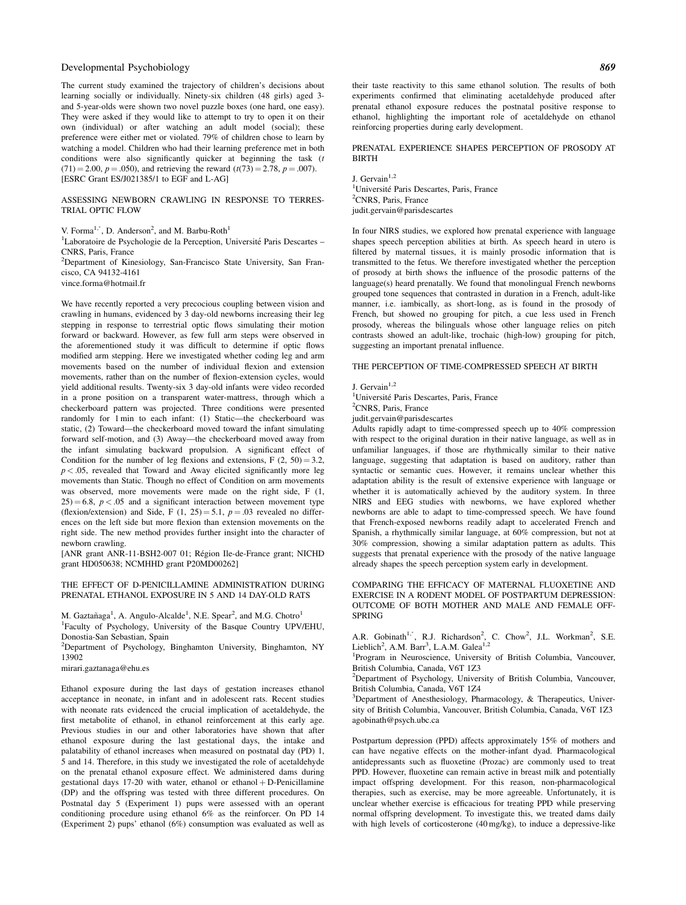The current study examined the trajectory of children's decisions about learning socially or individually. Ninety-six children (48 girls) aged 3- and 5-year-olds were shown two novel puzzle boxes (one hard, one easy). They were asked if they would like to attempt to try to open it on their own (individual) or after watching an adult model (social); these preference were either met or violated. 79% of children chose to learn by watching a model. Children who had their learning preference met in both conditions were also significantly quicker at beginning the task ($t(71) = 2.00$, $p = .050$), and retrieving the reward ($t(73) = 2.78$, $p = .007$). [ESRC Grant ES/J021385/1 to EGF and L-AG]

## ASSESSING NEWBORN CRAWLING IN RESPONSE TO TERRESTRIAL OPTIC FLOW

V. Forma[1,*], D. Anderson[2], and M. Barbu-Roth[1]

[1]Laboratoire de Psychologie de la Perception, Université Paris Descartes – CNRS, Paris, France

[2]Department of Kinesiology, San-Francisco State University, San Francisco, CA 94132-4161

vince.forma@hotmail.fr

We have recently reported a very precocious coupling between vision and crawling in humans, evidenced by 3 day-old newborns increasing their leg stepping in response to terrestrial optic flows simulating their motion forward or backward. However, as few full arm steps were observed in the aforementioned study it was difficult to determine if optic flows modified arm stepping. Here we investigated whether coding leg and arm movements based on the number of individual flexion and extension movements, rather than on the number of flexion-extension cycles, would yield additional results. Twenty-six 3 day-old infants were video recorded in a prone position on a transparent water-mattress, through which a checkerboard pattern was projected. Three conditions were presented randomly for 1 min to each infant: (1) Static—the checkerboard was static, (2) Toward—the checkerboard moved toward the infant simulating forward self-motion, and (3) Away—the checkerboard moved away from the infant simulating backward propulsion. A significant effect of Condition for the number of leg flexions and extensions, $F(2, 50) = 3.2$, $p < .05$, revealed that Toward and Away elicited significantly more leg movements than Static. Though no effect of Condition on arm movements was observed, more movements were made on the right side, $F(1, 25) = 6.8$, $p < .05$ and a significant interaction between movement type (flexion/extension) and Side, $F(1, 25) = 5.1$, $p = .03$ revealed no differences on the left side but more flexion than extension movements on the right side. The new method provides further insight into the character of newborn crawling.

[ANR grant ANR-11-BSH2-007 01; Région Ile-de-France grant; NICHD grant HD050638; NCMHHD grant P20MD00262]

## THE EFFECT OF D-PENICILLAMINE ADMINISTRATION DURING PRENATAL ETHANOL EXPOSURE IN 5 AND 14 DAY-OLD RATS

M. Gaztañaga[1], A. Angulo-Alcalde[1], N.E. Spear[2], and M.G. Chotro[1]

[1]Faculty of Psychology, University of the Basque Country UPV/EHU, Donostia-San Sebastian, Spain

[2]Department of Psychology, Binghamton University, Binghamton, NY 13902

mirari.gaztanaga@ehu.es

Ethanol exposure during the last days of gestation increases ethanol acceptance in neonate, in infant and in adolescent rats. Recent studies with neonate rats evidenced the crucial implication of acetaldehyde, the first metabolite of ethanol, in ethanol reinforcement at this early age. Previous studies in our and other laboratories have shown that after ethanol exposure during the last gestational days, the intake and palatability of ethanol increases when measured on postnatal day (PD) 1, 5 and 14. Therefore, in this study we investigated the role of acetaldehyde on the prenatal ethanol exposure effect. We administered dams during gestational days 17-20 with water, ethanol or ethanol + D-Penicillamine (DP) and the offspring was tested with three different procedures. On Postnatal day 5 (Experiment 1) pups were assessed with an operant conditioning procedure using ethanol 6% as the reinforcer. On PD 14 (Experiment 2) pups' ethanol (6%) consumption was evaluated as well as their taste reactivity to this same ethanol solution. The results of both experiments confirmed that eliminating acetaldehyde produced after prenatal ethanol exposure reduces the postnatal positive response to ethanol, highlighting the important role of acetaldehyde on ethanol reinforcing properties during early development.

## PRENATAL EXPERIENCE SHAPES PERCEPTION OF PROSODY AT BIRTH

J. Gervain[1,2]

[1]Université Paris Descartes, Paris, France

[2]CNRS, Paris, France

judit.gervain@parisdescartes

In four NIRS studies, we explored how prenatal experience with language shapes speech perception abilities at birth. As speech heard in utero is filtered by maternal tissues, it is mainly prosodic information that is transmitted to the fetus. We therefore investigated whether the perception of prosody at birth shows the influence of the prosodic patterns of the language(s) heard prenatally. We found that monolingual French newborns grouped tone sequences that contrasted in duration in a French, adult-like manner, i.e. iambically, as short-long, as is found in the prosody of French, but showed no grouping for pitch, a cue less used in French prosody, whereas the bilinguals whose other language relies on pitch contrasts showed an adult-like, trochaic (high-low) grouping for pitch, suggesting an important prenatal influence.

## THE PERCEPTION OF TIME-COMPRESSED SPEECH AT BIRTH

J. Gervain[1,2]

[1]Université Paris Descartes, Paris, France

[2]CNRS, Paris, France

judit.gervain@parisdescartes

Adults rapidly adapt to time-compressed speech up to 40% compression with respect to the original duration in their native language, as well as in unfamiliar languages, if those are rhythmically similar to their native language, suggesting that adaptation is based on auditory, rather than syntactic or semantic cues. However, it remains unclear whether this adaptation ability is the result of extensive experience with language or whether it is automatically achieved by the auditory system. In three NIRS and EEG studies with newborns, we have explored whether newborns are able to adapt to time-compressed speech. We have found that French-exposed newborns readily adapt to accelerated French and Spanish, a rhythmically similar language, at 60% compression, but not at 30% compression, showing a similar adaptation pattern as adults. This suggests that prenatal experience with the prosody of the native language already shapes the speech perception system early in development.

## COMPARING THE EFFICACY OF MATERNAL FLUOXETINE AND EXERCISE IN A RODENT MODEL OF POSTPARTUM DEPRESSION: OUTCOME OF BOTH MOTHER AND MALE AND FEMALE OFFSPRING

A.R. Gobinath[1,*], R.J. Richardson[2], C. Chow[2], J.L. Workman[2], S.E. Lieblich[2], A.M. Barr[3], L.A.M. Galea[1,2]

[1]Program in Neuroscience, University of British Columbia, Vancouver, British Columbia, Canada, V6T 1Z3

[2]Department of Psychology, University of British Columbia, Vancouver, British Columbia, Canada, V6T 1Z4

[3]Department of Anesthesiology, Pharmacology, & Therapeutics, University of British Columbia, Vancouver, British Columbia, Canada, V6T 1Z3

agobinath@psych.ubc.ca

Postpartum depression (PPD) affects approximately 15% of mothers and can have negative effects on the mother-infant dyad. Pharmacological antidepressants such as fluoxetine (Prozac) are commonly used to treat PPD. However, fluoxetine can remain active in breast milk and potentially impact offspring development. For this reason, non-pharmacological therapies, such as exercise, may be more agreeable. Unfortunately, it is unclear whether exercise is efficacious for treating PPD while preserving normal offspring development. To investigate this, we treated dams daily with high levels of corticosterone (40 mg/kg), to induce a depressive-like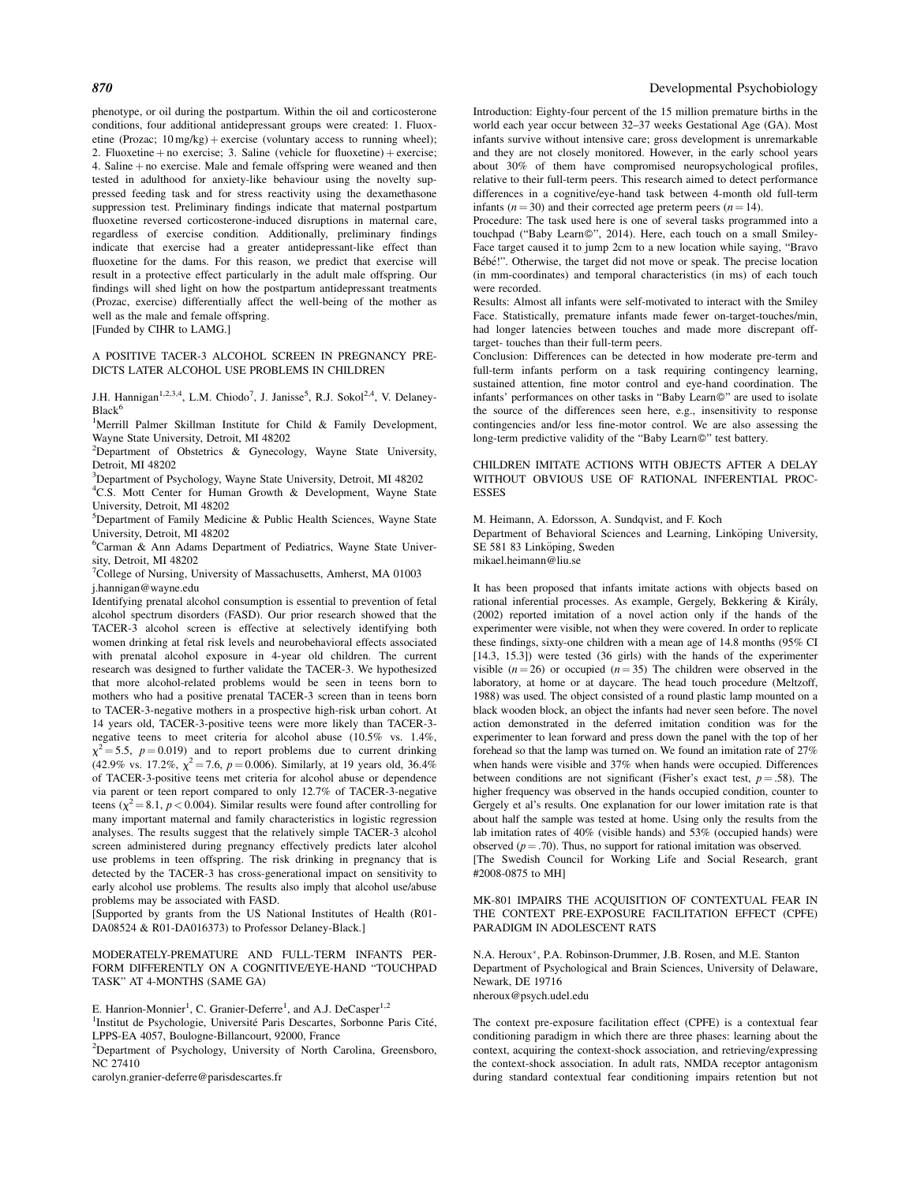phenotype, or oil during the postpartum. Within the oil and corticosterone conditions, four additional antidepressant groups were created: 1. Fluoxetine (Prozac; 10 mg/kg) + exercise (voluntary access to running wheel); 2. Fluoxetine + no exercise; 3. Saline (vehicle for fluoxetine) + exercise; 4. Saline + no exercise. Male and female offspring were weaned and then tested in adulthood for anxiety-like behaviour using the novelty suppressed feeding task and for stress reactivity using the dexamethasone suppression test. Preliminary findings indicate that maternal postpartum fluoxetine reversed corticosterone-induced disruptions in maternal care, regardless of exercise condition. Additionally, preliminary findings indicate that exercise had a greater antidepressant-like effect than fluoxetine for the dams. For this reason, we predict that exercise will result in a protective effect particularly in the adult male offspring. Our findings will shed light on how the postpartum antidepressant treatments (Prozac, exercise) differentially affect the well-being of the mother as well as the male and female offspring.
[Funded by CIHR to LAMG.]

## A POSITIVE TACER-3 ALCOHOL SCREEN IN PREGNANCY PREDICTS LATER ALCOHOL USE PROBLEMS IN CHILDREN

J.H. Hannigan[1,2,3,4], L.M. Chiodo[7], J. Janisse[5], R.J. Sokol[2,4], V. Delaney-Black[6]

[1]Merrill Palmer Skillman Institute for Child & Family Development, Wayne State University, Detroit, MI 48202
[2]Department of Obstetrics & Gynecology, Wayne State University, Detroit, MI 48202
[3]Department of Psychology, Wayne State University, Detroit, MI 48202
[4]C.S. Mott Center for Human Growth & Development, Wayne State University, Detroit, MI 48202
[5]Department of Family Medicine & Public Health Sciences, Wayne State University, Detroit, MI 48202
[6]Carman & Ann Adams Department of Pediatrics, Wayne State University, Detroit, MI 48202
[7]College of Nursing, University of Massachusetts, Amherst, MA 01003
j.hannigan@wayne.edu

Identifying prenatal alcohol consumption is essential to prevention of fetal alcohol spectrum disorders (FASD). Our prior research showed that the TACER-3 alcohol screen is effective at selectively identifying both women drinking at fetal risk levels and neurobehavioral effects associated with prenatal alcohol exposure in 4-year old children. The current research was designed to further validate the TACER-3. We hypothesized that more alcohol-related problems would be seen in teens born to mothers who had a positive prenatal TACER-3 screen than in teens born to TACER-3-negative mothers in a prospective high-risk urban cohort. At 14 years old, TACER-3-positive teens were more likely than TACER-3-negative teens to meet criteria for alcohol abuse (10.5% vs. 1.4%, $\chi^2 = 5.5$, $p = 0.019$) and to report problems due to current drinking (42.9% vs. 17.2%, $\chi^2 = 7.6$, $p = 0.006$). Similarly, at 19 years old, 36.4% of TACER-3-positive teens met criteria for alcohol abuse or dependence via parent or teen report compared to only 12.7% of TACER-3-negative teens ($\chi^2 = 8.1$, $p < 0.004$). Similar results were found after controlling for many important maternal and family characteristics in logistic regression analyses. The results suggest that the relatively simple TACER-3 alcohol screen administered during pregnancy effectively predicts later alcohol use problems in teen offspring. The risk drinking in pregnancy that is detected by the TACER-3 has cross-generational impact on sensitivity to early alcohol use problems. The results also imply that alcohol use/abuse problems may be associated with FASD.
[Supported by grants from the US National Institutes of Health (R01-DA08524 & R01-DA016373) to Professor Delaney-Black.]

## MODERATELY-PREMATURE AND FULL-TERM INFANTS PERFORM DIFFERENTLY ON A COGNITIVE/EYE-HAND "TOUCHPAD TASK" AT 4-MONTHS (SAME GA)

E. Hanrion-Monnier[1], C. Granier-Deferre[1], and A.J. DeCasper[1,2]

[1]Institut de Psychologie, Université Paris Descartes, Sorbonne Paris Cité, LPPS-EA 4057, Boulogne-Billancourt, 92000, France
[2]Department of Psychology, University of North Carolina, Greensboro, NC 27410
carolyn.granier-deferre@parisdescartes.fr

Introduction: Eighty-four percent of the 15 million premature births in the world each year occur between 32–37 weeks Gestational Age (GA). Most infants survive without intensive care; gross development is unremarkable and they are not closely monitored. However, in the early school years about 30% of them have compromised neuropsychological profiles, relative to their full-term peers. This research aimed to detect performance differences in a cognitive/eye-hand task between 4-month old full-term infants ($n = 30$) and their corrected age preterm peers ($n = 14$).

Procedure: The task used here is one of several tasks programmed into a touchpad ("Baby Learn©", 2014). Here, each touch on a small Smiley-Face target caused it to jump 2cm to a new location while saying, "Bravo Bébé!". Otherwise, the target did not move or speak. The precise location (in mm-coordinates) and temporal characteristics (in ms) of each touch were recorded.

Results: Almost all infants were self-motivated to interact with the Smiley Face. Statistically, premature infants made fewer on-target-touches/min, had longer latencies between touches and made more discrepant off-target- touches than their full-term peers.

Conclusion: Differences can be detected in how moderate pre-term and full-term infants perform on a task requiring contingency learning, sustained attention, fine motor control and eye-hand coordination. The infants' performances on other tasks in "Baby Learn©" are used to isolate the source of the differences seen here, e.g., insensitivity to response contingencies and/or less fine-motor control. We are also assessing the long-term predictive validity of the "Baby Learn©" test battery.

## CHILDREN IMITATE ACTIONS WITH OBJECTS AFTER A DELAY WITHOUT OBVIOUS USE OF RATIONAL INFERENTIAL PROCESSES

M. Heimann, A. Edorsson, A. Sundqvist, and F. Koch
Department of Behavioral Sciences and Learning, Linköping University, SE 581 83 Linköping, Sweden
mikael.heimann@liu.se

It has been proposed that infants imitate actions with objects based on rational inferential processes. As example, Gergely, Bekkering & Király, (2002) reported imitation of a novel action only if the hands of the experimenter were visible, not when they were covered. In order to replicate these findings, sixty-one children with a mean age of 14.8 months (95% CI [14.3, 15.3]) were tested (36 girls) with the hands of the experimenter visible ($n = 26$) or occupied ($n = 35$) The children were observed in the laboratory, at home or at daycare. The head touch procedure (Meltzoff, 1988) was used. The object consisted of a round plastic lamp mounted on a black wooden block, an object the infants had never seen before. The novel action demonstrated in the deferred imitation condition was for the experimenter to lean forward and press down the panel with the top of her forehead so that the lamp was turned on. We found an imitation rate of 27% when hands were visible and 37% when hands were occupied. Differences between conditions are not significant (Fisher's exact test, $p = .58$). The higher frequency was observed in the hands occupied condition, counter to Gergely et al's results. One explanation for our lower imitation rate is that about half the sample was tested at home. Using only the results from the lab imitation rates of 40% (visible hands) and 53% (occupied hands) were observed ($p = .70$). Thus, no support for rational imitation was observed.
[The Swedish Council for Working Life and Social Research, grant #2008-0875 to MH]

## MK-801 IMPAIRS THE ACQUISITION OF CONTEXTUAL FEAR IN THE CONTEXT PRE-EXPOSURE FACILITATION EFFECT (CPFE) PARADIGM IN ADOLESCENT RATS

N.A. Heroux*, P.A. Robinson-Drummer, J.B. Rosen, and M.E. Stanton
Department of Psychological and Brain Sciences, University of Delaware, Newark, DE 19716
nheroux@psych.udel.edu

The context pre-exposure facilitation effect (CPFE) is a contextual fear conditioning paradigm in which there are three phases: learning about the context, acquiring the context-shock association, and retrieving/expressing the context-shock association. In adult rats, NMDA receptor antagonism during standard contextual fear conditioning impairs retention but not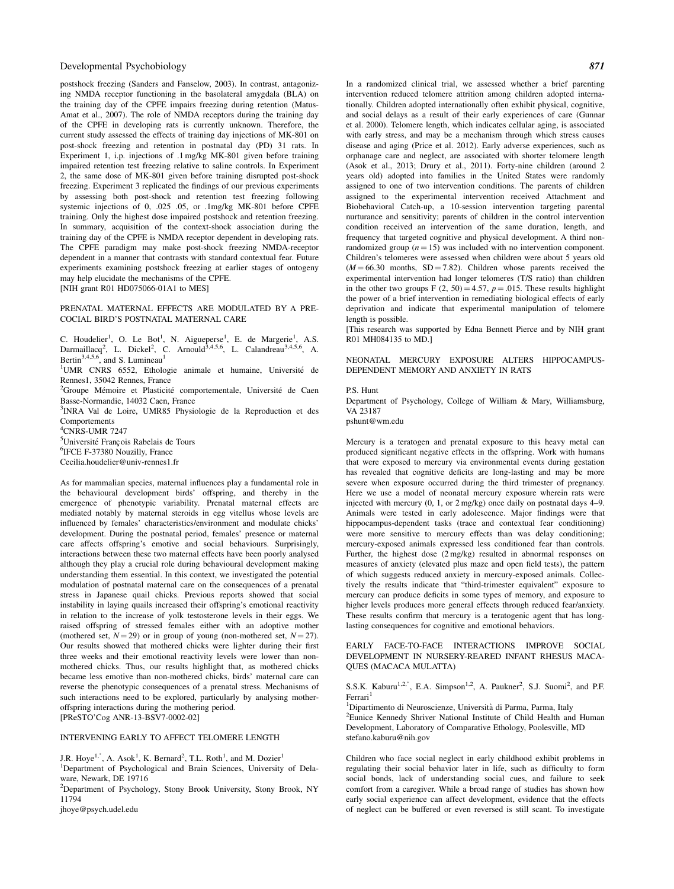postshock freezing (Sanders and Fanselow, 2003). In contrast, antagonizing NMDA receptor functioning in the basolateral amygdala (BLA) on the training day of the CPFE impairs freezing during retention (Matus-Amat et al., 2007). The role of NMDA receptors during the training day of the CPFE in developing rats is currently unknown. Therefore, the current study assessed the effects of training day injections of MK-801 on post-shock freezing and retention in postnatal day (PD) 31 rats. In Experiment 1, i.p. injections of .1 mg/kg MK-801 given before training impaired retention test freezing relative to saline controls. In Experiment 2, the same dose of MK-801 given before training disrupted post-shock freezing. Experiment 3 replicated the findings of our previous experiments by assessing both post-shock and retention test freezing following systemic injections of 0, .025 .05, or .1mg/kg MK-801 before CPFE training. Only the highest dose impaired postshock and retention freezing. In summary, acquisition of the context-shock association during the training day of the CPFE is NMDA receptor dependent in developing rats. The CPFE paradigm may make post-shock freezing NMDA-receptor dependent in a manner that contrasts with standard contextual fear. Future experiments examining postshock freezing at earlier stages of ontogeny may help elucidate the mechanisms of the CPFE.
[NIH grant R01 HD075066-01A1 to MES]

## PRENATAL MATERNAL EFFECTS ARE MODULATED BY A PRECOCIAL BIRD'S POSTNATAL MATERNAL CARE

C. Houdelier[1], O. Le Bot[1], N. Aigueperse[1], E. de Margerie[1], A.S. Darmaillacq[2], L. Dickel[2], C. Arnould[3,4,5,6], L. Calandreau[3,4,5,6], A. Bertin[3,4,5,6], and S. Lumineau[1]

[1]UMR CNRS 6552, Ethologie animale et humaine, Université de Rennes1, 35042 Rennes, France
[2]Groupe Mémoire et Plasticité comportementale, Université de Caen Basse-Normandie, 14032 Caen, France
[3]INRA Val de Loire, UMR85 Physiologie de la Reproduction et des Comportements
[4]CNRS-UMR 7247
[5]Université François Rabelais de Tours
[6]IFCE F-37380 Nouzilly, France
Cecilia.houdelier@univ-rennes1.fr

As for mammalian species, maternal influences play a fundamental role in the behavioural development birds' offspring, and thereby in the emergence of phenotypic variability. Prenatal maternal effects are mediated notably by maternal steroids in egg vitellus whose levels are influenced by females' characteristics/environment and modulate chicks' development. During the postnatal period, females' presence or maternal care affects offspring's emotive and social behaviours. Surprisingly, interactions between these two maternal effects have been poorly analysed although they play a crucial role during behavioural development making understanding them essential. In this context, we investigated the potential modulation of postnatal maternal care on the consequences of a prenatal stress in Japanese quail chicks. Previous reports showed that social instability in laying quails increased their offspring's emotional reactivity in relation to the increase of yolk testosterone levels in their eggs. We raised offspring of stressed females either with an adoptive mother (mothered set, $N = 29$) or in group of young (non-mothered set, $N = 27$). Our results showed that mothered chicks were lighter during their first three weeks and their emotional reactivity levels were lower than non-mothered chicks. Thus, our results highlight that, as mothered chicks became less emotive than non-mothered chicks, birds' maternal care can reverse the phenotypic consequences of a prenatal stress. Mechanisms of such interactions need to be explored, particularly by analysing mother-offspring interactions during the mothering period.
[PReSTO'Cog ANR-13-BSV7-0002-02]

## INTERVENING EARLY TO AFFECT TELOMERE LENGTH

J.R. Hoye[1,*], A. Asok[1], K. Bernard[2], T.L. Roth[1], and M. Dozier[1]

[1]Department of Psychological and Brain Sciences, University of Delaware, Newark, DE 19716
[2]Department of Psychology, Stony Brook University, Stony Brook, NY 11794
jhoye@psych.udel.edu

In a randomized clinical trial, we assessed whether a brief parenting intervention reduced telomere attrition among children adopted internationally. Children adopted internationally often exhibit physical, cognitive, and social delays as a result of their early experiences of care (Gunnar et al. 2000). Telomere length, which indicates cellular aging, is associated with early stress, and may be a mechanism through which stress causes disease and aging (Price et al. 2012). Early adverse experiences, such as orphanage care and neglect, are associated with shorter telomere length (Asok et al., 2013; Drury et al., 2011). Forty-nine children (around 2 years old) adopted into families in the United States were randomly assigned to one of two intervention conditions. The parents of children assigned to the experimental intervention received Attachment and Biobehavioral Catch-up, a 10-session intervention targeting parental nurturance and sensitivity; parents of children in the control intervention condition received an intervention of the same duration, length, and frequency that targeted cognitive and physical development. A third non-randomized group ($n = 15$) was included with no intervention component. Children's telomeres were assessed when children were about 5 years old ($M = 66.30$ months, $SD = 7.82$). Children whose parents received the experimental intervention had longer telomeres (T/S ratio) than children in the other two groups $F(2, 50) = 4.57$, $p = .015$. These results highlight the power of a brief intervention in remediating biological effects of early deprivation and indicate that experimental manipulation of telomere length is possible.
[This research was supported by Edna Bennett Pierce and by NIH grant R01 MH084135 to MD.]

## NEONATAL MERCURY EXPOSURE ALTERS HIPPOCAMPUS-DEPENDENT MEMORY AND ANXIETY IN RATS

P.S. Hunt

Department of Psychology, College of William & Mary, Williamsburg, VA 23187
pshunt@wm.edu

Mercury is a teratogen and prenatal exposure to this heavy metal can produced significant negative effects in the offspring. Work with humans that were exposed to mercury via environmental events during gestation has revealed that cognitive deficits are long-lasting and may be more severe when exposure occurred during the third trimester of pregnancy. Here we use a model of neonatal mercury exposure wherein rats were injected with mercury (0, 1, or 2 mg/kg) once daily on postnatal days 4–9. Animals were tested in early adolescence. Major findings were that hippocampus-dependent tasks (trace and contextual fear conditioning) were more sensitive to mercury effects than was delay conditioning; mercury-exposed animals expressed less conditioned fear than controls. Further, the highest dose (2 mg/kg) resulted in abnormal responses on measures of anxiety (elevated plus maze and open field tests), the pattern of which suggests reduced anxiety in mercury-exposed animals. Collectively the results indicate that "third-trimester equivalent" exposure to mercury can produce deficits in some types of memory, and exposure to higher levels produces more general effects through reduced fear/anxiety. These results confirm that mercury is a teratogenic agent that has long-lasting consequences for cognitive and emotional behaviors.

## EARLY FACE-TO-FACE INTERACTIONS IMPROVE SOCIAL DEVELOPMENT IN NURSERY-REARED INFANT RHESUS MACAQUES (MACACA MULATTA)

S.S.K. Kaburu[1,2,*], E.A. Simpson[1,2], A. Paukner[2], S.J. Suomi[2], and P.F. Ferrari[1]

[1]Dipartimento di Neuroscienze, Università di Parma, Parma, Italy
[2]Eunice Kennedy Shriver National Institute of Child Health and Human Development, Laboratory of Comparative Ethology, Poolesville, MD
stefano.kaburu@nih.gov

Children who face social neglect in early childhood exhibit problems in regulating their social behavior later in life, such as difficulty to form social bonds, lack of understanding social cues, and failure to seek comfort from a caregiver. While a broad range of studies has shown how early social experience can affect development, evidence that the effects of neglect can be buffered or even reversed is still scant. To investigate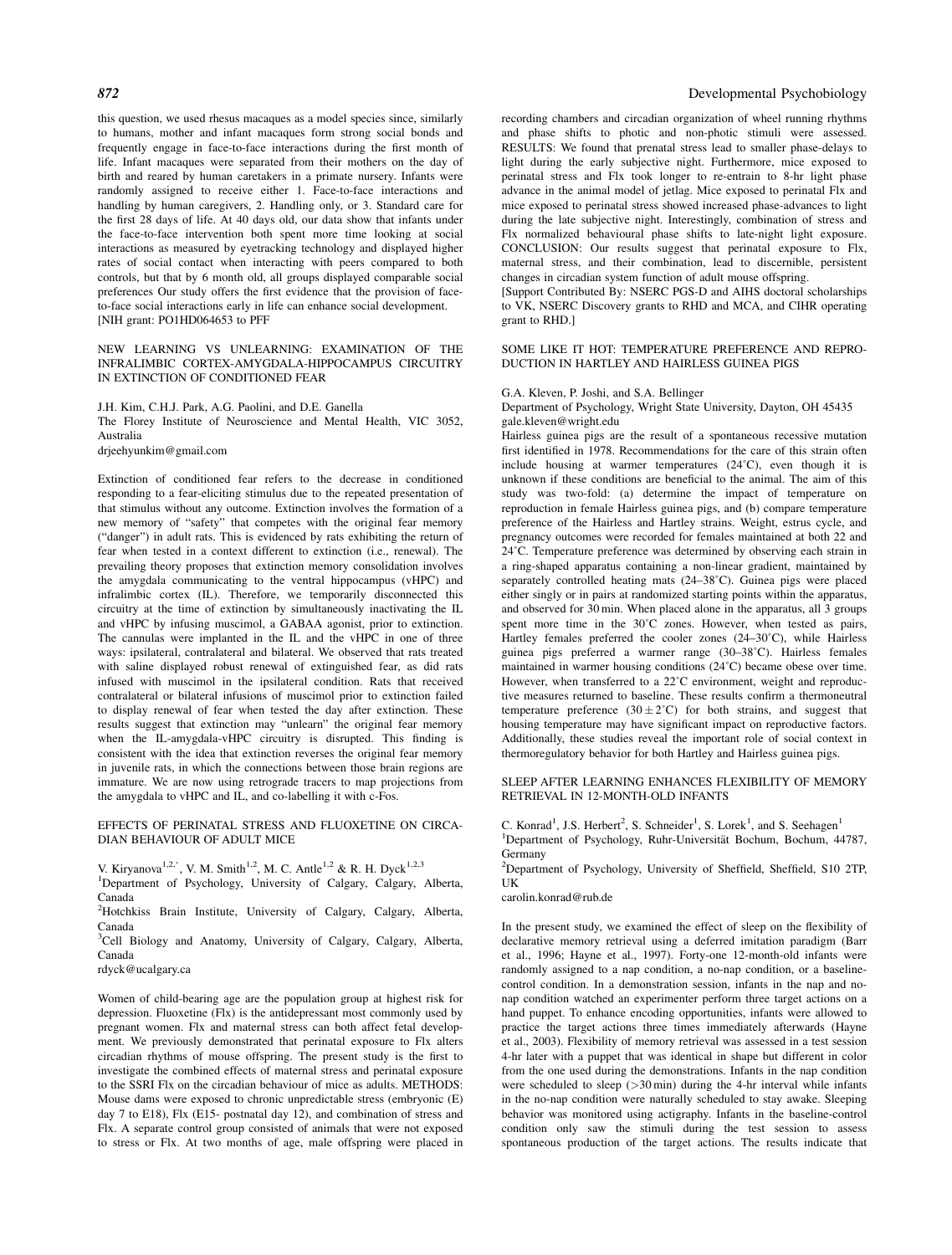this question, we used rhesus macaques as a model species since, similarly to humans, mother and infant macaques form strong social bonds and frequently engage in face-to-face interactions during the first month of life. Infant macaques were separated from their mothers on the day of birth and reared by human caretakers in a primate nursery. Infants were randomly assigned to receive either 1. Face-to-face interactions and handling by human caregivers, 2. Handling only, or 3. Standard care for the first 28 days of life. At 40 days old, our data show that infants under the face-to-face intervention both spent more time looking at social interactions as measured by eyetracking technology and displayed higher rates of social contact when interacting with peers compared to both controls, but that by 6 month old, all groups displayed comparable social preferences Our study offers the first evidence that the provision of face-to-face social interactions early in life can enhance social development.
[NIH grant: PO1HD064653 to PFF

## NEW LEARNING VS UNLEARNING: EXAMINATION OF THE INFRALIMBIC CORTEX-AMYGDALA-HIPPOCAMPUS CIRCUITRY IN EXTINCTION OF CONDITIONED FEAR

J.H. Kim, C.H.J. Park, A.G. Paolini, and D.E. Ganella
The Florey Institute of Neuroscience and Mental Health, VIC 3052, Australia
drjeehyunkim@gmail.com

Extinction of conditioned fear refers to the decrease in conditioned responding to a fear-eliciting stimulus due to the repeated presentation of that stimulus without any outcome. Extinction involves the formation of a new memory of "safety" that competes with the original fear memory ("danger") in adult rats. This is evidenced by rats exhibiting the return of fear when tested in a context different to extinction (i.e., renewal). The prevailing theory proposes that extinction memory consolidation involves the amygdala communicating to the ventral hippocampus (vHPC) and infralimbic cortex (IL). Therefore, we temporarily disconnected this circuitry at the time of extinction by simultaneously inactivating the IL and vHPC by infusing muscimol, a GABAA agonist, prior to extinction. The cannulas were implanted in the IL and the vHPC in one of three ways: ipsilateral, contralateral and bilateral. We observed that rats treated with saline displayed robust renewal of extinguished fear, as did rats infused with muscimol in the ipsilateral condition. Rats that received contralateral or bilateral infusions of muscimol prior to extinction failed to display renewal of fear when tested the day after extinction. These results suggest that extinction may "unlearn" the original fear memory when the IL-amygdala-vHPC circuitry is disrupted. This finding is consistent with the idea that extinction reverses the original fear memory in juvenile rats, in which the connections between those brain regions are immature. We are now using retrograde tracers to map projections from the amygdala to vHPC and IL, and co-labelling it with c-Fos.

## EFFECTS OF PERINATAL STRESS AND FLUOXETINE ON CIRCADIAN BEHAVIOUR OF ADULT MICE

V. Kiryanova[1,2,*], V. M. Smith[1,2], M. C. Antle[1,2] & R. H. Dyck[1,2,3]
[1]Department of Psychology, University of Calgary, Calgary, Alberta, Canada
[2]Hotchkiss Brain Institute, University of Calgary, Calgary, Alberta, Canada
[3]Cell Biology and Anatomy, University of Calgary, Calgary, Alberta, Canada
rdyck@ucalgary.ca

Women of child-bearing age are the population group at highest risk for depression. Fluoxetine (Flx) is the antidepressant most commonly used by pregnant women. Flx and maternal stress can both affect fetal development. We previously demonstrated that perinatal exposure to Flx alters circadian rhythms of mouse offspring. The present study is the first to investigate the combined effects of maternal stress and perinatal exposure to the SSRI Flx on the circadian behaviour of mice as adults. METHODS: Mouse dams were exposed to chronic unpredictable stress (embryonic (E) day 7 to E18), Flx (E15- postnatal day 12), and combination of stress and Flx. A separate control group consisted of animals that were not exposed to stress or Flx. At two months of age, male offspring were placed in recording chambers and circadian organization of wheel running rhythms and phase shifts to photic and non-photic stimuli were assessed. RESULTS: We found that prenatal stress lead to smaller phase-delays to light during the early subjective night. Furthermore, mice exposed to perinatal stress and Flx took longer to re-entrain to 8-hr light phase advance in the animal model of jetlag. Mice exposed to perinatal Flx and mice exposed to perinatal stress showed increased phase-advances to light during the late subjective night. Interestingly, combination of stress and Flx normalized behavioural phase shifts to late-night light exposure. CONCLUSION: Our results suggest that perinatal exposure to Flx, maternal stress, and their combination, lead to discernible, persistent changes in circadian system function of adult mouse offspring.
[Support Contributed By: NSERC PGS-D and AIHS doctoral scholarships to VK, NSERC Discovery grants to RHD and MCA, and CIHR operating grant to RHD.]

## SOME LIKE IT HOT: TEMPERATURE PREFERENCE AND REPRODUCTION IN HARTLEY AND HAIRLESS GUINEA PIGS

G.A. Kleven, P. Joshi, and S.A. Bellinger
Department of Psychology, Wright State University, Dayton, OH 45435
gale.kleven@wright.edu

Hairless guinea pigs are the result of a spontaneous recessive mutation first identified in 1978. Recommendations for the care of this strain often include housing at warmer temperatures (24°C), even though it is unknown if these conditions are beneficial to the animal. The aim of this study was two-fold: (a) determine the impact of temperature on reproduction in female Hairless guinea pigs, and (b) compare temperature preference of the Hairless and Hartley strains. Weight, estrus cycle, and pregnancy outcomes were recorded for females maintained at both 22 and 24°C. Temperature preference was determined by observing each strain in a ring-shaped apparatus containing a non-linear gradient, maintained by separately controlled heating mats (24–38°C). Guinea pigs were placed either singly or in pairs at randomized starting points within the apparatus, and observed for 30 min. When placed alone in the apparatus, all 3 groups spent more time in the 30°C zones. However, when tested as pairs, Hartley females preferred the cooler zones (24–30°C), while Hairless guinea pigs preferred a warmer range (30–38°C). Hairless females maintained in warmer housing conditions (24°C) became obese over time. However, when transferred to a 22°C environment, weight and reproductive measures returned to baseline. These results confirm a thermoneutral temperature preference ($30 \pm 2$°C) for both strains, and suggest that housing temperature may have significant impact on reproductive factors. Additionally, these studies reveal the important role of social context in thermoregulatory behavior for both Hartley and Hairless guinea pigs.

## SLEEP AFTER LEARNING ENHANCES FLEXIBILITY OF MEMORY RETRIEVAL IN 12-MONTH-OLD INFANTS

C. Konrad[1], J.S. Herbert[2], S. Schneider[1], S. Lorek[1], and S. Seehagen[1]
[1]Department of Psychology, Ruhr-Universität Bochum, Bochum, 44787, Germany
[2]Department of Psychology, University of Sheffield, Sheffield, S10 2TP, UK
carolin.konrad@rub.de

In the present study, we examined the effect of sleep on the flexibility of declarative memory retrieval using a deferred imitation paradigm (Barr et al., 1996; Hayne et al., 1997). Forty-one 12-month-old infants were randomly assigned to a nap condition, a no-nap condition, or a baseline-control condition. In a demonstration session, infants in the nap and no-nap condition watched an experimenter perform three target actions on a hand puppet. To enhance encoding opportunities, infants were allowed to practice the target actions three times immediately afterwards (Hayne et al., 2003). Flexibility of memory retrieval was assessed in a test session 4-hr later with a puppet that was identical in shape but different in color from the one used during the demonstrations. Infants in the nap condition were scheduled to sleep (>30 min) during the 4-hr interval while infants in the no-nap condition were naturally scheduled to stay awake. Sleeping behavior was monitored using actigraphy. Infants in the baseline-control condition only saw the stimuli during the test session to assess spontaneous production of the target actions. The results indicate that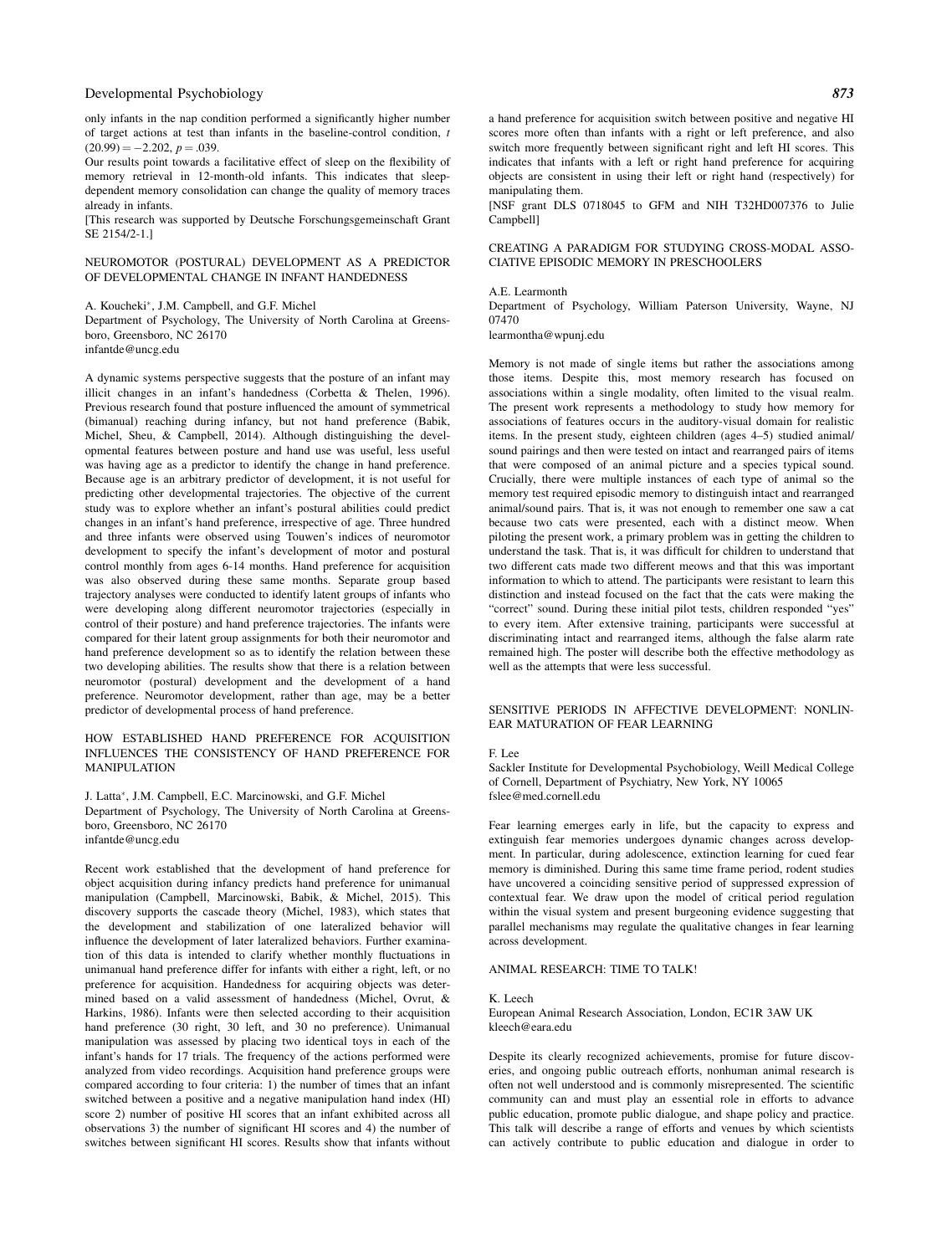only infants in the nap condition performed a significantly higher number of target actions at test than infants in the baseline-control condition, $t$ $(20.99) = -2.202$, $p = .039$.

Our results point towards a facilitative effect of sleep on the flexibility of memory retrieval in 12-month-old infants. This indicates that sleep-dependent memory consolidation can change the quality of memory traces already in infants.

[This research was supported by Deutsche Forschungsgemeinschaft Grant SE 2154/2-1.]

## NEUROMOTOR (POSTURAL) DEVELOPMENT AS A PREDICTOR OF DEVELOPMENTAL CHANGE IN INFANT HANDEDNESS

A. Koucheki*, J.M. Campbell, and G.F. Michel
Department of Psychology, The University of North Carolina at Greensboro, Greensboro, NC 26170
infantde@uncg.edu

A dynamic systems perspective suggests that the posture of an infant may illicit changes in an infant's handedness (Corbetta & Thelen, 1996). Previous research found that posture influenced the amount of symmetrical (bimanual) reaching during infancy, but not hand preference (Babik, Michel, Sheu, & Campbell, 2014). Although distinguishing the developmental features between posture and hand use was useful, less useful was having age as a predictor to identify the change in hand preference. Because age is an arbitrary predictor of development, it is not useful for predicting other developmental trajectories. The objective of the current study was to explore whether an infant's postural abilities could predict changes in an infant's hand preference, irrespective of age. Three hundred and three infants were observed using Touwen's indices of neuromotor development to specify the infant's development of motor and postural control monthly from ages 6-14 months. Hand preference for acquisition was also observed during these same months. Separate group based trajectory analyses were conducted to identify latent groups of infants who were developing along different neuromotor trajectories (especially in control of their posture) and hand preference trajectories. The infants were compared for their latent group assignments for both their neuromotor and hand preference development so as to identify the relation between these two developing abilities. The results show that there is a relation between neuromotor (postural) development and the development of a hand preference. Neuromotor development, rather than age, may be a better predictor of developmental process of hand preference.

## HOW ESTABLISHED HAND PREFERENCE FOR ACQUISITION INFLUENCES THE CONSISTENCY OF HAND PREFERENCE FOR MANIPULATION

J. Latta*, J.M. Campbell, E.C. Marcinowski, and G.F. Michel
Department of Psychology, The University of North Carolina at Greensboro, Greensboro, NC 26170
infantde@uncg.edu

Recent work established that the development of hand preference for object acquisition during infancy predicts hand preference for unimanual manipulation (Campbell, Marcinowski, Babik, & Michel, 2015). This discovery supports the cascade theory (Michel, 1983), which states that the development and stabilization of one lateralized behavior will influence the development of later lateralized behaviors. Further examination of this data is intended to clarify whether monthly fluctuations in unimanual hand preference differ for infants with either a right, left, or no preference for acquisition. Handedness for acquiring objects was determined based on a valid assessment of handedness (Michel, Ovrut, & Harkins, 1986). Infants were then selected according to their acquisition hand preference (30 right, 30 left, and 30 no preference). Unimanual manipulation was assessed by placing two identical toys in each of the infant's hands for 17 trials. The frequency of the actions performed were analyzed from video recordings. Acquisition hand preference groups were compared according to four criteria: 1) the number of times that an infant switched between a positive and a negative manipulation hand index (HI) score 2) number of positive HI scores that an infant exhibited across all observations 3) the number of significant HI scores and 4) the number of switches between significant HI scores. Results show that infants without a hand preference for acquisition switch between positive and negative HI scores more often than infants with a right or left preference, and also switch more frequently between significant right and left HI scores. This indicates that infants with a left or right hand preference for acquiring objects are consistent in using their left or right hand (respectively) for manipulating them.

[NSF grant DLS 0718045 to GFM and NIH T32HD007376 to Julie Campbell]

## CREATING A PARADIGM FOR STUDYING CROSS-MODAL ASSOCIATIVE EPISODIC MEMORY IN PRESCHOOLERS

A.E. Learmonth
Department of Psychology, William Paterson University, Wayne, NJ 07470
learmontha@wpunj.edu

Memory is not made of single items but rather the associations among those items. Despite this, most memory research has focused on associations within a single modality, often limited to the visual realm. The present work represents a methodology to study how memory for associations of features occurs in the auditory-visual domain for realistic items. In the present study, eighteen children (ages 4–5) studied animal/sound pairings and then were tested on intact and rearranged pairs of items that were composed of an animal picture and a species typical sound. Crucially, there were multiple instances of each type of animal so the memory test required episodic memory to distinguish intact and rearranged animal/sound pairs. That is, it was not enough to remember one saw a cat because two cats were presented, each with a distinct meow. When piloting the present work, a primary problem was in getting the children to understand the task. That is, it was difficult for children to understand that two different cats made two different meows and that this was important information to which to attend. The participants were resistant to learn this distinction and instead focused on the fact that the cats were making the "correct" sound. During these initial pilot tests, children responded "yes" to every item. After extensive training, participants were successful at discriminating intact and rearranged items, although the false alarm rate remained high. The poster will describe both the effective methodology as well as the attempts that were less successful.

## SENSITIVE PERIODS IN AFFECTIVE DEVELOPMENT: NONLINEAR MATURATION OF FEAR LEARNING

F. Lee
Sackler Institute for Developmental Psychobiology, Weill Medical College of Cornell, Department of Psychiatry, New York, NY 10065
fslee@med.cornell.edu

Fear learning emerges early in life, but the capacity to express and extinguish fear memories undergoes dynamic changes across development. In particular, during adolescence, extinction learning for cued fear memory is diminished. During this same time frame period, rodent studies have uncovered a coinciding sensitive period of suppressed expression of contextual fear. We draw upon the model of critical period regulation within the visual system and present burgeoning evidence suggesting that parallel mechanisms may regulate the qualitative changes in fear learning across development.

## ANIMAL RESEARCH: TIME TO TALK!

K. Leech
European Animal Research Association, London, EC1R 3AW UK
kleech@eara.edu

Despite its clearly recognized achievements, promise for future discoveries, and ongoing public outreach efforts, nonhuman animal research is often not well understood and is commonly misrepresented. The scientific community can and must play an essential role in efforts to advance public education, promote public dialogue, and shape policy and practice. This talk will describe a range of efforts and venues by which scientists can actively contribute to public education and dialogue in order to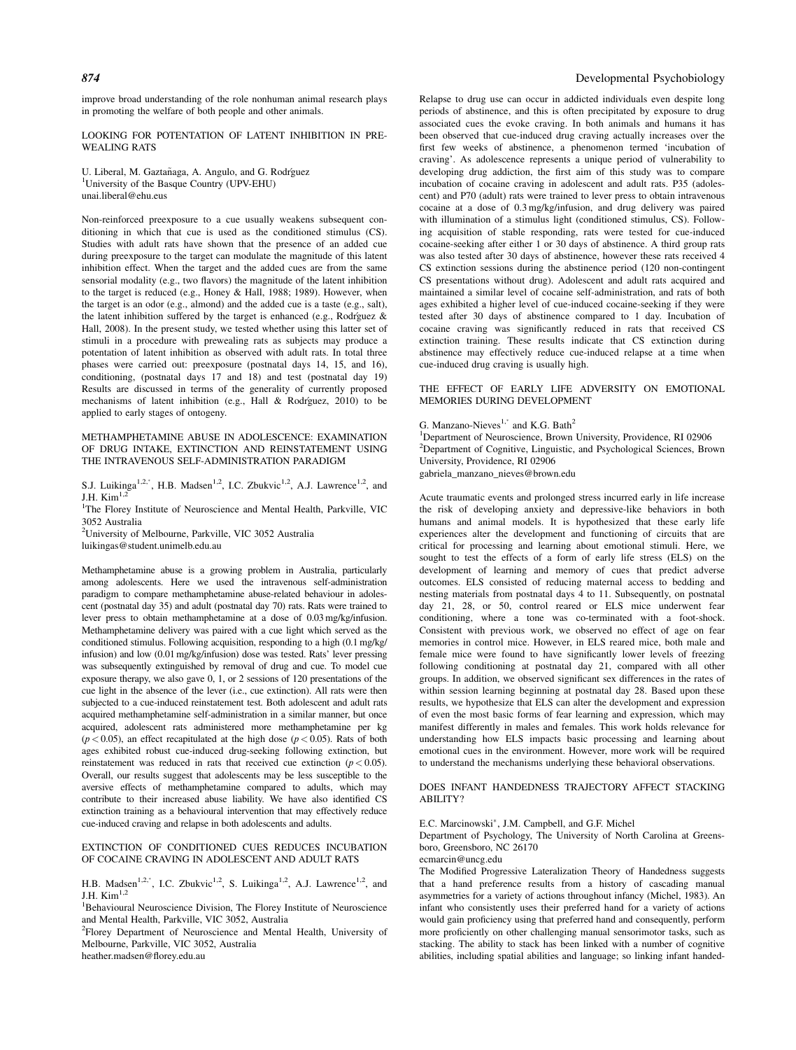improve broad understanding of the role nonhuman animal research plays in promoting the welfare of both people and other animals.

## LOOKING FOR POTENTATION OF LATENT INHIBITION IN PRE-WEALING RATS

U. Liberal, M. Gaztañaga, A. Angulo, and G. Rodŕguez
[1]University of the Basque Country (UPV-EHU)
unai.liberal@ehu.eus

Non-reinforced preexposure to a cue usually weakens subsequent conditioning in which that cue is used as the conditioned stimulus (CS). Studies with adult rats have shown that the presence of an added cue during preexposure to the target can modulate the magnitude of this latent inhibition effect. When the target and the added cues are from the same sensorial modality (e.g., two flavors) the magnitude of the latent inhibition to the target is reduced (e.g., Honey & Hall, 1988; 1989). However, when the target is an odor (e.g., almond) and the added cue is a taste (e.g., salt), the latent inhibition suffered by the target is enhanced (e.g., Rodŕguez & Hall, 2008). In the present study, we tested whether using this latter set of stimuli in a procedure with prewealing rats as subjects may produce a potentiation of latent inhibition as observed with adult rats. In total three phases were carried out: preexposure (postnatal days 14, 15, and 16), conditioning, (postnatal days 17 and 18) and test (postnatal day 19) Results are discussed in terms of the generality of currently proposed mechanisms of latent inhibition (e.g., Hall & Rodŕguez, 2010) to be applied to early stages of ontogeny.

## METHAMPHETAMINE ABUSE IN ADOLESCENCE: EXAMINATION OF DRUG INTAKE, EXTINCTION AND REINSTATEMENT USING THE INTRAVENOUS SELF-ADMINISTRATION PARADIGM

S.J. Luikinga[1,2,*], H.B. Madsen[1,2], I.C. Zbukvic[1,2], A.J. Lawrence[1,2], and J.H. Kim[1,2]
[1]The Florey Institute of Neuroscience and Mental Health, Parkville, VIC 3052 Australia
[2]University of Melbourne, Parkville, VIC 3052 Australia
luikingas@student.unimelb.edu.au

Methamphetamine abuse is a growing problem in Australia, particularly among adolescents. Here we used the intravenous self-administration paradigm to compare methamphetamine abuse-related behaviour in adolescent (postnatal day 35) and adult (postnatal day 70) rats. Rats were trained to lever press to obtain methamphetamine at a dose of 0.03 mg/kg/infusion. Methamphetamine delivery was paired with a cue light which served as the conditioned stimulus. Following acquisition, responding to a high (0.1 mg/kg/infusion) and low (0.01 mg/kg/infusion) dose was tested. Rats' lever pressing was subsequently extinguished by removal of drug and cue. To model cue exposure therapy, we also gave 0, 1, or 2 sessions of 120 presentations of the cue light in the absence of the lever (i.e., cue extinction). All rats were then subjected to a cue-induced reinstatement test. Both adolescent and adult rats acquired methamphetamine self-administration in a similar manner, but once acquired, adolescent rats administered more methamphetamine per kg ($p < 0.05$), an effect recapitulated at the high dose ($p < 0.05$). Rats of both ages exhibited robust cue-induced drug-seeking following extinction, but reinstatement was reduced in rats that received cue extinction ($p < 0.05$). Overall, our results suggest that adolescents may be less susceptible to the aversive effects of methamphetamine compared to adults, which may contribute to their increased abuse liability. We have also identified CS extinction training as a behavioural intervention that may effectively reduce cue-induced craving and relapse in both adolescents and adults.

## EXTINCTION OF CONDITIONED CUES REDUCES INCUBATION OF COCAINE CRAVING IN ADOLESCENT AND ADULT RATS

H.B. Madsen[1,2,*], I.C. Zbukvic[1,2], S. Luikinga[1,2], A.J. Lawrence[1,2], and J.H. Kim[1,2]
[1]Behavioural Neuroscience Division, The Florey Institute of Neuroscience and Mental Health, Parkville, VIC 3052, Australia
[2]Florey Department of Neuroscience and Mental Health, University of Melbourne, Parkville, VIC 3052, Australia
heather.madsen@florey.edu.au

Relapse to drug use can occur in addicted individuals even despite long periods of abstinence, and this is often precipitated by exposure to drug associated cues the evoke craving. In both animals and humans it has been observed that cue-induced drug craving actually increases over the first few weeks of abstinence, a phenomenon termed 'incubation of craving'. As adolescence represents a unique period of vulnerability to developing drug addiction, the first aim of this study was to compare incubation of cocaine craving in adolescent and adult rats. P35 (adolescent) and P70 (adult) rats were trained to lever press to obtain intravenous cocaine at a dose of 0.3 mg/kg/infusion, and drug delivery was paired with illumination of a stimulus light (conditioned stimulus, CS). Following acquisition of stable responding, rats were tested for cue-induced cocaine-seeking after either 1 or 30 days of abstinence. A third group rats was also tested after 30 days of abstinence, however these rats received 4 CS extinction sessions during the abstinence period (120 non-contingent CS presentations without drug). Adolescent and adult rats acquired and maintained a similar level of cocaine self-administration, and rats of both ages exhibited a higher level of cue-induced cocaine-seeking if they were tested after 30 days of abstinence compared to 1 day. Incubation of cocaine craving was significantly reduced in rats that received CS extinction training. These results indicate that CS extinction during abstinence may effectively reduce cue-induced relapse at a time when cue-induced drug craving is usually high.

## THE EFFECT OF EARLY LIFE ADVERSITY ON EMOTIONAL MEMORIES DURING DEVELOPMENT

G. Manzano-Nieves[1,*] and K.G. Bath[2]
[1]Department of Neuroscience, Brown University, Providence, RI 02906
[2]Department of Cognitive, Linguistic, and Psychological Sciences, Brown University, Providence, RI 02906
gabriela_manzano_nieves@brown.edu

Acute traumatic events and prolonged stress incurred early in life increase the risk of developing anxiety and depressive-like behaviors in both humans and animal models. It is hypothesized that these early life experiences alter the development and functioning of circuits that are critical for processing and learning about emotional stimuli. Here, we sought to test the effects of a form of early life stress (ELS) on the development of learning and memory of cues that predict adverse outcomes. ELS consisted of reducing maternal access to bedding and nesting materials from postnatal days 4 to 11. Subsequently, on postnatal day 21, 28, or 50, control reared or ELS mice underwent fear conditioning, where a tone was co-terminated with a foot-shock. Consistent with previous work, we observed no effect of age on fear memories in control mice. However, in ELS reared mice, both male and female mice were found to have significantly lower levels of freezing following conditioning at postnatal day 21, compared with all other groups. In addition, we observed significant sex differences in the rates of within session learning beginning at postnatal day 28. Based upon these results, we hypothesize that ELS can alter the development and expression of even the most basic forms of fear learning and expression, which may manifest differently in males and females. This work holds relevance for understanding how ELS impacts basic processing and learning about emotional cues in the environment. However, more work will be required to understand the mechanisms underlying these behavioral observations.

## DOES INFANT HANDEDNESS TRAJECTORY AFFECT STACKING ABILITY?

E.C. Marcinowski*, J.M. Campbell, and G.F. Michel
Department of Psychology, The University of North Carolina at Greensboro, Greensboro, NC 26170
ecmarcin@uncg.edu

The Modified Progressive Lateralization Theory of Handedness suggests that a hand preference results from a history of cascading manual asymmetries for a variety of actions throughout infancy (Michel, 1983). An infant who consistently uses their preferred hand for a variety of actions would gain proficiency using that preferred hand and consequently, perform more proficiently on other challenging manual sensorimotor tasks, such as stacking. The ability to stack has been linked with a number of cognitive abilities, including spatial abilities and language; so linking infant handed-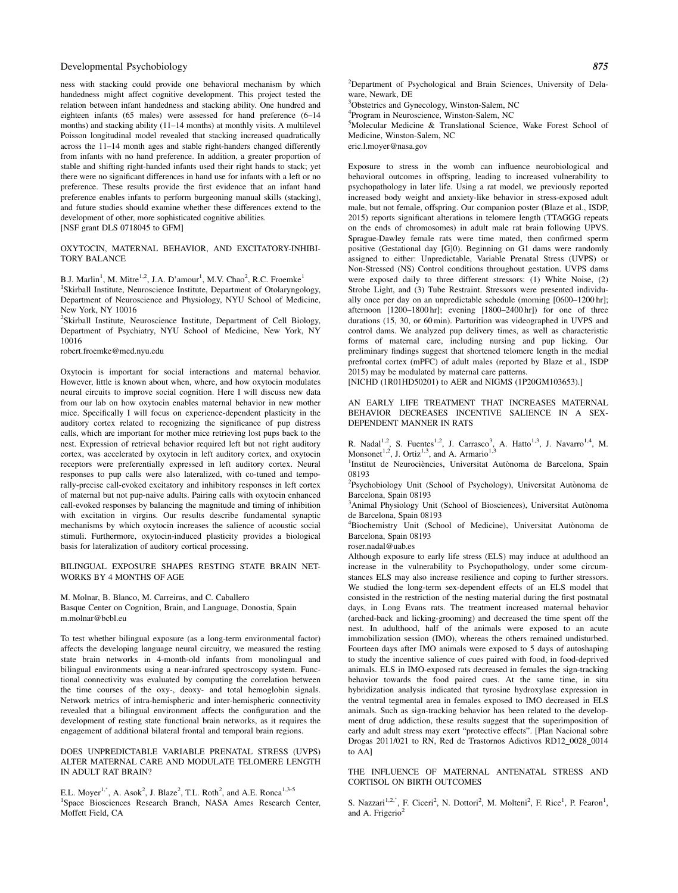ness with stacking could provide one behavioral mechanism by which handedness might affect cognitive development. This project tested the relation between infant handedness and stacking ability. One hundred and eighteen infants (65 males) were assessed for hand preference (6–14 months) and stacking ability (11–14 months) at monthly visits. A multilevel Poisson longitudinal model revealed that stacking increased quadratically across the 11–14 month ages and stable right-handers changed differently from infants with no hand preference. In addition, a greater proportion of stable and shifting right-handed infants used their right hands to stack; yet there were no significant differences in hand use for infants with a left or no preference. These results provide the first evidence that an infant hand preference enables infants to perform burgeoning manual skills (stacking), and future studies should examine whether these differences extend to the development of other, more sophisticated cognitive abilities.
[NSF grant DLS 0718045 to GFM]

## OXYTOCIN, MATERNAL BEHAVIOR, AND EXCITATORY-INHIBITORY BALANCE

B.J. Marlin[1], M. Mitre[1,2], J.A. D'amour[1], M.V. Chao[2], R.C. Froemke[1]
[1]Skirball Institute, Neuroscience Institute, Department of Otolaryngology, Department of Neuroscience and Physiology, NYU School of Medicine, New York, NY 10016
[2]Skirball Institute, Neuroscience Institute, Department of Cell Biology, Department of Psychiatry, NYU School of Medicine, New York, NY 10016
robert.froemke@med.nyu.edu

Oxytocin is important for social interactions and maternal behavior. However, little is known about when, where, and how oxytocin modulates neural circuits to improve social cognition. Here I will discuss new data from our lab on how oxytocin enables maternal behavior in new mother mice. Specifically I will focus on experience-dependent plasticity in the auditory cortex related to recognizing the significance of pup distress calls, which are important for mother mice retrieving lost pups back to the nest. Expression of retrieval behavior required left but not right auditory cortex, was accelerated by oxytocin in left auditory cortex, and oxytocin receptors were preferentially expressed in left auditory cortex. Neural responses to pup calls were also lateralized, with co-tuned and temporally-precise call-evoked excitatory and inhibitory responses in left cortex of maternal but not pup-naive adults. Pairing calls with oxytocin enhanced call-evoked responses by balancing the magnitude and timing of inhibition with excitation in virgins. Our results describe fundamental synaptic mechanisms by which oxytocin increases the salience of acoustic social stimuli. Furthermore, oxytocin-induced plasticity provides a biological basis for lateralization of auditory cortical processing.

## BILINGUAL EXPOSURE SHAPES RESTING STATE BRAIN NETWORKS BY 4 MONTHS OF AGE

M. Molnar, B. Blanco, M. Carreiras, and C. Caballero
Basque Center on Cognition, Brain, and Language, Donostia, Spain
m.molnar@bcbl.eu

To test whether bilingual exposure (as a long-term environmental factor) affects the developing language neural circuitry, we measured the resting state brain networks in 4-month-old infants from monolingual and bilingual environments using a near-infrared spectroscopy system. Functional connectivity was evaluated by computing the correlation between the time courses of the oxy-, deoxy- and total hemoglobin signals. Network metrics of intra-hemispheric and inter-hemispheric connectivity revealed that a bilingual environment affects the configuration and the development of resting state functional brain networks, as it requires the engagement of additional bilateral frontal and temporal brain regions.

## DOES UNPREDICTABLE VARIABLE PRENATAL STRESS (UVPS) ALTER MATERNAL CARE AND MODULATE TELOMERE LENGTH IN ADULT RAT BRAIN?

E.L. Moyer[1,*], A. Asok[2], J. Blaze[2], T.L. Roth[2], and A.E. Ronca[1,3-5]
[1]Space Biosciences Research Branch, NASA Ames Research Center, Moffett Field, CA
[2]Department of Psychological and Brain Sciences, University of Delaware, Newark, DE
[3]Obstetrics and Gynecology, Winston-Salem, NC
[4]Program in Neuroscience, Winston-Salem, NC
[5]Molecular Medicine & Translational Science, Wake Forest School of Medicine, Winston-Salem, NC
eric.l.moyer@nasa.gov

Exposure to stress in the womb can influence neurobiological and behavioral outcomes in offspring, leading to increased vulnerability to psychopathology in later life. Using a rat model, we previously reported increased body weight and anxiety-like behavior in stress-exposed adult male, but not female, offspring. Our companion poster (Blaze et al., ISDP, 2015) reports significant alterations in telomere length (TTAGGG repeats on the ends of chromosomes) in adult male rat brain following UPVS. Sprague-Dawley female rats were time mated, then confirmed sperm positive (Gestational day [G]0). Beginning on G1 dams were randomly assigned to either: Unpredictable, Variable Prenatal Stress (UVPS) or Non-Stressed (NS) Control conditions throughout gestation. UVPS dams were exposed daily to three different stressors: (1) White Noise, (2) Strobe Light, and (3) Tube Restraint. Stressors were presented individually once per day on an unpredictable schedule (morning [0600–1200 hr]; afternoon [1200–1800 hr]; evening [1800–2400 hr]) for one of three durations (15, 30, or 60 min). Parturition was videographed in UVPS and control dams. We analyzed pup delivery times, as well as characteristic forms of maternal care, including nursing and pup licking. Our preliminary findings suggest that shortened telomere length in the medial prefrontal cortex (mPFC) of adult males (reported by Blaze et al., ISDP 2015) may be modulated by maternal care patterns.
[NICHD (1R01HD50201) to AER and NIGMS (1P20GM103653).]

## AN EARLY LIFE TREATMENT THAT INCREASES MATERNAL BEHAVIOR DECREASES INCENTIVE SALIENCE IN A SEX-DEPENDENT MANNER IN RATS

R. Nadal[1,2], S. Fuentes[1,2], J. Carrasco[3], A. Hatto[1,3], J. Navarro[1,4], M. Monsonet[1,2], J. Ortiz[1,3], and A. Armario[1,3]
[1]Institut de Neurociències, Universitat Autònoma de Barcelona, Spain 08193
[2]Psychobiology Unit (School of Psychology), Universitat Autònoma de Barcelona, Spain 08193
[3]Animal Physiology Unit (School of Biosciences), Universitat Autònoma de Barcelona, Spain 08193
[4]Biochemistry Unit (School of Medicine), Universitat Autònoma de Barcelona, Spain 08193
roser.nadal@uab.es

Although exposure to early life stress (ELS) may induce at adulthood an increase in the vulnerability to Psychopathology, under some circumstances ELS may also increase resilience and coping to further stressors. We studied the long-term sex-dependent effects of an ELS model that consisted in the restriction of the nesting material during the first postnatal days, in Long Evans rats. The treatment increased maternal behavior (arched-back and licking-grooming) and decreased the time spent off the nest. In adulthood, half of the animals were exposed to an acute immobilization session (IMO), whereas the others remained undisturbed. Fourteen days after IMO animals were exposed to 5 days of autoshaping to study the incentive salience of cues paired with food, in food-deprived animals. ELS in IMO-exposed rats decreased in females the sign-tracking behavior towards the food paired cues. At the same time, in situ hybridization analysis indicated that tyrosine hydroxylase expression in the ventral tegmental area in females exposed to IMO decreased in ELS animals. Such as sign-tracking behavior has been related to the development of drug addiction, these results suggest that the superimposition of early and adult stress may exert "protective effects". [Plan Nacional sobre Drogas 2011/021 to RN, Red de Trastornos Adictivos RD12_0028_0014 to AA]

## THE INFLUENCE OF MATERNAL ANTENATAL STRESS AND CORTISOL ON BIRTH OUTCOMES

S. Nazzari[1,2,*], F. Ciceri[2], N. Dottori[2], M. Molteni[2], F. Rice[1], P. Fearon[1], and A. Frigerio[2]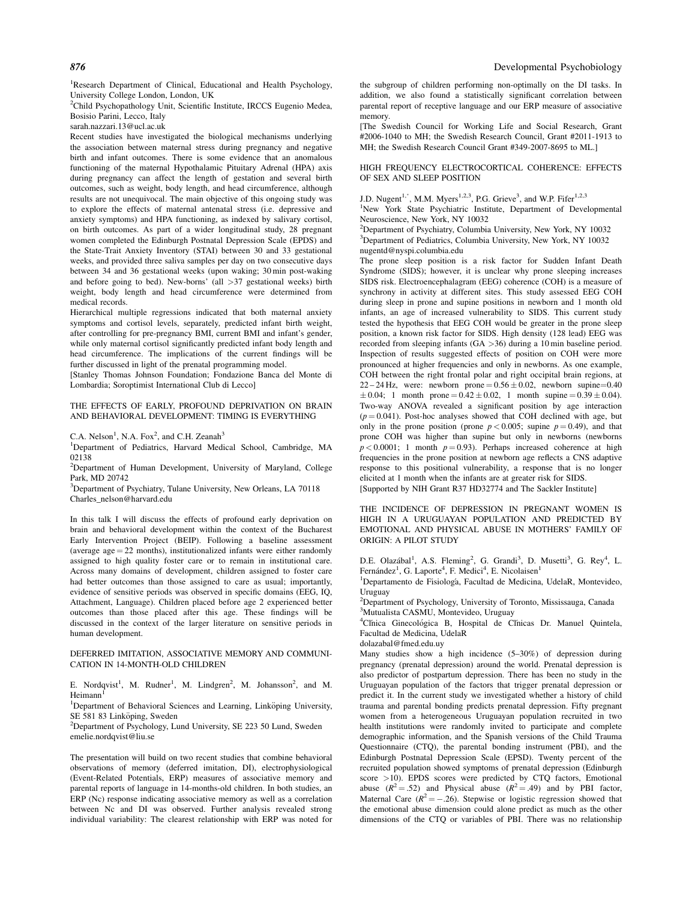[1]Research Department of Clinical, Educational and Health Psychology, University College London, London, UK

[2]Child Psychopathology Unit, Scientific Institute, IRCCS Eugenio Medea, Bosisio Parini, Lecco, Italy

sarah.nazzari.13@ucl.ac.uk

Recent studies have investigated the biological mechanisms underlying the association between maternal stress during pregnancy and negative birth and infant outcomes. There is some evidence that an anomalous functioning of the maternal Hypothalamic Pituitary Adrenal (HPA) axis during pregnancy can affect the length of gestation and several birth outcomes, such as weight, body length, and head circumference, although results are not unequivocal. The main objective of this ongoing study was to explore the effects of maternal antenatal stress (i.e. depressive and anxiety symptoms) and HPA functioning, as indexed by salivary cortisol, on birth outcomes. As part of a wider longitudinal study, 28 pregnant women completed the Edinburgh Postnatal Depression Scale (EPDS) and the State-Trait Anxiety Inventory (STAI) between 30 and 33 gestational weeks, and provided three saliva samples per day on two consecutive days between 34 and 36 gestational weeks (upon waking; 30 min post-waking and before going to bed). New-borns' (all >37 gestational weeks) birth weight, body length and head circumference were determined from medical records.

Hierarchical multiple regressions indicated that both maternal anxiety symptoms and cortisol levels, separately, predicted infant birth weight, after controlling for pre-pregnancy BMI, current BMI and infant's gender, while only maternal cortisol significantly predicted infant body length and head circumference. The implications of the current findings will be further discussed in light of the prenatal programming model.

[Stanley Thomas Johnson Foundation; Fondazione Banca del Monte di Lombardia; Soroptimist International Club di Lecco]

## THE EFFECTS OF EARLY, PROFOUND DEPRIVATION ON BRAIN AND BEHAVIORAL DEVELOPMENT: TIMING IS EVERYTHING

C.A. Nelson[1], N.A. Fox[2], and C.H. Zeanah[3]

[1]Department of Pediatrics, Harvard Medical School, Cambridge, MA 02138

[2]Department of Human Development, University of Maryland, College Park, MD 20742

[3]Department of Psychiatry, Tulane University, New Orleans, LA 70118

Charles_nelson@harvard.edu

In this talk I will discuss the effects of profound early deprivation on brain and behavioral development within the context of the Bucharest Early Intervention Project (BEIP). Following a baseline assessment (average age = 22 months), institutionalized infants were either randomly assigned to high quality foster care or to remain in institutional care. Across many domains of development, children assigned to foster care had better outcomes than those assigned to care as usual; importantly, evidence of sensitive periods was observed in specific domains (EEG, IQ, Attachment, Language). Children placed before age 2 experienced better outcomes than those placed after this age. These findings will be discussed in the context of the larger literature on sensitive periods in human development.

## DEFERRED IMITATION, ASSOCIATIVE MEMORY AND COMMUNICATION IN 14-MONTH-OLD CHILDREN

E. Nordqvist[1], M. Rudner[1], M. Lindgren[2], M. Johansson[2], and M. Heimann[1]

[1]Department of Behavioral Sciences and Learning, Linköping University, SE 581 83 Linköping, Sweden

[2]Department of Psychology, Lund University, SE 223 50 Lund, Sweden

emelie.nordqvist@liu.se

The presentation will build on two recent studies that combine behavioral observations of memory (deferred imitation, DI), electrophysiological (Event-Related Potentials, ERP) measures of associative memory and parental reports of language in 14-months-old children. In both studies, an ERP (Nc) response indicating associative memory as well as a correlation between Nc and DI was observed. Further analysis revealed strong individual variability: The clearest relationship with ERP was noted for the subgroup of children performing non-optimally on the DI tasks. In addition, we also found a statistically significant correlation between parental report of receptive language and our ERP measure of associative memory.

[The Swedish Council for Working Life and Social Research, Grant #2006-1040 to MH; the Swedish Research Council, Grant #2011-1913 to MH; the Swedish Research Council Grant #349-2007-8695 to ML.]

## HIGH FREQUENCY ELECTROCORTICAL COHERENCE: EFFECTS OF SEX AND SLEEP POSITION

J.D. Nugent[1,*], M.M. Myers[1,2,3], P.G. Grieve[3], and W.P. Fifer[1,2,3]

[1]New York State Psychiatric Institute, Department of Developmental Neuroscience, New York, NY 10032

[2]Department of Psychiatry, Columbia University, New York, NY 10032

[3]Department of Pediatrics, Columbia University, New York, NY 10032

nugentd@nyspi.columbia.edu

The prone sleep position is a risk factor for Sudden Infant Death Syndrome (SIDS); however, it is unclear why prone sleeping increases SIDS risk. Electroencephalagram (EEG) coherence (COH) is a measure of synchrony in activity at different sites. This study assessed EEG COH during sleep in prone and supine positions in newborn and 1 month old infants, an age of increased vulnerability to SIDS. This current study tested the hypothesis that EEG COH would be greater in the prone sleep position, a known risk factor for SIDS. High density (128 lead) EEG was recorded from sleeping infants (GA >36) during a 10 min baseline period. Inspection of results suggested effects of position on COH were more pronounced at higher frequencies and only in newborns. As one example, COH between the right frontal polar and right occipital brain regions, at 22–24 Hz, were: newborn prone $= 0.56 \pm 0.02$, newborn supine$=0.40 \pm 0.04$; 1 month prone $= 0.42 \pm 0.02$, 1 month supine $= 0.39 \pm 0.04$). Two-way ANOVA revealed a significant position by age interaction ($p = 0.041$). Post-hoc analyses showed that COH declined with age, but only in the prone position (prone $p < 0.005$; supine $p = 0.49$), and that prone COH was higher than supine but only in newborns (newborns $p < 0.0001$; 1 month $p = 0.93$). Perhaps increased coherence at high frequencies in the prone position at newborn age reflects a CNS adaptive response to this positional vulnerability, a response that is no longer elicited at 1 month when the infants are at greater risk for SIDS.

[Supported by NIH Grant R37 HD32774 and The Sackler Institute]

## THE INCIDENCE OF DEPRESSION IN PREGNANT WOMEN IS HIGH IN A URUGUAYAN POPULATION AND PREDICTED BY EMOTIONAL AND PHYSICAL ABUSE IN MOTHERS' FAMILY OF ORIGIN: A PILOT STUDY

D.E. Olazábal[1], A.S. Fleming[2], G. Grandi[3], D. Musetti[3], G. Rey[4], L. Fernández[1], G. Laporte[4], F. Medici[4], E. Nicolaisen[1]

[1]Departamento de Fisiologá, Facultad de Medicina, UdelaR, Montevideo, Uruguay

[2]Department of Psychology, University of Toronto, Mississauga, Canada

[3]Mutualista CASMU, Montevideo, Uruguay

[4]Clínica Ginecológica B, Hospital de Clínicas Dr. Manuel Quintela, Facultad de Medicina, UdelaR

dolazabal@fmed.edu.uy

Many studies show a high incidence (5–30%) of depression during pregnancy (prenatal depression) around the world. Prenatal depression is also predictor of postpartum depression. There has been no study in the Uruguayan population of the factors that trigger prenatal depression or predict it. In the current study we investigated whether a history of child trauma and parental bonding predicts prenatal depression. Fifty pregnant women from a heterogeneous Uruguayan population recruited in two health institutions were randomly invited to participate and complete demographic information, and the Spanish versions of the Child Trauma Questionnaire (CTQ), the parental bonding instrument (PBI), and the Edinburgh Postnatal Depression Scale (EPSD). Twenty percent of the recruited population showed symptoms of prenatal depression (Edinburgh score >10). EPDS scores were predicted by CTQ factors, Emotional abuse ($R^2 = .52$) and Physical abuse ($R^2 = .49$) and by PBI factor, Maternal Care ($R^2 = -.26$). Stepwise or logistic regression showed that the emotional abuse dimension could alone predict as much as the other dimensions of the CTQ or variables of PBI. There was no relationship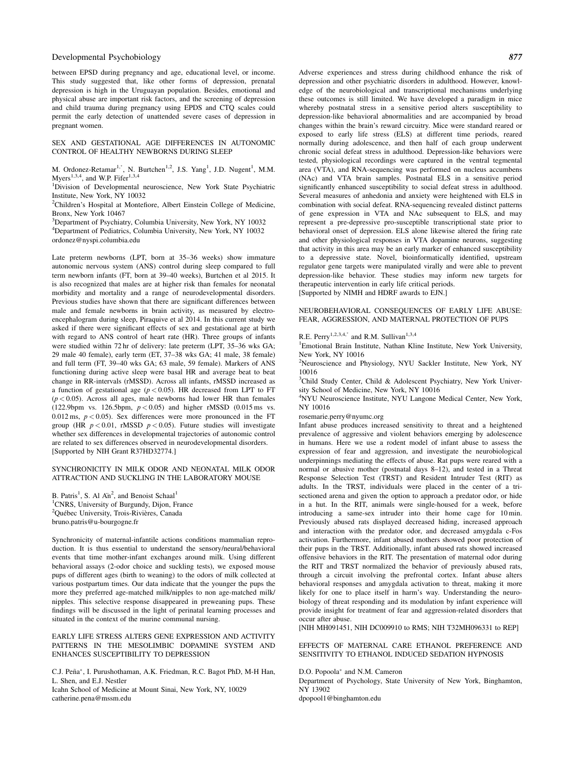between EPSD during pregnancy and age, educational level, or income. This study suggested that, like other forms of depression, prenatal depression is high in the Uruguayan population. Besides, emotional and physical abuse are important risk factors, and the screening of depression and child trauma during pregnancy using EPDS and CTQ scales could permit the early detection of unattended severe cases of depression in pregnant women.

## SEX AND GESTATIONAL AGE DIFFERENCES IN AUTONOMIC CONTROL OF HEALTHY NEWBORNS DURING SLEEP

M. Ordonez-Retamar[1,*], N. Burtchen[1,2], J.S. Yang[1], J.D. Nugent[1], M.M. Myers[1,3,4], and W.P. Fifer[1,3,4]

[1]Division of Developmental neuroscience, New York State Psychiatric Institute, New York, NY 10032

[2]Children's Hospital at Montefiore, Albert Einstein College of Medicine, Bronx, New York 10467

[3]Department of Psychiatry, Columbia University, New York, NY 10032

[4]Department of Pediatrics, Columbia University, New York, NY 10032

ordonez@nyspi.columbia.edu

Late preterm newborns (LPT, born at 35–36 weeks) show immature autonomic nervous system (ANS) control during sleep compared to full term newborn infants (FT, born at 39–40 weeks), Burtchen et al 2015. It is also recognized that males are at higher risk than females for neonatal morbidity and mortality and a range of neurodevelopmental disorders. Previous studies have shown that there are significant differences between male and female newborns in brain activity, as measured by electroencephalogram during sleep, Piraquive et al 2014. In this current study we asked if there were significant effects of sex and gestational age at birth with regard to ANS control of heart rate (HR). Three groups of infants were studied within 72 hr of delivery: late preterm (LPT, 35–36 wks GA; 29 male 40 female), early term (ET, 37–38 wks GA; 41 male, 38 female) and full term (FT, 39–40 wks GA; 63 male, 59 female). Markers of ANS functioning during active sleep were basal HR and average beat to beat change in RR-intervals (rMSSD). Across all infants, rMSSD increased as a function of gestational age ($p < 0.05$). HR decreased from LPT to FT ($p < 0.05$). Across all ages, male newborns had lower HR than females (122.9bpm vs. 126.5bpm, $p < 0.05$) and higher rMSSD (0.015 ms vs. 0.012 ms, $p < 0.05$). Sex differences were more pronounced in the FT group (HR $p < 0.01$, rMSSD $p < 0.05$). Future studies will investigate whether sex differences in developmental trajectories of autonomic control are related to sex differences observed in neurodevelopmental disorders.

[Supported by NIH Grant R37HD32774.]

## SYNCHRONICITY IN MILK ODOR AND NEONATAL MILK ODOR ATTRACTION AND SUCKLING IN THE LABORATORY MOUSE

B. Patris[1], S. Al Aïn[2], and Benoist Schaal[1]

[1]CNRS, University of Burgundy, Dijon, France

[2]Québec University, Trois-Rivières, Canada

bruno.patris@u-bourgogne.fr

Synchronicity of maternal-infantile actions conditions mammalian reproduction. It is thus essential to understand the sensory/neural/behavioral events that time mother-infant exchanges around milk. Using different behavioral assays (2-odor choice and suckling tests), we exposed mouse pups of different ages (birth to weaning) to the odors of milk collected at various postpartum times. Our data indicate that the younger the pups the more they preferred age-matched milk/nipples to non age-matched milk/nipples. This selective response disappeared in preweaning pups. These findings will be discussed in the light of perinatal learning processes and situated in the context of the murine communal nursing.

## EARLY LIFE STRESS ALTERS GENE EXPRESSION AND ACTIVITY PATTERNS IN THE MESOLIMBIC DOPAMINE SYSTEM AND ENHANCES SUSCEPTIBILITY TO DEPRESSION

C.J. Peña*, I. Purushothaman, A.K. Friedman, R.C. Bagot PhD, M-H Han, L. Shen, and E.J. Nestler

Icahn School of Medicine at Mount Sinai, New York, NY, 10029

catherine.pena@mssm.edu

Adverse experiences and stress during childhood enhance the risk of depression and other psychiatric disorders in adulthood. However, knowledge of the neurobiological and transcriptional mechanisms underlying these outcomes is still limited. We have developed a paradigm in mice whereby postnatal stress in a sensitive period alters susceptibility to depression-like behavioral abnormalities and are accompanied by broad changes within the brain's reward circuitry. Mice were standard reared or exposed to early life stress (ELS) at different time periods, reared normally during adolescence, and then half of each group underwent chronic social defeat stress in adulthood. Depression-like behaviors were tested, physiological recordings were captured in the ventral tegmental area (VTA), and RNA-sequencing was performed on nucleus accumbens (NAc) and VTA brain samples. Postnatal ELS in a sensitive period significantly enhanced susceptibility to social defeat stress in adulthood. Several measures of anhedonia and anxiety were heightened with ELS in combination with social defeat. RNA-sequencing revealed distinct patterns of gene expression in VTA and NAc subsequent to ELS, and may represent a pre-depressive pro-susceptible transcriptional state prior to behavioral onset of depression. ELS alone likewise altered the firing rate and other physiological responses in VTA dopamine neurons, suggesting that activity in this area may be an early marker of enhanced susceptibility to a depressive state. Novel, bioinformatically identified, upstream regulator gene targets were manipulated virally and were able to prevent depression-like behavior. These studies may inform new targets for therapeutic intervention in early life critical periods.

[Supported by NIMH and HDRF awards to EJN.]

## NEUROBEHAVIORAL CONSEQUENCES OF EARLY LIFE ABUSE: FEAR, AGGRESSION, AND MATERNAL PROTECTION OF PUPS

R.E. Perry[1,2,3,4,*] and R.M. Sullivan[1,3,4]

[1]Emotional Brain Institute, Nathan Kline Institute, New York University, New York, NY 10016

[2]Neuroscience and Physiology, NYU Sackler Institute, New York, NY 10016

[3]Child Study Center, Child & Adolescent Psychiatry, New York University School of Medicine, New York, NY 10016

[4]NYU Neuroscience Institute, NYU Langone Medical Center, New York, NY 10016

rosemarie.perry@nyumc.org

Infant abuse produces increased sensitivity to threat and a heightened prevalence of aggressive and violent behaviors emerging by adolescence in humans. Here we use a rodent model of infant abuse to assess the expression of fear and aggression, and investigate the neurobiological underpinnings mediating the effects of abuse. Rat pups were reared with a normal or abusive mother (postnatal days 8–12), and tested in a Threat Response Selection Test (TRST) and Resident Intruder Test (RIT) as adults. In the TRST, individuals were placed in the center of a tri-sectioned arena and given the option to approach a predator odor, or hide in a hut. In the RIT, animals were single-housed for a week, before introducing a same-sex intruder into their home cage for 10 min. Previously abused rats displayed decreased hiding, increased approach and interaction with the predator odor, and decreased amygdala c-Fos activation. Furthermore, infant abused mothers showed poor protection of their pups in the TRST. Additionally, infant abused rats showed increased offensive behaviors in the RIT. The presentation of maternal odor during the RIT and TRST normalized the behavior of previously abused rats, through a circuit involving the prefrontal cortex. Infant abuse alters behavioral responses and amygdala activation to threat, making it more likely for one to place itself in harm's way. Understanding the neurobiology of threat responding and its modulation by infant experience will provide insight for treatment of fear and aggression-related disorders that occur after abuse.

[NIH MH091451, NIH DC009910 to RMS; NIH T32MH096331 to REP]

## EFFECTS OF MATERNAL CARE ETHANOL PREFERENCE AND SENSITIVITY TO ETHANOL INDUCED SEDATION HYPNOSIS

D.O. Popoola* and N.M. Cameron

Department of Psychology, State University of New York, Binghamton, NY 13902

dpopool1@binghamton.edu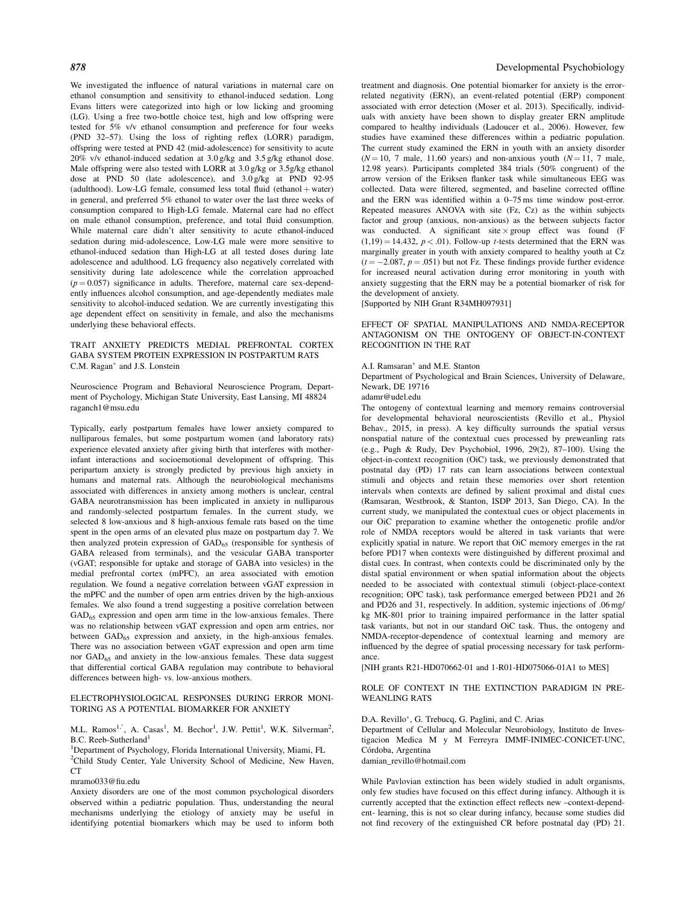We investigated the influence of natural variations in maternal care on ethanol consumption and sensitivity to ethanol-induced sedation. Long Evans litters were categorized into high or low licking and grooming (LG). Using a free two-bottle choice test, high and low offspring were tested for 5% v/v ethanol consumption and preference for four weeks (PND 32–57). Using the loss of righting reflex (LORR) paradigm, offspring were tested at PND 42 (mid-adolescence) for sensitivity to acute 20% v/v ethanol-induced sedation at 3.0 g/kg and 3.5 g/kg ethanol dose. Male offspring were also tested with LORR at 3.0 g/kg or 3.5g/kg ethanol dose at PND 50 (late adolescence), and 3.0 g/kg at PND 92-95 (adulthood). Low-LG female, consumed less total fluid (ethanol + water) in general, and preferred 5% ethanol to water over the last three weeks of consumption compared to High-LG female. Maternal care had no effect on male ethanol consumption, preference, and total fluid consumption. While maternal care didn't alter sensitivity to acute ethanol-induced sedation during mid-adolescence, Low-LG male were more sensitive to ethanol-induced sedation than High-LG at all tested doses during late adolescence and adulthood. LG frequency also negatively correlated with sensitivity during late adolescence while the correlation approached ($p = 0.057$) significance in adults. Therefore, maternal care sex-dependently influences alcohol consumption, and age-dependently mediates male sensitivity to alcohol-induced sedation. We are currently investigating this age dependent effect on sensitivity in female, and also the mechanisms underlying these behavioral effects.

## TRAIT ANXIETY PREDICTS MEDIAL PREFRONTAL CORTEX GABA SYSTEM PROTEIN EXPRESSION IN POSTPARTUM RATS

C.M. Ragan* and J.S. Lonstein

Neuroscience Program and Behavioral Neuroscience Program, Department of Psychology, Michigan State University, East Lansing, MI 48824
raganch1@msu.edu

Typically, early postpartum females have lower anxiety compared to nulliparous females, but some postpartum women (and laboratory rats) experience elevated anxiety after giving birth that interferes with mother-infant interactions and socioemotional development of offspring. This peripartum anxiety is strongly predicted by previous high anxiety in humans and maternal rats. Although the neurobiological mechanisms associated with differences in anxiety among mothers is unclear, central GABA neurotransmission has been implicated in anxiety in nulliparous and randomly-selected postpartum females. In the current study, we selected 8 low-anxious and 8 high-anxious female rats based on the time spent in the open arms of an elevated plus maze on postpartum day 7. We then analyzed protein expression of $GAD_{65}$ (responsible for synthesis of GABA released from terminals), and the vesicular GABA transporter (vGAT; responsible for uptake and storage of GABA into vesicles) in the medial prefrontal cortex (mPFC), an area associated with emotion regulation. We found a negative correlation between vGAT expression in the mPFC and the number of open arm entries driven by the high-anxious females. We also found a trend suggesting a positive correlation between $GAD_{65}$ expression and open arm time in the low-anxious females. There was no relationship between vGAT expression and open arm entries, nor between $GAD_{65}$ expression and anxiety, in the high-anxious females. There was no association between vGAT expression and open arm time nor $GAD_{65}$ and anxiety in the low-anxious females. These data suggest that differential cortical GABA regulation may contribute to behavioral differences between high- vs. low-anxious mothers.

## ELECTROPHYSIOLOGICAL RESPONSES DURING ERROR MONITORING AS A POTENTIAL BIOMARKER FOR ANXIETY

M.L. Ramos[1,*], A. Casas[1], M. Bechor[1], J.W. Pettit[1], W.K. Silverman[2], B.C. Reeb-Sutherland[1]

[1]Department of Psychology, Florida International University, Miami, FL
[2]Child Study Center, Yale University School of Medicine, New Haven, CT
mramo033@fiu.edu

Anxiety disorders are one of the most common psychological disorders observed within a pediatric population. Thus, understanding the neural mechanisms underlying the etiology of anxiety may be useful in identifying potential biomarkers which may be used to inform both treatment and diagnosis. One potential biomarker for anxiety is the error-related negativity (ERN), an event-related potential (ERP) component associated with error detection (Moser et al. 2013). Specifically, individuals with anxiety have been shown to display greater ERN amplitude compared to healthy individuals (Ladoucer et al., 2006). However, few studies have examined these differences within a pediatric population. The current study examined the ERN in youth with an anxiety disorder ($N = 10$, 7 male, 11.60 years) and non-anxious youth ($N = 11$, 7 male, 12.98 years). Participants completed 384 trials (50% congruent) of the arrow version of the Eriksen flanker task while simultaneous EEG was collected. Data were filtered, segmented, and baseline corrected offline and the ERN was identified within a 0–75 ms time window post-error. Repeated measures ANOVA with site (Fz, Cz) as the within subjects factor and group (anxious, non-anxious) as the between subjects factor was conducted. A significant site × group effect was found ($F(1,19) = 14.432$, $p < .01$). Follow-up $t$-tests determined that the ERN was marginally greater in youth with anxiety compared to healthy youth at Cz ($t = -2.087$, $p = .051$) but not Fz. These findings provide further evidence for increased neural activation during error monitoring in youth with anxiety suggesting that the ERN may be a potential biomarker of risk for the development of anxiety.

[Supported by NIH Grant R34MH097931]

## EFFECT OF SPATIAL MANIPULATIONS AND NMDA-RECEPTOR ANTAGONISM ON THE ONTOGENY OF OBJECT-IN-CONTEXT RECOGNITION IN THE RAT

A.I. Ramsaran* and M.E. Stanton

Department of Psychological and Brain Sciences, University of Delaware, Newark, DE 19716
adamr@udel.edu

The ontogeny of contextual learning and memory remains controversial for developmental behavioral neuroscientists (Revillo et al., Physiol Behav., 2015, in press). A key difficulty surrounds the spatial versus nonspatial nature of the contextual cues processed by preweanling rats (e.g., Pugh & Rudy, Dev Psychobiol, 1996, 29(2), 87–100). Using the object-in-context recognition (OiC) task, we previously demonstrated that postnatal day (PD) 17 rats can learn associations between contextual stimuli and objects and retain these memories over short retention intervals when contexts are defined by salient proximal and distal cues (Ramsaran, Westbrook, & Stanton, ISDP 2013, San Diego, CA). In the current study, we manipulated the contextual cues or object placements in our OiC preparation to examine whether the ontogenetic profile and/or role of NMDA receptors would be altered in task variants that were explicitly spatial in nature. We report that OiC memory emerges in the rat before PD17 when contexts were distinguished by different proximal and distal cues. In contrast, when contexts could be discriminated only by the distal spatial environment or when spatial information about the objects needed to be associated with contextual stimuli (object-place-context recognition; OPC task), task performance emerged between PD21 and 26 and PD26 and 31, respectively. In addition, systemic injections of .06 mg/kg MK-801 prior to training impaired performance in the latter spatial task variants, but not in our standard OiC task. Thus, the ontogeny and NMDA-receptor-dependence of contextual learning and memory are influenced by the degree of spatial processing necessary for task performance.

[NIH grants R21-HD070662-01 and 1-R01-HD075066-01A1 to MES]

## ROLE OF CONTEXT IN THE EXTINCTION PARADIGM IN PRE-WEANLING RATS

D.A. Revillo*, G. Trebucq, G. Paglini, and C. Arias

Department of Cellular and Molecular Neurobiology, Instituto de Investigacion Medica M y M Ferreyra IMMF-INIMEC-CONICET-UNC, Córdoba, Argentina
damian_revillo@hotmail.com

While Pavlovian extinction has been widely studied in adult organisms, only few studies have focused on this effect during infancy. Although it is currently accepted that the extinction effect reflects new –context-dependent- learning, this is not so clear during infancy, because some studies did not find recovery of the extinguished CR before postnatal day (PD) 21.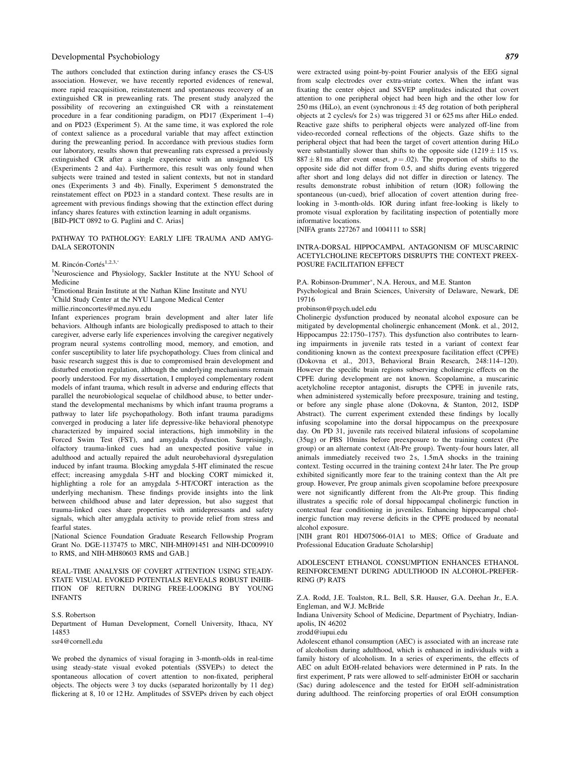The authors concluded that extinction during infancy erases the CS-US association. However, we have recently reported evidences of renewal, more rapid reacquisition, reinstatement and spontaneous recovery of an extinguished CR in preweanling rats. The present study analyzed the possibility of recovering an extinguished CR with a reinstatement procedure in a fear conditioning paradigm, on PD17 (Experiment 1–4) and on PD23 (Experiment 5). At the same time, it was explored the role of context salience as a procedural variable that may affect extinction during the preweanling period. In accordance with previous studies form our laboratory, results shown that preweanling rats expressed a previously extinguished CR after a single experience with an unsignaled US (Experiments 2 and 4a). Furthermore, this result was only found when subjects were trained and tested in salient contexts, but not in standard ones (Experiments 3 and 4b). Finally, Experiment 5 demonstrated the reinstatement effect on PD23 in a standard context. These results are in agreement with previous findings showing that the extinction effect during infancy shares features with extinction learning in adult organisms.
[BID-PICT 0892 to G. Paglini and C. Arias]

## PATHWAY TO PATHOLOGY: EARLY LIFE TRAUMA AND AMYGDALA SEROTONIN

M. Rincón-Cortés[1,2,3,*]

[1]Neuroscience and Physiology, Sackler Institute at the NYU School of Medicine
[2]Emotional Brain Institute at the Nathan Kline Institute and NYU
[3]Child Study Center at the NYU Langone Medical Center
millie.rinconcortes@med.nyu.edu

Infant experiences program brain development and alter later life behaviors. Although infants are biologically predisposed to attach to their caregiver, adverse early life experiences involving the caregiver negatively program neural systems controlling mood, memory, and emotion, and confer susceptibility to later life psychopathology. Clues from clinical and basic research suggest this is due to compromised brain development and disturbed emotion regulation, although the underlying mechanisms remain poorly understood. For my dissertation, I employed complementary rodent models of infant trauma, which result in adverse and enduring effects that parallel the neurobiological sequelae of childhood abuse, to better understand the developmental mechanisms by which infant trauma programs a pathway to later life psychopathology. Both infant trauma paradigms converged in producing a later life depressive-like behavioral phenotype characterized by impaired social interactions, high immobility in the Forced Swim Test (FST), and amygdala dysfunction. Surprisingly, olfactory trauma-linked cues had an unexpected positive value in adulthood and actually repaired the adult neurobehavioral dysregulation induced by infant trauma. Blocking amygdala 5-HT eliminated the rescue effect; increasing amygdala 5-HT and blocking CORT mimicked it, highlighting a role for an amygdala 5-HT/CORT interaction as the underlying mechanism. These findings provide insights into the link between childhood abuse and later depression, but also suggest that trauma-linked cues share properties with antidepressants and safety signals, which alter amygdala activity to provide relief from stress and fearful states.
[National Science Foundation Graduate Research Fellowship Program Grant No. DGE-1137475 to MRC, NIH-MH091451 and NIH-DC009910 to RMS, and NIH-MH80603 RMS and GAB.]

## REAL-TIME ANALYSIS OF COVERT ATTENTION USING STEADY-STATE VISUAL EVOKED POTENTIALS REVEALS ROBUST INHIBITION OF RETURN DURING FREE-LOOKING BY YOUNG INFANTS

S.S. Robertson
Department of Human Development, Cornell University, Ithaca, NY 14853
ssr4@cornell.edu

We probed the dynamics of visual foraging in 3-month-olds in real-time using steady-state visual evoked potentials (SSVEPs) to detect the spontaneous allocation of covert attention to non-fixated, peripheral objects. The objects were 3 toy ducks (separated horizontally by 11 deg) flickering at 8, 10 or 12 Hz. Amplitudes of SSVEPs driven by each object were extracted using point-by-point Fourier analysis of the EEG signal from scalp electrodes over extra-striate cortex. When the infant was fixating the center object and SSVEP amplitudes indicated that covert attention to one peripheral object had been high and the other low for 250 ms (HiLo), an event (synchronous ± 45 deg rotation of both peripheral objects at 2 cycles/s for 2 s) was triggered 31 or 625 ms after HiLo ended. Reactive gaze shifts to peripheral objects were analyzed off-line from video-recorded corneal reflections of the objects. Gaze shifts to the peripheral object that had been the target of covert attention during HiLo were substantially slower than shifts to the opposite side ($1219 \pm 115$ vs. $887 \pm 81$ ms after event onset, $p = .02$). The proportion of shifts to the opposite side did not differ from 0.5, and shifts during events triggered after short and long delays did not differ in direction or latency. The results demonstrate robust inhibition of return (IOR) following the spontaneous (un-cued), brief allocation of covert attention during free-looking in 3-month-olds. IOR during infant free-looking is likely to promote visual exploration by facilitating inspection of potentially more informative locations.
[NIFA grants 227267 and 1004111 to SSR]

## INTRA-DORSAL HIPPOCAMPAL ANTAGONISM OF MUSCARINIC ACETYLCHOLINE RECEPTORS DISRUPTS THE CONTEXT PREEXPOSURE FACILITATION EFFECT

P.A. Robinson-Drummer*, N.A. Heroux, and M.E. Stanton
Psychological and Brain Sciences, University of Delaware, Newark, DE 19716
probinson@psych.udel.edu

Cholinergic dysfunction produced by neonatal alcohol exposure can be mitigated by developmental cholinergic enhancement (Monk. et al., 2012, Hippocampus 22:1750–1757). This dysfunction also contributes to learning impairments in juvenile rats tested in a variant of context fear conditioning known as the context preexposure facilitation effect (CPFE) (Dokovna et al., 2013, Behavioral Brain Research, 248:114–120). However the specific brain regions subserving cholinergic effects on the CPFE during development are not known. Scopolamine, a muscarinic acetylcholine receptor antagonist, disrupts the CPFE in juvenile rats, when administered systemically before preexposure, training and testing, or before any single phase alone (Dokovna, & Stanton, 2012, ISDP Abstract). The current experiment extended these findings by locally infusing scopolamine into the dorsal hippocampus on the preexposure day. On PD 31, juvenile rats received bilateral infusions of scopolamine (35ug) or PBS 10mins before preexposure to the training context (Pre group) or an alternate context (Alt-Pre group). Twenty-four hours later, all animals immediately received two 2 s, 1.5mA shocks in the training context. Testing occurred in the training context 24 hr later. The Pre group exhibited significantly more fear to the training context than the Alt pre group. However, Pre group animals given scopolamine before preexposure were not significantly different from the Alt-Pre group. This finding illustrates a specific role of dorsal hippocampal cholinergic function in contextual fear conditioning in juveniles. Enhancing hippocampal cholinergic function may reverse deficits in the CPFE produced by neonatal alcohol exposure.
[NIH grant R01 HD075066-01A1 to MES; Office of Graduate and Professional Education Graduate Scholarship]

## ADOLESCENT ETHANOL CONSUMPTION ENHANCES ETHANOL REINFORCEMENT DURING ADULTHOOD IN ALCOHOL-PREFERRING (P) RATS

Z.A. Rodd, J.E. Toalston, R.L. Bell, S.R. Hauser, G.A. Deehan Jr., E.A. Engleman, and W.J. McBride
Indiana University School of Medicine, Department of Psychiatry, Indianapolis, IN 46202
zrodd@iupui.edu

Adolescent ethanol consumption (AEC) is associated with an increase rate of alcoholism during adulthood, which is enhanced in individuals with a family history of alcoholism. In a series of experiments, the effects of AEC on adult EtOH-related behaviors were determined in P rats. In the first experiment, P rats were allowed to self-administer EtOH or saccharin (Sac) during adolescence and the tested for EtOH self-administration during adulthood. The reinforcing properties of oral EtOH consumption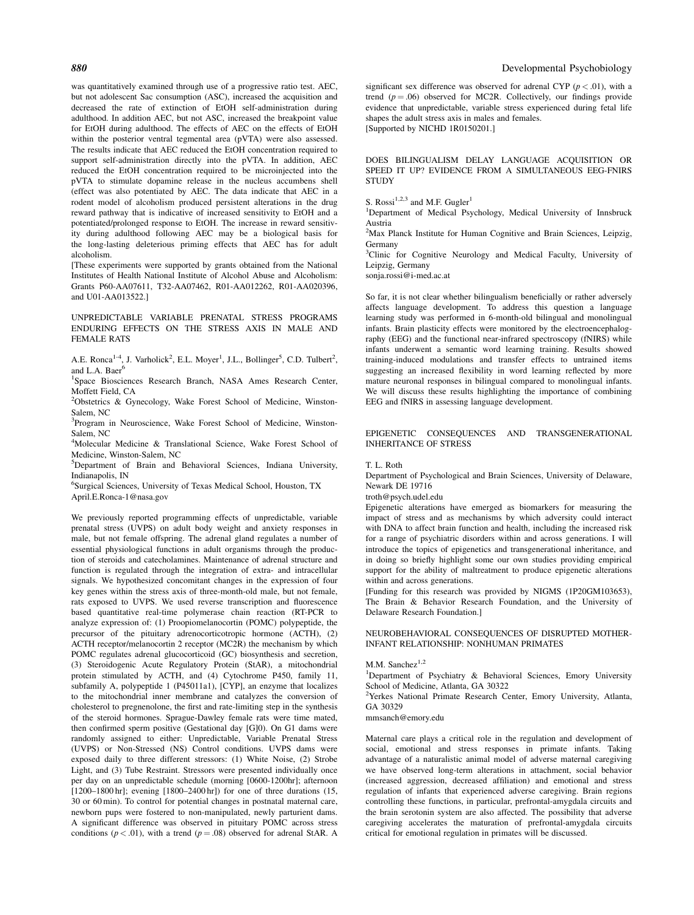was quantitatively examined through use of a progressive ratio test. AEC, but not adolescent Sac consumption (ASC), increased the acquisition and decreased the rate of extinction of EtOH self-administration during adulthood. In addition AEC, but not ASC, increased the breakpoint value for EtOH during adulthood. The effects of AEC on the effects of EtOH within the posterior ventral tegmental area (pVTA) were also assessed. The results indicate that AEC reduced the EtOH concentration required to support self-administration directly into the pVTA. In addition, AEC reduced the EtOH concentration required to be microinjected into the pVTA to stimulate dopamine release in the nucleus accumbens shell (effect was also potentiated by AEC. The data indicate that AEC in a rodent model of alcoholism produced persistent alterations in the drug reward pathway that is indicative of increased sensitivity to EtOH and a potentiated/prolonged response to EtOH. The increase in reward sensitivity during adulthood following AEC may be a biological basis for the long-lasting deleterious priming effects that AEC has for adult alcoholism.

[These experiments were supported by grants obtained from the National Institutes of Health National Institute of Alcohol Abuse and Alcoholism: Grants P60-AA07611, T32-AA07462, R01-AA012262, R01-AA020396, and U01-AA013522.]

## UNPREDICTABLE VARIABLE PRENATAL STRESS PROGRAMS ENDURING EFFECTS ON THE STRESS AXIS IN MALE AND FEMALE RATS

A.E. Ronca[1-4], J. Varholick[2], E.L. Moyer[1], J.L., Bollinger[5], C.D. Tulbert[2], and L.A. Baer[6]

[1]Space Biosciences Research Branch, NASA Ames Research Center, Moffett Field, CA

[2]Obstetrics & Gynecology, Wake Forest School of Medicine, Winston-Salem, NC

[3]Program in Neuroscience, Wake Forest School of Medicine, Winston-Salem, NC

[4]Molecular Medicine & Translational Science, Wake Forest School of Medicine, Winston-Salem, NC

[5]Department of Brain and Behavioral Sciences, Indiana University, Indianapolis, IN

[6]Surgical Sciences, University of Texas Medical School, Houston, TX

April.E.Ronca-1@nasa.gov

We previously reported programming effects of unpredictable, variable prenatal stress (UVPS) on adult body weight and anxiety responses in male, but not female offspring. The adrenal gland regulates a number of essential physiological functions in adult organisms through the production of steroids and catecholamines. Maintenance of adrenal structure and function is regulated through the integration of extra- and intracellular signals. We hypothesized concomitant changes in the expression of four key genes within the stress axis of three-month-old male, but not female, rats exposed to UVPS. We used reverse transcription and fluorescence based quantitative real-time polymerase chain reaction (RT-PCR to analyze expression of: (1) Proopiomelanocortin (POMC) polypeptide, the precursor of the pituitary adrenocorticotropic hormone (ACTH), (2) ACTH receptor/melanocortin 2 receptor (MC2R) the mechanism by which POMC regulates adrenal glucocorticoid (GC) biosynthesis and secretion, (3) Steroidogenic Acute Regulatory Protein (StAR), a mitochondrial protein stimulated by ACTH, and (4) Cytochrome P450, family 11, subfamily A, polypeptide 1 (P45011a1), [CYP], an enzyme that localizes to the mitochondrial inner membrane and catalyzes the conversion of cholesterol to pregnenolone, the first and rate-limiting step in the synthesis of the steroid hormones. Sprague-Dawley female rats were time mated, then confirmed sperm positive (Gestational day [G]0). On G1 dams were randomly assigned to either: Unpredictable, Variable Prenatal Stress (UVPS) or Non-Stressed (NS) Control conditions. UVPS dams were exposed daily to three different stressors: (1) White Noise, (2) Strobe Light, and (3) Tube Restraint. Stressors were presented individually once per day on an unpredictable schedule (morning [0600-1200hr]; afternoon [1200–1800 hr]; evening [1800–2400 hr]) for one of three durations (15, 30 or 60 min). To control for potential changes in postnatal maternal care, newborn pups were fostered to non-manipulated, newly parturient dams. A significant difference was observed in pituitary POMC across stress conditions ($p < .01$), with a trend ($p = .08$) observed for adrenal StAR. A significant sex difference was observed for adrenal CYP ($p < .01$), with a trend ($p = .06$) observed for MC2R. Collectively, our findings provide evidence that unpredictable, variable stress experienced during fetal life shapes the adult stress axis in males and females.

[Supported by NICHD 1R0150201.]

## DOES BILINGUALISM DELAY LANGUAGE ACQUISITION OR SPEED IT UP? EVIDENCE FROM A SIMULTANEOUS EEG-FNIRS STUDY

S. Rossi[1,2,3] and M.F. Gugler[1]

[1]Department of Medical Psychology, Medical University of Innsbruck Austria

[2]Max Planck Institute for Human Cognitive and Brain Sciences, Leipzig, Germany

[3]Clinic for Cognitive Neurology and Medical Faculty, University of Leipzig, Germany

sonja.rossi@i-med.ac.at

So far, it is not clear whether bilingualism beneficially or rather adversely affects language development. To address this question a language learning study was performed in 6-month-old bilingual and monolingual infants. Brain plasticity effects were monitored by the electroencephalography (EEG) and the functional near-infrared spectroscopy (fNIRS) while infants underwent a semantic word learning training. Results showed training-induced modulations and transfer effects to untrained items suggesting an increased flexibility in word learning reflected by more mature neuronal responses in bilingual compared to monolingual infants. We will discuss these results highlighting the importance of combining EEG and fNIRS in assessing language development.

## EPIGENETIC CONSEQUENCES AND TRANSGENERATIONAL INHERITANCE OF STRESS

T. L. Roth

Department of Psychological and Brain Sciences, University of Delaware, Newark DE 19716

troth@psych.udel.edu

Epigenetic alterations have emerged as biomarkers for measuring the impact of stress and as mechanisms by which adversity could interact with DNA to affect brain function and health, including the increased risk for a range of psychiatric disorders within and across generations. I will introduce the topics of epigenetics and transgenerational inheritance, and in doing so briefly highlight some our own studies providing empirical support for the ability of maltreatment to produce epigenetic alterations within and across generations.

[Funding for this research was provided by NIGMS (1P20GM103653), The Brain & Behavior Research Foundation, and the University of Delaware Research Foundation.]

## NEUROBEHAVIORAL CONSEQUENCES OF DISRUPTED MOTHER-INFANT RELATIONSHIP: NONHUMAN PRIMATES

M.M. Sanchez[1,2]

[1]Department of Psychiatry & Behavioral Sciences, Emory University School of Medicine, Atlanta, GA 30322

[2]Yerkes National Primate Research Center, Emory University, Atlanta, GA 30329

mmsanch@emory.edu

Maternal care plays a critical role in the regulation and development of social, emotional and stress responses in primate infants. Taking advantage of a naturalistic animal model of adverse maternal caregiving we have observed long-term alterations in attachment, social behavior (increased aggression, decreased affiliation) and emotional and stress regulation of infants that experienced adverse caregiving. Brain regions controlling these functions, in particular, prefrontal-amygdala circuits and the brain serotonin system are also affected. The possibility that adverse caregiving accelerates the maturation of prefrontal-amygdala circuits critical for emotional regulation in primates will be discussed.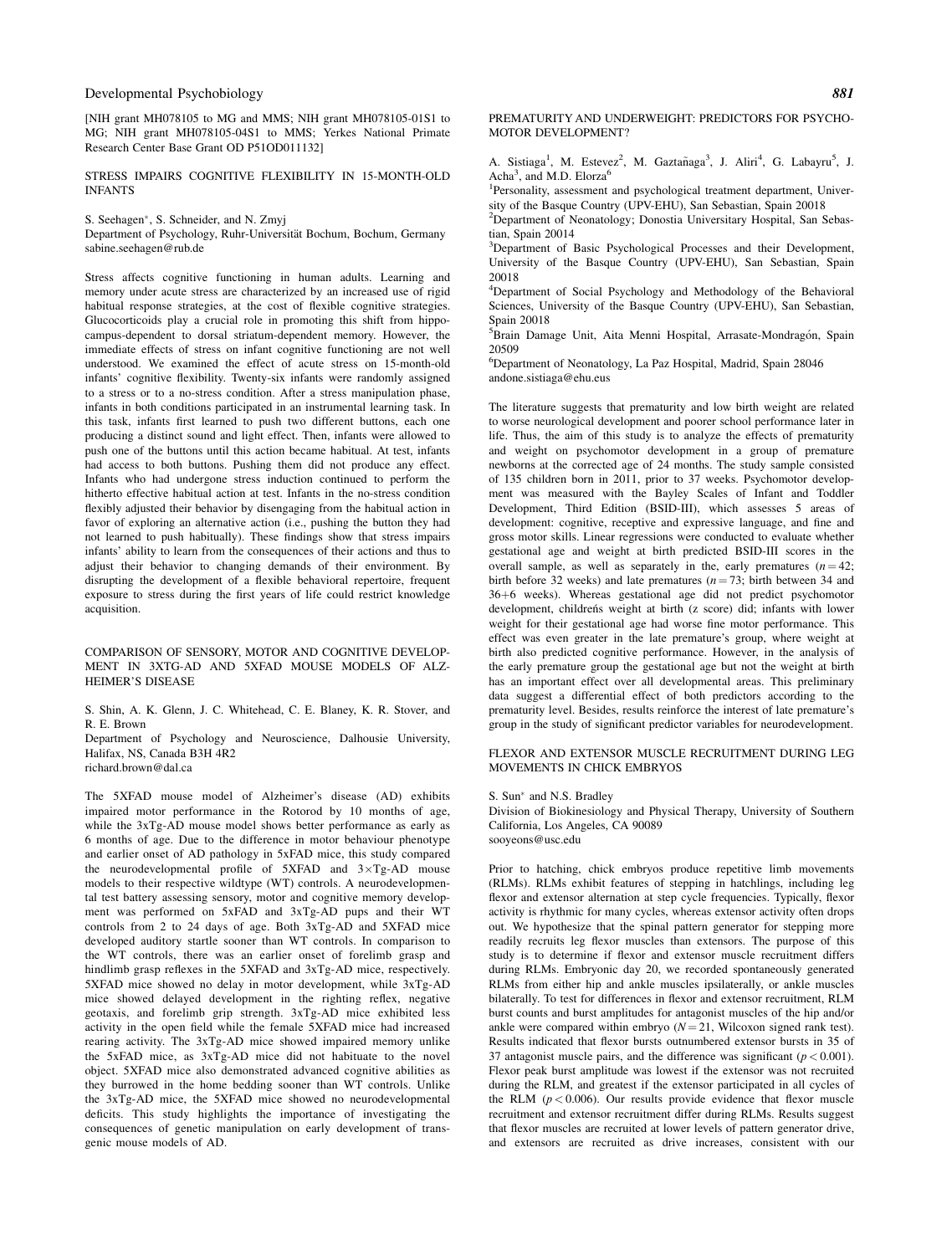[NIH grant MH078105 to MG and MMS; NIH grant MH078105-01S1 to MG; NIH grant MH078105-04S1 to MMS; Yerkes National Primate Research Center Base Grant OD P51OD011132]

## STRESS IMPAIRS COGNITIVE FLEXIBILITY IN 15-MONTH-OLD INFANTS

S. Seehagen*, S. Schneider, and N. Zmyj
Department of Psychology, Ruhr-Universität Bochum, Bochum, Germany
sabine.seehagen@rub.de

Stress affects cognitive functioning in human adults. Learning and memory under acute stress are characterized by an increased use of rigid habitual response strategies, at the cost of flexible cognitive strategies. Glucocorticoids play a crucial role in promoting this shift from hippocampus-dependent to dorsal striatum-dependent memory. However, the immediate effects of stress on infant cognitive functioning are not well understood. We examined the effect of acute stress on 15-month-old infants' cognitive flexibility. Twenty-six infants were randomly assigned to a stress or to a no-stress condition. After a stress manipulation phase, infants in both conditions participated in an instrumental learning task. In this task, infants first learned to push two different buttons, each one producing a distinct sound and light effect. Then, infants were allowed to push one of the buttons until this action became habitual. At test, infants had access to both buttons. Pushing them did not produce any effect. Infants who had undergone stress induction continued to perform the hitherto effective habitual action at test. Infants in the no-stress condition flexibly adjusted their behavior by disengaging from the habitual action in favor of exploring an alternative action (i.e., pushing the button they had not learned to push habitually). These findings show that stress impairs infants' ability to learn from the consequences of their actions and thus to adjust their behavior to changing demands of their environment. By disrupting the development of a flexible behavioral repertoire, frequent exposure to stress during the first years of life could restrict knowledge acquisition.

## COMPARISON OF SENSORY, MOTOR AND COGNITIVE DEVELOPMENT IN 3XTG-AD AND 5XFAD MOUSE MODELS OF ALZHEIMER'S DISEASE

S. Shin, A. K. Glenn, J. C. Whitehead, C. E. Blaney, K. R. Stover, and R. E. Brown
Department of Psychology and Neuroscience, Dalhousie University, Halifax, NS, Canada B3H 4R2
richard.brown@dal.ca

The 5XFAD mouse model of Alzheimer's disease (AD) exhibits impaired motor performance in the Rotorod by 10 months of age, while the 3xTg-AD mouse model shows better performance as early as 6 months of age. Due to the difference in motor behaviour phenotype and earlier onset of AD pathology in 5xFAD mice, this study compared the neurodevelopmental profile of 5XFAD and 3×Tg-AD mouse models to their respective wildtype (WT) controls. A neurodevelopmental test battery assessing sensory, motor and cognitive memory development was performed on 5xFAD and 3xTg-AD pups and their WT controls from 2 to 24 days of age. Both 3xTg-AD and 5XFAD mice developed auditory startle sooner than WT controls. In comparison to the WT controls, there was an earlier onset of forelimb grasp and hindlimb grasp reflexes in the 5XFAD and 3xTg-AD mice, respectively. 5XFAD mice showed no delay in motor development, while 3xTg-AD mice showed delayed development in the righting reflex, negative geotaxis, and forelimb grip strength. 3xTg-AD mice exhibited less activity in the open field while the female 5XFAD mice had increased rearing activity. The 3xTg-AD mice showed impaired memory unlike the 5xFAD mice, as 3xTg-AD mice did not habituate to the novel object. 5XFAD mice also demonstrated advanced cognitive abilities as they burrowed in the home bedding sooner than WT controls. Unlike the 3xTg-AD mice, the 5XFAD mice showed no neurodevelopmental deficits. This study highlights the importance of investigating the consequences of genetic manipulation on early development of transgenic mouse models of AD.

## PREMATURITY AND UNDERWEIGHT: PREDICTORS FOR PSYCHOMOTOR DEVELOPMENT?

A. Sistiaga[1], M. Estevez[2], M. Gaztañaga[3], J. Aliri[4], G. Labayru[5], J. Acha[3], and M.D. Elorza[6]

[1]Personality, assessment and psychological treatment department, University of the Basque Country (UPV-EHU), San Sebastian, Spain 20018
[2]Department of Neonatology; Donostia Universitary Hospital, San Sebastian, Spain 20014
[3]Department of Basic Psychological Processes and their Development, University of the Basque Country (UPV-EHU), San Sebastian, Spain 20018
[4]Department of Social Psychology and Methodology of the Behavioral Sciences, University of the Basque Country (UPV-EHU), San Sebastian, Spain 20018
[5]Brain Damage Unit, Aita Menni Hospital, Arrasate-Mondragón, Spain 20509
[6]Department of Neonatology, La Paz Hospital, Madrid, Spain 28046
andone.sistiaga@ehu.eus

The literature suggests that prematurity and low birth weight are related to worse neurological development and poorer school performance later in life. Thus, the aim of this study is to analyze the effects of prematurity and weight on psychomotor development in a group of premature newborns at the corrected age of 24 months. The study sample consisted of 135 children born in 2011, prior to 37 weeks. Psychomotor development was measured with the Bayley Scales of Infant and Toddler Development, Third Edition (BSID-III), which assesses 5 areas of development: cognitive, receptive and expressive language, and fine and gross motor skills. Linear regressions were conducted to evaluate whether gestational age and weight at birth predicted BSID-III scores in the overall sample, as well as separately in the, early prematures ($n = 42$; birth before 32 weeks) and late prematures ($n = 73$; birth between 34 and 36+6 weeks). Whereas gestational age did not predict psychomotor development, childreńs weight at birth (z score) did; infants with lower weight for their gestational age had worse fine motor performance. This effect was even greater in the late premature's group, where weight at birth also predicted cognitive performance. However, in the analysis of the early premature group the gestational age but not the weight at birth has an important effect over all developmental areas. This preliminary data suggest a differential effect of both predictors according to the prematurity level. Besides, results reinforce the interest of late premature's group in the study of significant predictor variables for neurodevelopment.

## FLEXOR AND EXTENSOR MUSCLE RECRUITMENT DURING LEG MOVEMENTS IN CHICK EMBRYOS

S. Sun* and N.S. Bradley
Division of Biokinesiology and Physical Therapy, University of Southern California, Los Angeles, CA 90089
sooyeons@usc.edu

Prior to hatching, chick embryos produce repetitive limb movements (RLMs). RLMs exhibit features of stepping in hatchlings, including leg flexor and extensor alternation at step cycle frequencies. Typically, flexor activity is rhythmic for many cycles, whereas extensor activity often drops out. We hypothesize that the spinal pattern generator for stepping more readily recruits leg flexor muscles than extensors. The purpose of this study is to determine if flexor and extensor muscle recruitment differs during RLMs. Embryonic day 20, we recorded spontaneously generated RLMs from either hip and ankle muscles ipsilaterally, or ankle muscles bilaterally. To test for differences in flexor and extensor recruitment, RLM burst counts and burst amplitudes for antagonist muscles of the hip and/or ankle were compared within embryo ($N = 21$, Wilcoxon signed rank test). Results indicated that flexor bursts outnumbered extensor bursts in 35 of 37 antagonist muscle pairs, and the difference was significant ($p < 0.001$). Flexor peak burst amplitude was lowest if the extensor was not recruited during the RLM, and greatest if the extensor participated in all cycles of the RLM ($p < 0.006$). Our results provide evidence that flexor muscle recruitment and extensor recruitment differ during RLMs. Results suggest that flexor muscles are recruited at lower levels of pattern generator drive, and extensors are recruited as drive increases, consistent with our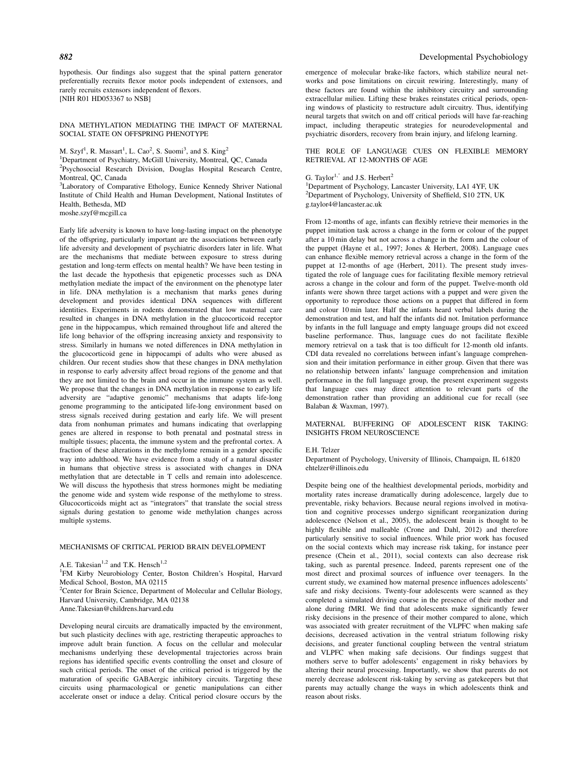hypothesis. Our findings also suggest that the spinal pattern generator preferentially recruits flexor motor pools independent of extensors, and rarely recruits extensors independent of flexors.
[NIH R01 HD053367 to NSB]

## DNA METHYLATION MEDIATING THE IMPACT OF MATERNAL SOCIAL STATE ON OFFSPRING PHENOTYPE

M. Szyf[1], R. Massart[1], L. Cao[2], S. Suomi[3], and S. King[2]

[1]Department of Psychiatry, McGill University, Montreal, QC, Canada
[2]Psychosocial Research Division, Douglas Hospital Research Centre, Montreal, QC, Canada
[3]Laboratory of Comparative Ethology, Eunice Kennedy Shriver National Institute of Child Health and Human Development, National Institutes of Health, Bethesda, MD
moshe.szyf@mcgill.ca

Early life adversity is known to have long-lasting impact on the phenotype of the offspring, particularly important are the associations between early life adversity and development of psychiatric disorders later in life. What are the mechanisms that mediate between exposure to stress during gestation and long-term effects on mental health? We have been testing in the last decade the hypothesis that epigenetic processes such as DNA methylation mediate the impact of the environment on the phenotype later in life. DNA methylation is a mechanism that marks genes during development and provides identical DNA sequences with different identities. Experiments in rodents demonstrated that low maternal care resulted in changes in DNA methylation in the glucocorticoid receptor gene in the hippocampus, which remained throughout life and altered the life long behavior of the offspring increasing anxiety and responsivity to stress. Similarly in humans we noted differences in DNA methylation in the glucocorticoid gene in hippocampi of adults who were abused as children. Our recent studies show that these changes in DNA methylation in response to early adversity affect broad regions of the genome and that they are not limited to the brain and occur in the immune system as well. We propose that the changes in DNA methylation in response to early life adversity are "adaptive genomic" mechanisms that adapts life-long genome programming to the anticipated life-long environment based on stress signals received during gestation and early life. We will present data from nonhuman primates and humans indicating that overlapping genes are altered in response to both prenatal and postnatal stress in multiple tissues; placenta, the immune system and the prefrontal cortex. A fraction of these alterations in the methylome remain in a gender specific way into adulthood. We have evidence from a study of a natural disaster in humans that objective stress is associated with changes in DNA methylation that are detectable in T cells and remain into adolescence. We will discuss the hypothesis that stress hormones might be mediating the genome wide and system wide response of the methylome to stress. Glucocorticoids might act as "integrators" that translate the social stress signals during gestation to genome wide methylation changes across multiple systems.

## MECHANISMS OF CRITICAL PERIOD BRAIN DEVELOPMENT

A.E. Takesian[1,2] and T.K. Hensch[1,2]

[1]FM Kirby Neurobiology Center, Boston Children's Hospital, Harvard Medical School, Boston, MA 02115
[2]Center for Brain Science, Department of Molecular and Cellular Biology, Harvard University, Cambridge, MA 02138
Anne.Takesian@childrens.harvard.edu

Developing neural circuits are dramatically impacted by the environment, but such plasticity declines with age, restricting therapeutic approaches to improve adult brain function. A focus on the cellular and molecular mechanisms underlying these developmental trajectories across brain regions has identified specific events controlling the onset and closure of such critical periods. The onset of the critical period is triggered by the maturation of specific GABAergic inhibitory circuits. Targeting these circuits using pharmacological or genetic manipulations can either accelerate onset or induce a delay. Critical period closure occurs by the emergence of molecular brake-like factors, which stabilize neural networks and pose limitations on circuit rewiring. Interestingly, many of these factors are found within the inhibitory circuitry and surrounding extracellular milieu. Lifting these brakes reinstates critical periods, opening windows of plasticity to restructure adult circuitry. Thus, identifying neural targets that switch on and off critical periods will have far-reaching impact, including therapeutic strategies for neurodevelopmental and psychiatric disorders, recovery from brain injury, and lifelong learning.

## THE ROLE OF LANGUAGE CUES ON FLEXIBLE MEMORY RETRIEVAL AT 12-MONTHS OF AGE

G. Taylor[1,*] and J.S. Herbert[2]

[1]Department of Psychology, Lancaster University, LA1 4YF, UK
[2]Department of Psychology, University of Sheffield, S10 2TN, UK
g.taylor4@lancaster.ac.uk

From 12-months of age, infants can flexibly retrieve their memories in the puppet imitation task across a change in the form or colour of the puppet after a 10 min delay but not across a change in the form and the colour of the puppet (Hayne et al., 1997; Jones & Herbert, 2008). Language cues can enhance flexible memory retrieval across a change in the form of the puppet at 12-months of age (Herbert, 2011). The present study investigated the role of language cues for facilitating flexible memory retrieval across a change in the colour and form of the puppet. Twelve-month old infants were shown three target actions with a puppet and were given the opportunity to reproduce those actions on a puppet that differed in form and colour 10 min later. Half the infants heard verbal labels during the demonstration and test, and half the infants did not. Imitation performance by infants in the full language and empty language groups did not exceed baseline performance. Thus, language cues do not facilitate flexible memory retrieval on a task that is too difficult for 12-month old infants. CDI data revealed no correlations between infant's language comprehension and their imitation performance in either group. Given that there was no relationship between infants' language comprehension and imitation performance in the full language group, the present experiment suggests that language cues may direct attention to relevant parts of the demonstration rather than providing an additional cue for recall (see Balaban & Waxman, 1997).

## MATERNAL BUFFERING OF ADOLESCENT RISK TAKING: INSIGHTS FROM NEUROSCIENCE

E.H. Telzer

Department of Psychology, University of Illinois, Champaign, IL 61820
ehtelzer@illinois.edu

Despite being one of the healthiest developmental periods, morbidity and mortality rates increase dramatically during adolescence, largely due to preventable, risky behaviors. Because neural regions involved in motivation and cognitive processes undergo significant reorganization during adolescence (Nelson et al., 2005), the adolescent brain is thought to be highly flexible and malleable (Crone and Dahl, 2012) and therefore particularly sensitive to social influences. While prior work has focused on the social contexts which may increase risk taking, for instance peer presence (Chein et al., 2011), social contexts can also decrease risk taking, such as parental presence. Indeed, parents represent one of the most direct and proximal sources of influence over teenagers. In the current study, we examined how maternal presence influences adolescents' safe and risky decisions. Twenty-four adolescents were scanned as they completed a simulated driving course in the presence of their mother and alone during fMRI. We find that adolescents make significantly fewer risky decisions in the presence of their mother compared to alone, which was associated with greater recruitment of the VLPFC when making safe decisions, decreased activation in the ventral striatum following risky decisions, and greater functional coupling between the ventral striatum and VLPFC when making safe decisions. Our findings suggest that mothers serve to buffer adolescents' engagement in risky behaviors by altering their neural processing. Importantly, we show that parents do not merely decrease adolescent risk-taking by serving as gatekeepers but that parents may actually change the ways in which adolescents think and reason about risks.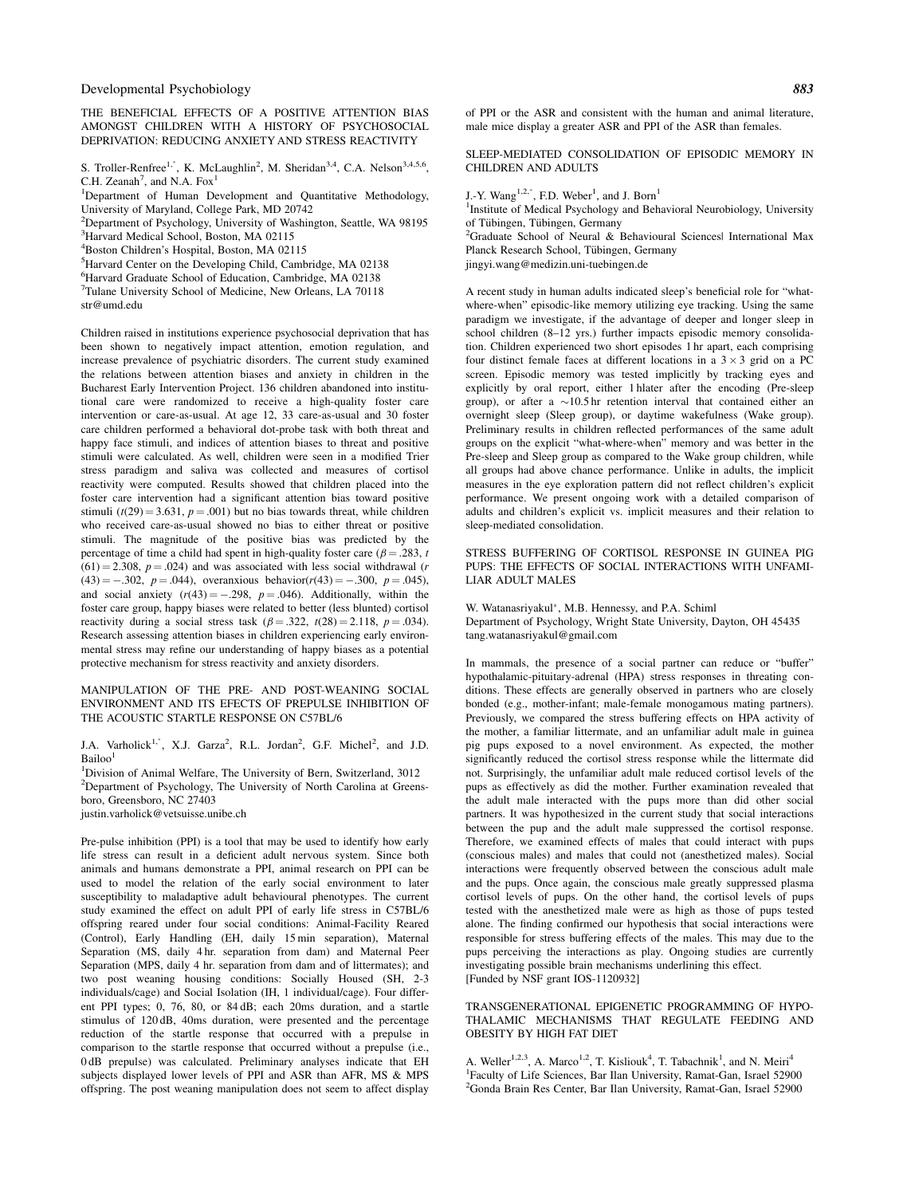### THE BENEFICIAL EFFECTS OF A POSITIVE ATTENTION BIAS AMONGST CHILDREN WITH A HISTORY OF PSYCHOSOCIAL DEPRIVATION: REDUCING ANXIETY AND STRESS REACTIVITY

S. Troller-Renfree[1,*], K. McLaughlin[2], M. Sheridan[3,4], C.A. Nelson[3,4,5,6], C.H. Zeanah[7], and N.A. Fox[1]

[1]Department of Human Development and Quantitative Methodology, University of Maryland, College Park, MD 20742
[2]Department of Psychology, University of Washington, Seattle, WA 98195
[3]Harvard Medical School, Boston, MA 02115
[4]Boston Children's Hospital, Boston, MA 02115
[5]Harvard Center on the Developing Child, Cambridge, MA 02138
[6]Harvard Graduate School of Education, Cambridge, MA 02138
[7]Tulane University School of Medicine, New Orleans, LA 70118
str@umd.edu

Children raised in institutions experience psychosocial deprivation that has been shown to negatively impact attention, emotion regulation, and increase prevalence of psychiatric disorders. The current study examined the relations between attention biases and anxiety in children in the Bucharest Early Intervention Project. 136 children abandoned into institutional care were randomized to receive a high-quality foster care intervention or care-as-usual. At age 12, 33 care-as-usual and 30 foster care children performed a behavioral dot-probe task with both threat and happy face stimuli, and indices of attention biases to threat and positive stimuli were calculated. As well, children were seen in a modified Trier stress paradigm and saliva was collected and measures of cortisol reactivity were computed. Results showed that children placed into the foster care intervention had a significant attention bias toward positive stimuli ($t(29) = 3.631$, $p = .001$) but no bias towards threat, while children who received care-as-usual showed no bias to either threat or positive stimuli. The magnitude of the positive bias was predicted by the percentage of time a child had spent in high-quality foster care ($\beta = .283$, $t(61) = 2.308$, $p = .024$) and was associated with less social withdrawal ($r(43) = -.302$, $p = .044$), overanxious behavior($r(43) = -.300$, $p = .045$), and social anxiety ($r(43) = -.298$, $p = .046$). Additionally, within the foster care group, happy biases were related to better (less blunted) cortisol reactivity during a social stress task ($\beta = .322$, $t(28) = 2.118$, $p = .034$). Research assessing attention biases in children experiencing early environmental stress may refine our understanding of happy biases as a potential protective mechanism for stress reactivity and anxiety disorders.

### MANIPULATION OF THE PRE- AND POST-WEANING SOCIAL ENVIRONMENT AND ITS EFECTS OF PREPULSE INHIBITION OF THE ACOUSTIC STARTLE RESPONSE ON C57BL/6

J.A. Varholick[1,*], X.J. Garza[2], R.L. Jordan[2], G.F. Michel[2], and J.D. Bailoo[1]

[1]Division of Animal Welfare, The University of Bern, Switzerland, 3012
[2]Department of Psychology, The University of North Carolina at Greensboro, Greensboro, NC 27403
justin.varholick@vetsuisse.unibe.ch

Pre-pulse inhibition (PPI) is a tool that may be used to identify how early life stress can result in a deficient adult nervous system. Since both animals and humans demonstrate a PPI, animal research on PPI can be used to model the relation of the early social environment to later susceptibility to maladaptive adult behavioural phenotypes. The current study examined the effect on adult PPI of early life stress in C57BL/6 offspring reared under four social conditions: Animal-Facility Reared (Control), Early Handling (EH, daily 15 min separation), Maternal Separation (MS, daily 4 hr. separation from dam) and Maternal Peer Separation (MPS, daily 4 hr. separation from dam and of littermates); and two post weaning housing conditions: Socially Housed (SH, 2-3 individuals/cage) and Social Isolation (IH, 1 individual/cage). Four different PPI types; 0, 76, 80, or 84 dB; each 20ms duration, and a startle stimulus of 120 dB, 40ms duration, were presented and the percentage reduction of the startle response that occurred with a prepulse in comparison to the startle response that occurred without a prepulse (i.e., 0 dB prepulse) was calculated. Preliminary analyses indicate that EH subjects displayed lower levels of PPI and ASR than AFR, MS & MPS offspring. The post weaning manipulation does not seem to affect display of PPI or the ASR and consistent with the human and animal literature, male mice display a greater ASR and PPI of the ASR than females.

### SLEEP-MEDIATED CONSOLIDATION OF EPISODIC MEMORY IN CHILDREN AND ADULTS

J.-Y. Wang[1,2,*], F.D. Weber[1], and J. Born[1]

[1]Institute of Medical Psychology and Behavioral Neurobiology, University of Tübingen, Tübingen, Germany
[2]Graduate School of Neural & Behavioural Sciences| International Max Planck Research School, Tübingen, Germany
jingyi.wang@medizin.uni-tuebingen.de

A recent study in human adults indicated sleep's beneficial role for "what-where-when" episodic-like memory utilizing eye tracking. Using the same paradigm we investigate, if the advantage of deeper and longer sleep in school children (8–12 yrs.) further impacts episodic memory consolidation. Children experienced two short episodes 1 hr apart, each comprising four distinct female faces at different locations in a 3 × 3 grid on a PC screen. Episodic memory was tested implicitly by tracking eyes and explicitly by oral report, either 1 hlater after the encoding (Pre-sleep group), or after a ~10.5 hr retention interval that contained either an overnight sleep (Sleep group), or daytime wakefulness (Wake group). Preliminary results in children reflected performances of the same adult groups on the explicit "what-where-when" memory and was better in the Pre-sleep and Sleep group as compared to the Wake group children, while all groups had above chance performance. Unlike in adults, the implicit measures in the eye exploration pattern did not reflect children's explicit performance. We present ongoing work with a detailed comparison of adults and children's explicit vs. implicit measures and their relation to sleep-mediated consolidation.

### STRESS BUFFERING OF CORTISOL RESPONSE IN GUINEA PIG PUPS: THE EFFECTS OF SOCIAL INTERACTIONS WITH UNFAMILIAR ADULT MALES

W. Watanasriyakul*, M.B. Hennessy, and P.A. Schiml

Department of Psychology, Wright State University, Dayton, OH 45435
tang.watanasriyakul@gmail.com

In mammals, the presence of a social partner can reduce or "buffer" hypothalamic-pituitary-adrenal (HPA) stress responses in threating conditions. These effects are generally observed in partners who are closely bonded (e.g., mother-infant; male-female monogamous mating partners). Previously, we compared the stress buffering effects on HPA activity of the mother, a familiar littermate, and an unfamiliar adult male in guinea pig pups exposed to a novel environment. As expected, the mother significantly reduced the cortisol stress response while the littermate did not. Surprisingly, the unfamiliar adult male reduced cortisol levels of the pups as effectively as did the mother. Further examination revealed that the adult male interacted with the pups more than did other social partners. It was hypothesized in the current study that social interactions between the pup and the adult male suppressed the cortisol response. Therefore, we examined effects of males that could interact with pups (conscious males) and males that could not (anesthetized males). Social interactions were frequently observed between the conscious adult male and the pups. Once again, the conscious male greatly suppressed plasma cortisol levels of pups. On the other hand, the cortisol levels of pups tested with the anesthetized male were as high as those of pups tested alone. The finding confirmed our hypothesis that social interactions were responsible for stress buffering effects of the males. This may due to the pups perceiving the interactions as play. Ongoing studies are currently investigating possible brain mechanisms underlining this effect.
[Funded by NSF grant IOS-1120932]

### TRANSGENERATIONAL EPIGENETIC PROGRAMMING OF HYPOTHALAMIC MECHANISMS THAT REGULATE FEEDING AND OBESITY BY HIGH FAT DIET

A. Weller[1,2,3], A. Marco[1,2], T. Kisliouk[4], T. Tabachnik[1], and N. Meiri[4]

[1]Faculty of Life Sciences, Bar Ilan University, Ramat-Gan, Israel 52900
[2]Gonda Brain Res Center, Bar Ilan University, Ramat-Gan, Israel 52900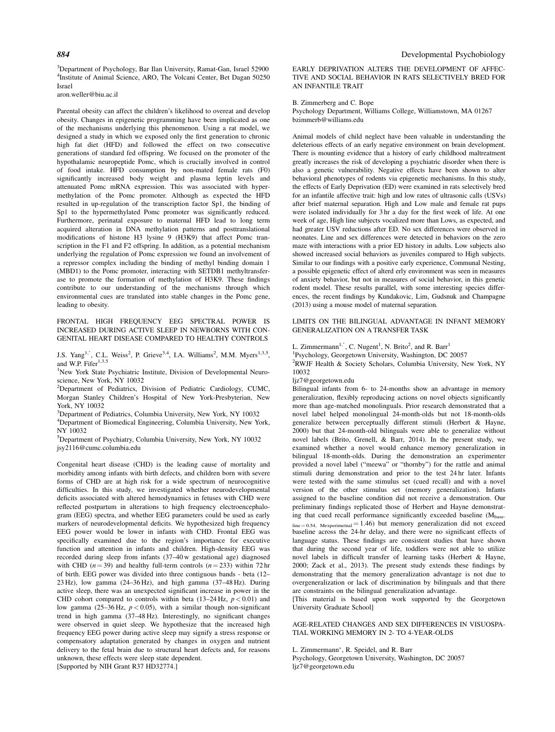[3]Department of Psychology, Bar Ilan University, Ramat-Gan, Israel 52900
[4]Institute of Animal Science, ARO, The Volcani Center, Bet Dagan 50250 Israel
aron.weller@biu.ac.il

Parental obesity can affect the children's likelihood to overeat and develop obesity. Changes in epigenetic programming have been implicated as one of the mechanisms underlying this phenomenon. Using a rat model, we designed a study in which we exposed only the first generation to chronic high fat diet (HFD) and followed the effect on two consecutive generations of standard fed offspring. We focused on the promoter of the hypothalamic neuropeptide Pomc, which is crucially involved in control of food intake. HFD consumption by non-mated female rats (F0) significantly increased body weight and plasma leptin levels and attenuated Pomc mRNA expression. This was associated with hypermethylation of the Pomc promoter. Although as expected the HFD resulted in up-regulation of the transcription factor Sp1, the binding of Sp1 to the hypermethylated Pomc promoter was significantly reduced. Furthermore, perinatal exposure to maternal HFD lead to long term acquired alteration in DNA methylation patterns and posttranslational modifications of histone H3 lysine 9 (H3K9) that affect Pomc transcription in the F1 and F2 offspring. In addition, as a potential mechanism underlying the regulation of Pomc expression we found an involvement of a repressor complex including the binding of methyl binding domain 1 (MBD1) to the Pomc promoter, interacting with SETDB1 methyltransferase to promote the formation of methylation of H3K9. These findings contribute to our understanding of the mechanisms through which environmental cues are translated into stable changes in the Pomc gene, leading to obesity.

## FRONTAL HIGH FREQUENCY EEG SPECTRAL POWER IS INCREASED DURING ACTIVE SLEEP IN NEWBORNS WITH CONGENITAL HEART DISEASE COMPARED TO HEALTHY CONTROLS

J.S. Yang[1,*], C.L. Weiss[2], P. Grieve[3,4], I.A. Williams[2], M.M. Myers[1,3,5], and W.P. Fifer[1,3,5]

[1]New York State Psychiatric Institute, Division of Developmental Neuroscience, New York, NY 10032
[2]Department of Pediatrics, Division of Pediatric Cardiology, CUMC, Morgan Stanley Children's Hospital of New York-Presbyterian, New York, NY 10032
[3]Department of Pediatrics, Columbia University, New York, NY 10032
[4]Department of Biomedical Engineering, Columbia University, New York, NY 10032
[5]Department of Psychiatry, Columbia University, New York, NY 10032
jsy2116@cumc.columbia.edu

Congenital heart disease (CHD) is the leading cause of mortality and morbidity among infants with birth defects, and children born with severe forms of CHD are at high risk for a wide spectrum of neurocognitive difficulties. In this study, we investigated whether neurodevelopmental deficits associated with altered hemodynamics in fetuses with CHD were reflected postpartum in alterations to high frequency electroencephalogram (EEG) spectra, and whether EEG parameters could be used as early markers of neurodevelopmental deficits. We hypothesized high frequency EEG power would be lower in infants with CHD. Frontal EEG was specifically examined due to the region's importance for executive function and attention in infants and children. High-density EEG was recorded during sleep from infants (37–40 w gestational age) diagnosed with CHD ($n = 39$) and healthy full-term controls ($n = 233$) within 72 hr of birth. EEG power was divided into three contiguous bands - beta (12–23 Hz), low gamma (24–36 Hz), and high gamma (37–48 Hz). During active sleep, there was an unexpected significant increase in power in the CHD cohort compared to controls within beta (13–24 Hz, $p < 0.01$) and low gamma (25–36 Hz, $p < 0.05$), with a similar though non-significant trend in high gamma (37–48 Hz). Interestingly, no significant changes were observed in quiet sleep. We hypothesize that the increased high frequency EEG power during active sleep may signify a stress response or compensatory adaptation generated by changes in oxygen and nutrient delivery to the fetal brain due to structural heart defects and, for reasons unknown, these effects were sleep state dependent.
[Supported by NIH Grant R37 HD32774.]

## EARLY DEPRIVATION ALTERS THE DEVELOPMENT OF AFFECTIVE AND SOCIAL BEHAVIOR IN RATS SELECTIVELY BRED FOR AN INFANTILE TRAIT

B. Zimmerberg and C. Bope
Psychology Department, Williams College, Williamstown, MA 01267
bzimmerb@williams.edu

Animal models of child neglect have been valuable in understanding the deleterious effects of an early negative environment on brain development. There is mounting evidence that a history of early childhood maltreatment greatly increases the risk of developing a psychiatric disorder when there is also a genetic vulnerability. Negative effects have been shown to alter behavioral phenotypes of rodents via epigenetic mechanisms. In this study, the effects of Early Deprivation (ED) were examined in rats selectively bred for an infantile affective trait: high and low rates of ultrasonic calls (USVs) after brief maternal separation. High and Low male and female rat pups were isolated individually for 3 hr a day for the first week of life. At one week of age, High line subjects vocalized more than Lows, as expected, and had greater USV reductions after ED. No sex differences were observed in neonates. Line and sex differences were detected in behaviors on the zero maze with interactions with a prior ED history in adults. Low subjects also showed increased social behaviors as juveniles compared to High subjects. Similar to our findings with a positive early experience, Communal Nesting, a possible epigenetic effect of alterd erly environment was seen in measures of anxiety behavior, but not in measures of social behavior, in this genetic rodent model. These results parallel, with some interesting species differences, the recent findings by Kundakovic, Lim, Gudsnuk and Champagne (2013) using a mouse model of maternal separation.

## LIMITS ON THE BILINGUAL ADVANTAGE IN INFANT MEMORY GENERALIZATION ON A TRANSFER TASK

L. Zimmermann[1,*], C. Nugent[1], N. Brito[2], and R. Barr[1]

[1]Psychology, Georgetown University, Washington, DC 20057
[2]RWJF Health & Society Scholars, Columbia University, New York, NY 10032
ljz7@georgetown.edu

Bilingual infants from 6- to 24-months show an advantage in memory generalization, flexibly reproducing actions on novel objects significantly more than age-matched monolinguals. Prior research demonstrated that a novel label helped monolingual 24-month-olds but not 18-month-olds generalize between perceptually different stimuli (Herbert & Hayne, 2000) but that 24-month-old bilinguals were able to generalize without novel labels (Brito, Grenell, & Barr, 2014). In the present study, we examined whether a novel would enhance memory generalization in bilingual 18-month-olds. During the demonstration an experimenter provided a novel label ("meewa" or "thornby") for the rattle and animal stimuli during demonstration and prior to the test 24 hr later. Infants were tested with the same stimulus set (cued recall) and with a novel version of the other stimulus set (memory generalization). Infants assigned to the baseline condition did not receive a demonstration. Our preliminary findings replicated those of Herbert and Hayne demonstrating that cued recall performance significantly exceeded baseline ($M_{baseline = 0.54,\ Mexperimetnal} = 1.46$) but memory generalization did not exceed baseline across the 24-hr delay, and there were no significant effects of language status. These findings are consistent studies that have shown that during the second year of life, toddlers were not able to utilize novel labels in difficult transfer of learning tasks (Herbert & Hayne, 2000; Zack et al., 2013). The present study extends these findings by demonstrating that the memory generalization advantage is not due to overgeneralization or lack of discrimination by bilinguals and that there are constraints on the bilingual generalization advantage.
[This material is based upon work supported by the Georgetown University Graduate School]

## AGE-RELATED CHANGES AND SEX DIFFERENCES IN VISUOSPATIAL WORKING MEMORY IN 2- TO 4-YEAR-OLDS

L. Zimmermann*, R. Speidel, and R. Barr
Psychology, Georgetown University, Washington, DC 20057
ljz7@georgetown.edu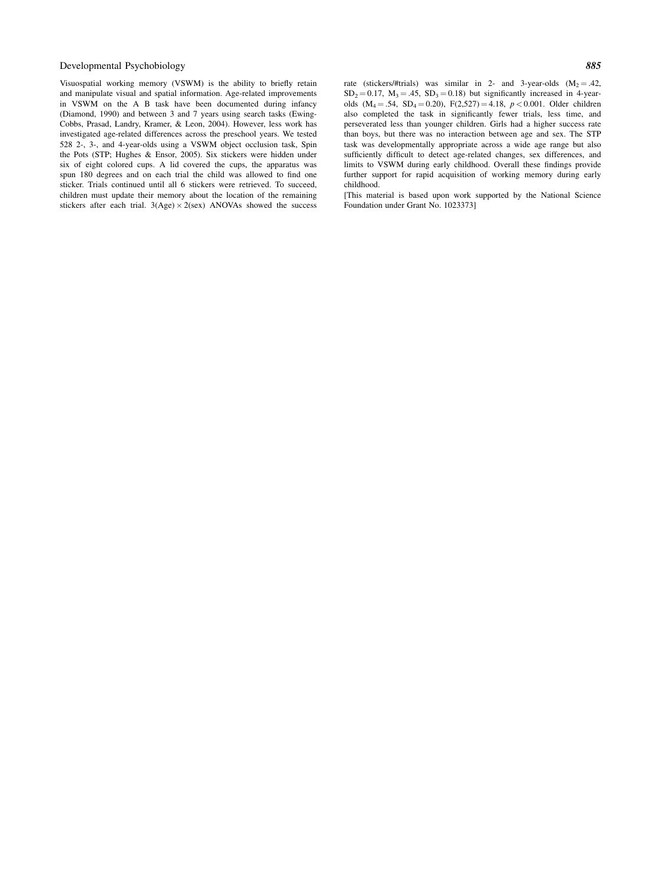Visuospatial working memory (VSWM) is the ability to briefly retain and manipulate visual and spatial information. Age-related improvements in VSWM on the A B task have been documented during infancy (Diamond, 1990) and between 3 and 7 years using search tasks (Ewing-Cobbs, Prasad, Landry, Kramer, & Leon, 2004). However, less work has investigated age-related differences across the preschool years. We tested 528 2-, 3-, and 4-year-olds using a VSWM object occlusion task, Spin the Pots (STP; Hughes & Ensor, 2005). Six stickers were hidden under six of eight colored cups. A lid covered the cups, the apparatus was spun 180 degrees and on each trial the child was allowed to find one sticker. Trials continued until all 6 stickers were retrieved. To succeed, children must update their memory about the location of the remaining stickers after each trial. 3(Age) × 2(sex) ANOVAs showed the success rate (stickers/#trials) was similar in 2- and 3-year-olds ($M_2 = .42$, $SD_2 = 0.17$, $M_3 = .45$, $SD_3 = 0.18$) but significantly increased in 4-year-olds ($M_4 = .54$, $SD_4 = 0.20$), $F(2,527) = 4.18$, $p < 0.001$. Older children also completed the task in significantly fewer trials, less time, and perseverated less than younger children. Girls had a higher success rate than boys, but there was no interaction between age and sex. The STP task was developmentally appropriate across a wide age range but also sufficiently difficult to detect age-related changes, sex differences, and limits to VSWM during early childhood. Overall these findings provide further support for rapid acquisition of working memory during early childhood.

[This material is based upon work supported by the National Science Foundation under Grant No. 1023373]